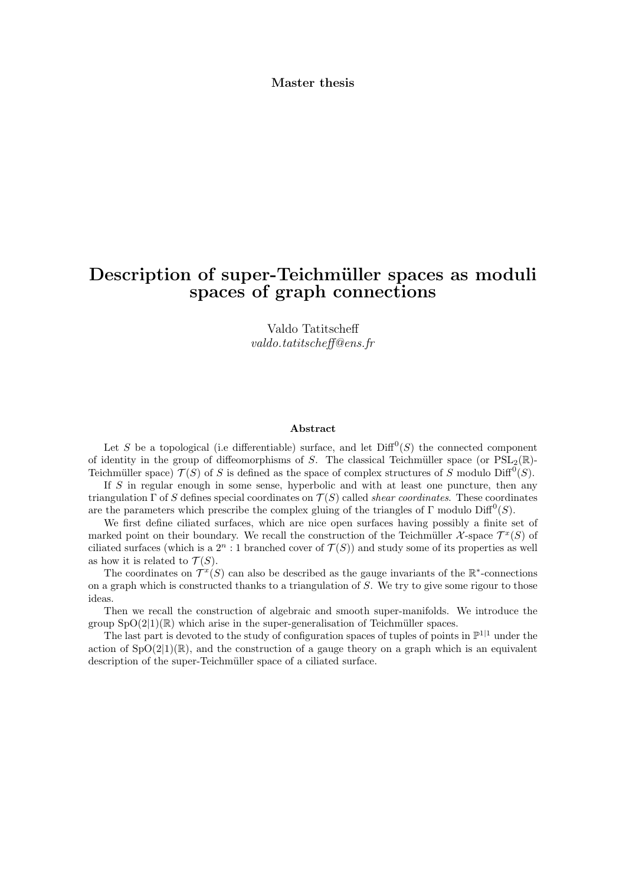**Master thesis**

# Description of super-Teichmüller spaces as moduli spaces of graph connections

Valdo Tatitscheff
*valdo.tatitscheff@ens.fr*

### Abstract

Let $S$ be a topological (i.e differentiable) surface, and let $\mathrm{Diff}^0(S)$ the connected component of identity in the group of diffeomorphisms of $S$. The classical Teichmüller space (or $\mathrm{PSL}_2(\mathbb{R})$-Teichmüller space) $\mathcal{T}(S)$ of $S$ is defined as the space of complex structures of $S$ modulo $\mathrm{Diff}^0(S)$.

If $S$ in regular enough in some sense, hyperbolic and with at least one puncture, then any triangulation $\Gamma$ of $S$ defines special coordinates on $\mathcal{T}(S)$ called *shear coordinates*. These coordinates are the parameters which prescribe the complex gluing of the triangles of $\Gamma$ modulo $\mathrm{Diff}^0(S)$.

We first define ciliated surfaces, which are nice open surfaces having possibly a finite set of marked point on their boundary. We recall the construction of the Teichmüller $\mathcal{X}$-space $\mathcal{T}^x(S)$ of ciliated surfaces (which is a $2^n : 1$ branched cover of $\mathcal{T}(S)$) and study some of its properties as well as how it is related to $\mathcal{T}(S)$.

The coordinates on $\mathcal{T}^x(S)$ can also be described as the gauge invariants of the $\mathbb{R}^*$-connections on a graph which is constructed thanks to a triangulation of $S$. We try to give some rigour to those ideas.

Then we recall the construction of algebraic and smooth super-manifolds. We introduce the group $\mathrm{SpO}(2|1)(\mathbb{R})$ which arise in the super-generalisation of Teichmüller spaces.

The last part is devoted to the study of configuration spaces of tuples of points in $\mathbb{P}^{1|1}$ under the action of $\mathrm{SpO}(2|1)(\mathbb{R})$, and the construction of a gauge theory on a graph which is an equivalent description of the super-Teichmüller space of a ciliated surface.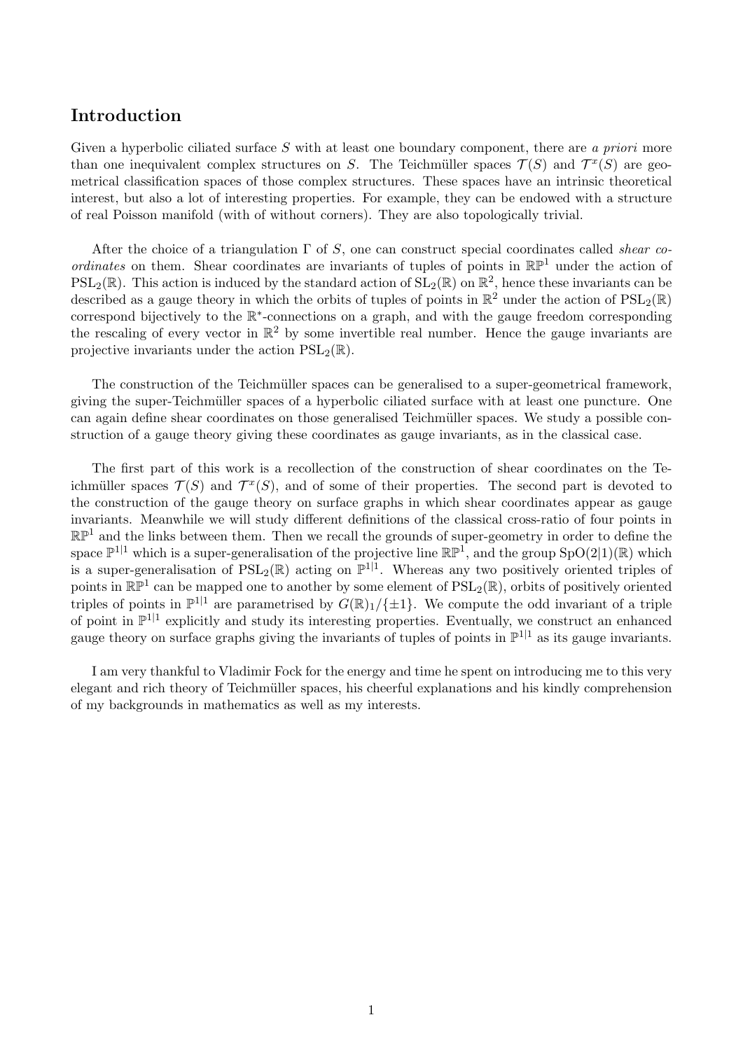## Introduction

Given a hyperbolic ciliated surface $S$ with at least one boundary component, there are *a priori* more than one inequivalent complex structures on $S$. The Teichmüller spaces $\mathcal{T}(S)$ and $\mathcal{T}^x(S)$ are geometrical classification spaces of those complex structures. These spaces have an intrinsic theoretical interest, but also a lot of interesting properties. For example, they can be endowed with a structure of real Poisson manifold (with of without corners). They are also topologically trivial.

After the choice of a triangulation $\Gamma$ of $S$, one can construct special coordinates called *shear coordinates* on them. Shear coordinates are invariants of tuples of points in $\mathbb{RP}^1$ under the action of $\mathrm{PSL}_2(\mathbb{R})$. This action is induced by the standard action of $\mathrm{SL}_2(\mathbb{R})$ on $\mathbb{R}^2$, hence these invariants can be described as a gauge theory in which the orbits of tuples of points in $\mathbb{R}^2$ under the action of $\mathrm{PSL}_2(\mathbb{R})$ correspond bijectively to the $\mathbb{R}^*$-connections on a graph, and with the gauge freedom corresponding the rescaling of every vector in $\mathbb{R}^2$ by some invertible real number. Hence the gauge invariants are projective invariants under the action $\mathrm{PSL}_2(\mathbb{R})$.

The construction of the Teichmüller spaces can be generalised to a super-geometrical framework, giving the super-Teichmüller spaces of a hyperbolic ciliated surface with at least one puncture. One can again define shear coordinates on those generalised Teichmüller spaces. We study a possible construction of a gauge theory giving these coordinates as gauge invariants, as in the classical case.

The first part of this work is a recollection of the construction of shear coordinates on the Teichmüller spaces $\mathcal{T}(S)$ and $\mathcal{T}^x(S)$, and of some of their properties. The second part is devoted to the construction of the gauge theory on surface graphs in which shear coordinates appear as gauge invariants. Meanwhile we will study different definitions of the classical cross-ratio of four points in $\mathbb{RP}^1$ and the links between them. Then we recall the grounds of super-geometry in order to define the space $\mathbb{P}^{1|1}$ which is a super-generalisation of the projective line $\mathbb{RP}^1$, and the group $\mathrm{SpO}(2|1)(\mathbb{R})$ which is a super-generalisation of $\mathrm{PSL}_2(\mathbb{R})$ acting on $\mathbb{P}^{1|1}$. Whereas any two positively oriented triples of points in $\mathbb{RP}^1$ can be mapped one to another by some element of $\mathrm{PSL}_2(\mathbb{R})$, orbits of positively oriented triples of points in $\mathbb{P}^{1|1}$ are parametrised by $G(\mathbb{R})_1/\{\pm 1\}$. We compute the odd invariant of a triple of point in $\mathbb{P}^{1|1}$ explicitly and study its interesting properties. Eventually, we construct an enhanced gauge theory on surface graphs giving the invariants of tuples of points in $\mathbb{P}^{1|1}$ as its gauge invariants.

I am very thankful to Vladimir Fock for the energy and time he spent on introducing me to this very elegant and rich theory of Teichmüller spaces, his cheerful explanations and his kindly comprehension of my backgrounds in mathematics as well as my interests.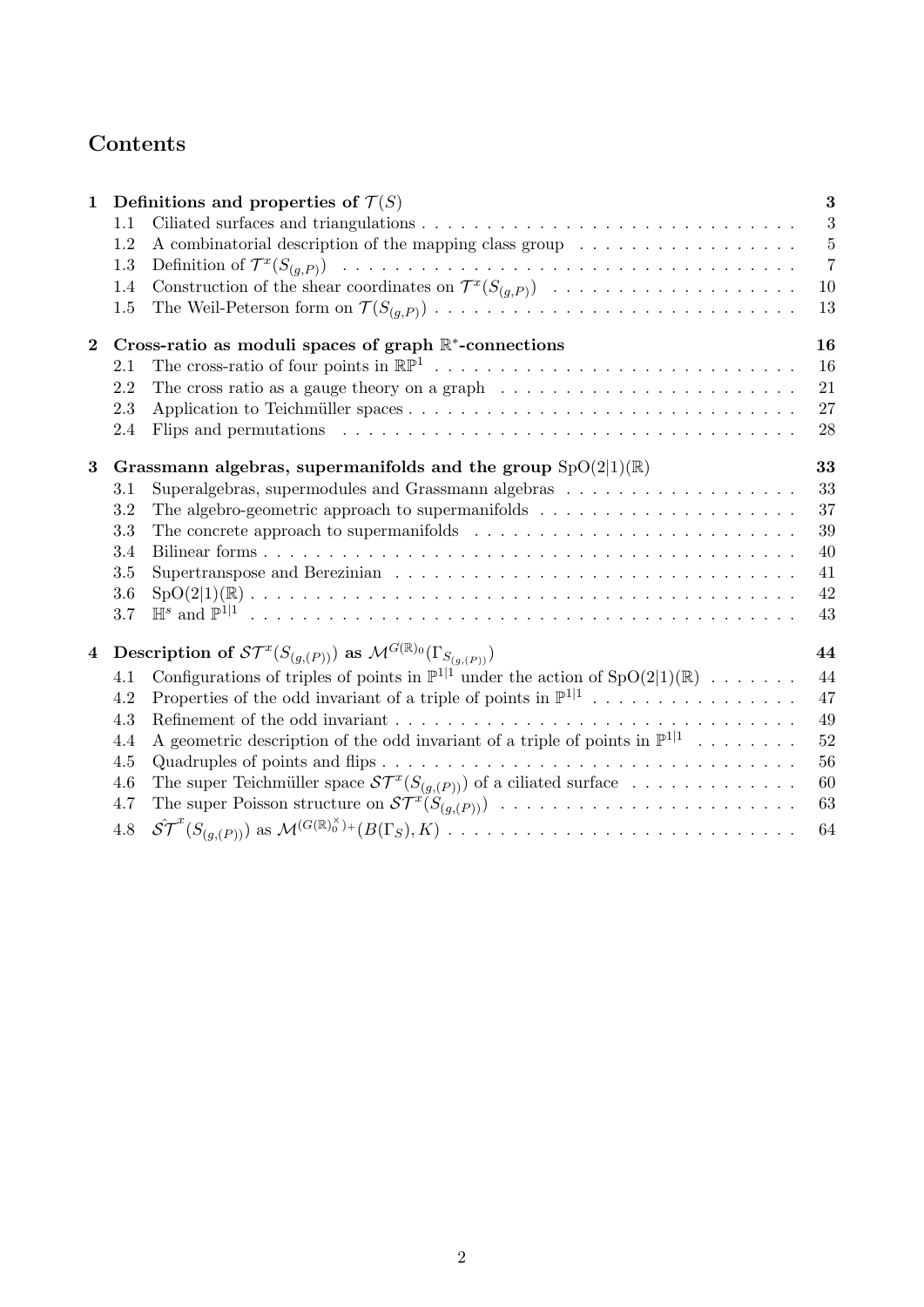# Contents

**1 Definitions and properties of $\mathcal{T}(S)$** — **3**

- 1.1 Ciliated surfaces and triangulations — 3
- 1.2 A combinatorial description of the mapping class group — 5
- 1.3 Definition of $\mathcal{T}^x(S_{(g,P)})$ — 7
- 1.4 Construction of the shear coordinates on $\mathcal{T}^x(S_{(g,P)})$ — 10
- 1.5 The Weil-Peterson form on $\mathcal{T}(S_{(g,P)})$ — 13

**2 Cross-ratio as moduli spaces of graph $\mathbb{R}^*$-connections** — **16**

- 2.1 The cross-ratio of four points in $\mathbb{RP}^1$ — 16
- 2.2 The cross ratio as a gauge theory on a graph — 21
- 2.3 Application to Teichmüller spaces — 27
- 2.4 Flips and permutations — 28

**3 Grassmann algebras, supermanifolds and the group $\mathrm{SpO}(2|1)(\mathbb{R})$** — **33**

- 3.1 Superalgebras, supermodules and Grassmann algebras — 33
- 3.2 The algebro-geometric approach to supermanifolds — 37
- 3.3 The concrete approach to supermanifolds — 39
- 3.4 Bilinear forms — 40
- 3.5 Supertranspose and Berezinian — 41
- 3.6 $\mathrm{SpO}(2|1)(\mathbb{R})$ — 42
- 3.7 $\mathbb{H}^s$ and $\mathbb{P}^{1|1}$ — 43

**4 Description of $\mathcal{ST}^x(S_{(g,(P))})$ as $\mathcal{M}^{G(\mathbb{R})_0}(\Gamma_{S_{(g,(P))}})$** — **44**

- 4.1 Configurations of triples of points in $\mathbb{P}^{1|1}$ under the action of $\mathrm{SpO}(2|1)(\mathbb{R})$ — 44
- 4.2 Properties of the odd invariant of a triple of points in $\mathbb{P}^{1|1}$ — 47
- 4.3 Refinement of the odd invariant — 49
- 4.4 A geometric description of the odd invariant of a triple of points in $\mathbb{P}^{1|1}$ — 52
- 4.5 Quadruples of points and flips — 56
- 4.6 The super Teichmüller space $\mathcal{ST}^x(S_{(g,(P))})$ of a ciliated surface — 60
- 4.7 The super Poisson structure on $\mathcal{ST}^x(S_{(g,(P))})$ — 63
- 4.8 $\hat{\mathcal{ST}}^x(S_{(g,(P))})$ as $\mathcal{M}^{(G(\mathbb{R})_0^\times)_+}(B(\Gamma_S), K)$ — 64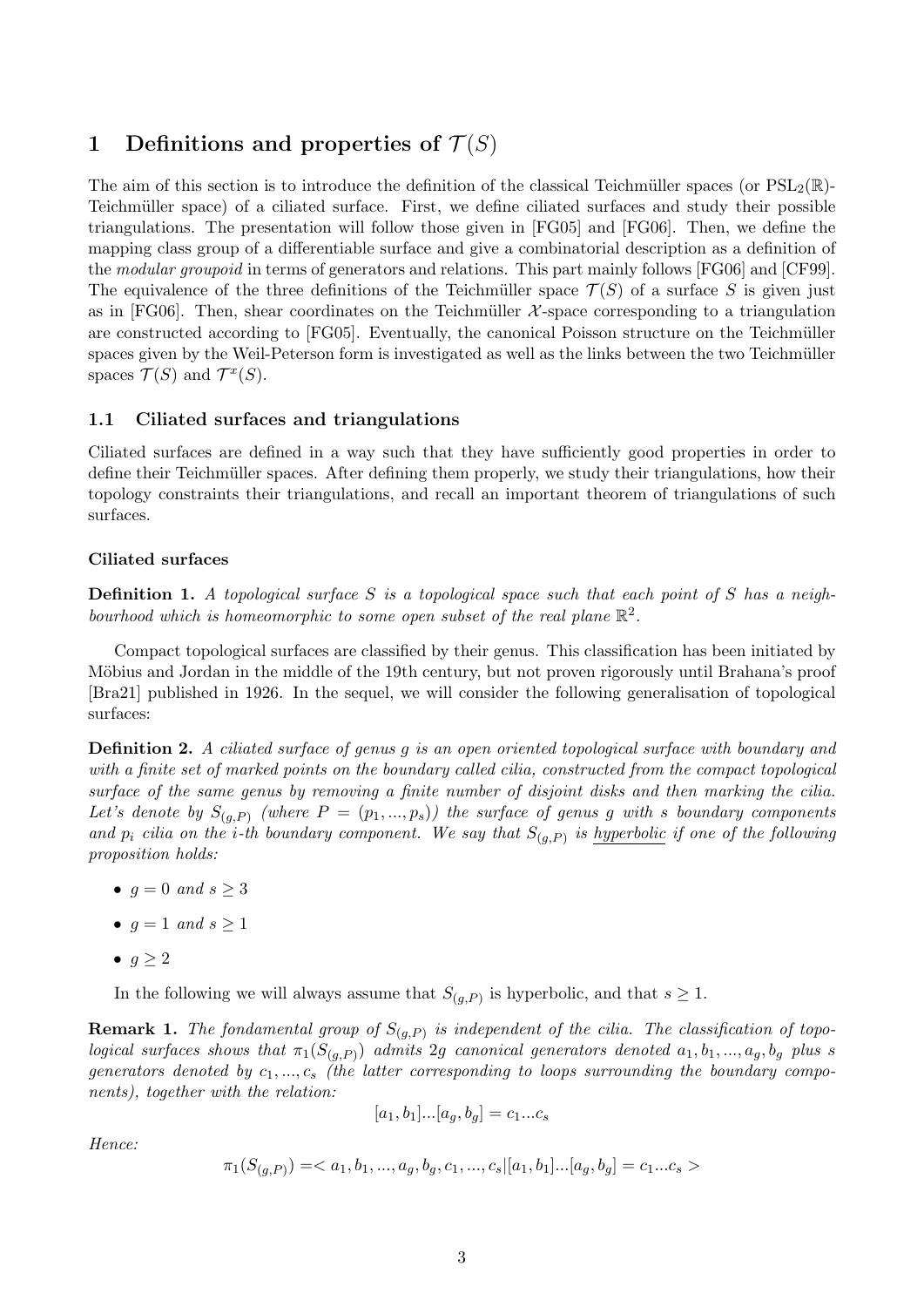# 1 Definitions and properties of $\mathcal{T}(S)$

The aim of this section is to introduce the definition of the classical Teichmüller spaces (or $\mathrm{PSL}_2(\mathbb{R})$-Teichmüller space) of a ciliated surface. First, we define ciliated surfaces and study their possible triangulations. The presentation will follow those given in [FG05] and [FG06]. Then, we define the mapping class group of a differentiable surface and give a combinatorial description as a definition of the *modular groupoid* in terms of generators and relations. This part mainly follows [FG06] and [CF99]. The equivalence of the three definitions of the Teichmüller space $\mathcal{T}(S)$ of a surface $S$ is given just as in [FG06]. Then, shear coordinates on the Teichmüller $\mathcal{X}$-space corresponding to a triangulation are constructed according to [FG05]. Eventually, the canonical Poisson structure on the Teichmüller spaces given by the Weil-Peterson form is investigated as well as the links between the two Teichmüller spaces $\mathcal{T}(S)$ and $\mathcal{T}^x(S)$.

## 1.1 Ciliated surfaces and triangulations

Ciliated surfaces are defined in a way such that they have sufficiently good properties in order to define their Teichmüller spaces. After defining them properly, we study their triangulations, how their topology constraints their triangulations, and recall an important theorem of triangulations of such surfaces.

### Ciliated surfaces

**Definition 1.** *A topological surface $S$ is a topological space such that each point of $S$ has a neighbourhood which is homeomorphic to some open subset of the real plane $\mathbb{R}^2$.*

Compact topological surfaces are classified by their genus. This classification has been initiated by Möbius and Jordan in the middle of the 19th century, but not proven rigorously until Brahana's proof [Bra21] published in 1926. In the sequel, we will consider the following generalisation of topological surfaces:

**Definition 2.** *A ciliated surface of genus $g$ is an open oriented topological surface with boundary and with a finite set of marked points on the boundary called cilia, constructed from the compact topological surface of the same genus by removing a finite number of disjoint disks and then marking the cilia. Let's denote by $S_{(g,P)}$ (where $P = (p_1, ..., p_s)$) the surface of genus $g$ with $s$ boundary components and $p_i$ cilia on the $i$-th boundary component. We say that $S_{(g,P)}$ is hyperbolic if one of the following proposition holds:*

- $g = 0$ *and* $s \geq 3$
- $g = 1$ *and* $s \geq 1$
- $g \geq 2$

In the following we will always assume that $S_{(g,P)}$ is hyperbolic, and that $s \geq 1$.

**Remark 1.** *The fondamental group of $S_{(g,P)}$ is independent of the cilia. The classification of topological surfaces shows that $\pi_1(S_{(g,P)})$ admits $2g$ canonical generators denoted $a_1, b_1, ..., a_g, b_g$ plus $s$ generators denoted by $c_1, ..., c_s$ (the latter corresponding to loops surrounding the boundary components), together with the relation:*

$$[a_1, b_1]...[a_g, b_g] = c_1...c_s$$

*Hence:*

$$\pi_1(S_{(g,P)}) = < a_1, b_1, ..., a_g, b_g, c_1, ..., c_s | [a_1, b_1]...[a_g, b_g] = c_1...c_s >$$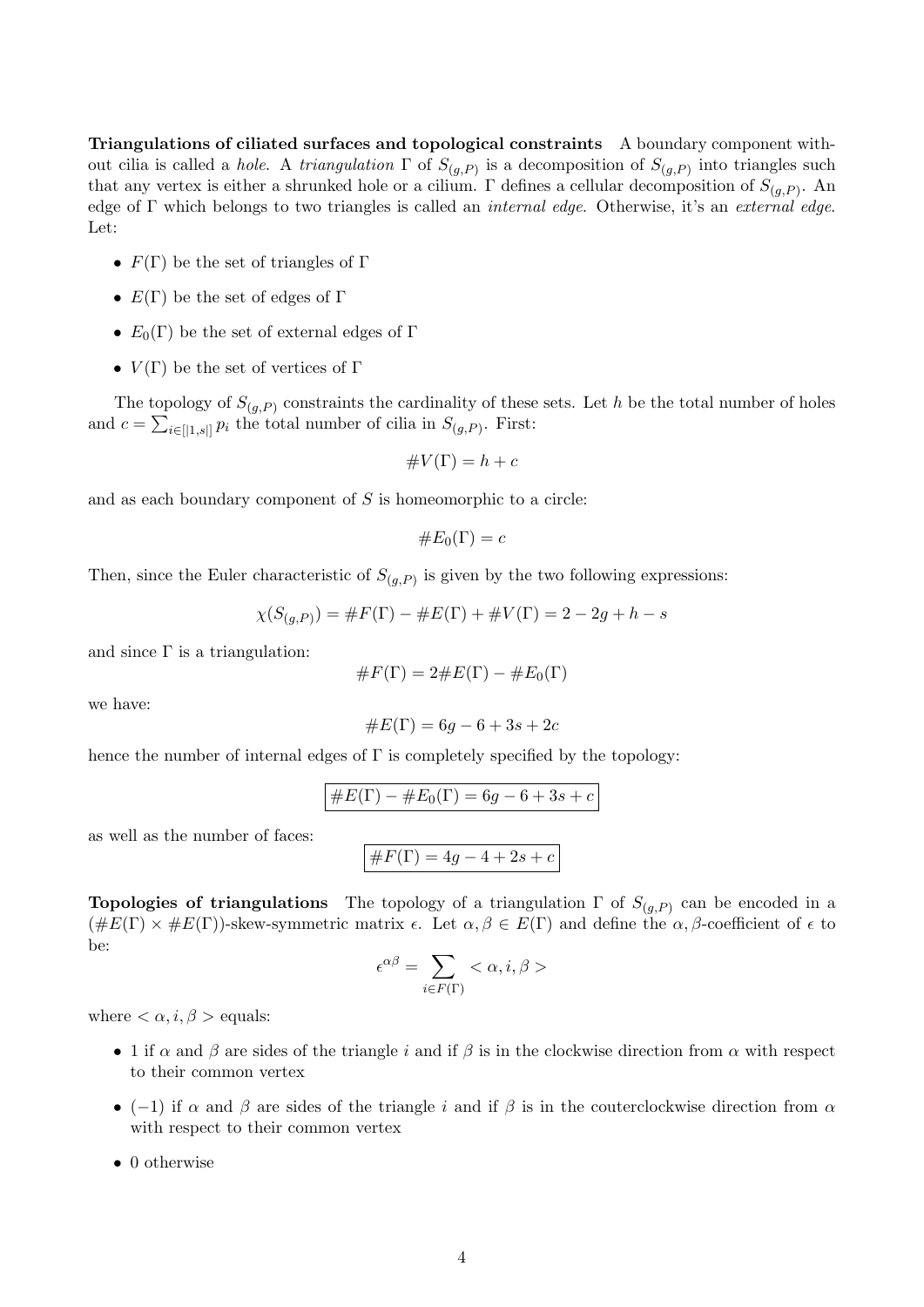**Triangulations of ciliated surfaces and topological constraints** A boundary component without cilia is called a *hole*. A *triangulation* $\Gamma$ of $S_{(g,P)}$ is a decomposition of $S_{(g,P)}$ into triangles such that any vertex is either a shrunked hole or a cilium. $\Gamma$ defines a cellular decomposition of $S_{(g,P)}$. An edge of $\Gamma$ which belongs to two triangles is called an *internal edge*. Otherwise, it's an *external edge*. Let:

- $F(\Gamma)$ be the set of triangles of $\Gamma$
- $E(\Gamma)$ be the set of edges of $\Gamma$
- $E_0(\Gamma)$ be the set of external edges of $\Gamma$
- $V(\Gamma)$ be the set of vertices of $\Gamma$

The topology of $S_{(g,P)}$ constraints the cardinality of these sets. Let $h$ be the total number of holes and $c = \sum_{i \in [|1,s|]} p_i$ the total number of cilia in $S_{(g,P)}$. First:

$$\#V(\Gamma) = h + c$$

and as each boundary component of $S$ is homeomorphic to a circle:

$$\#E_0(\Gamma) = c$$

Then, since the Euler characteristic of $S_{(g,P)}$ is given by the two following expressions:

$$\chi(S_{(g,P)}) = \#F(\Gamma) - \#E(\Gamma) + \#V(\Gamma) = 2 - 2g + h - s$$

and since $\Gamma$ is a triangulation:

$$\#F(\Gamma) = 2\#E(\Gamma) - \#E_0(\Gamma)$$

we have:

$$\#E(\Gamma) = 6g - 6 + 3s + 2c$$

hence the number of internal edges of $\Gamma$ is completely specified by the topology:

$$\boxed{\#E(\Gamma) - \#E_0(\Gamma) = 6g - 6 + 3s + c}$$

as well as the number of faces:

$$\boxed{\#F(\Gamma) = 4g - 4 + 2s + c}$$

**Topologies of triangulations** The topology of a triangulation $\Gamma$ of $S_{(g,P)}$ can be encoded in a $(\#E(\Gamma) \times \#E(\Gamma))$-skew-symmetric matrix $\epsilon$. Let $\alpha, \beta \in E(\Gamma)$ and define the $\alpha, \beta$-coefficient of $\epsilon$ to be:

$$\epsilon^{\alpha\beta} = \sum_{i \in F(\Gamma)} < \alpha, i, \beta >$$

where $< \alpha, i, \beta >$ equals:

- 1 if $\alpha$ and $\beta$ are sides of the triangle $i$ and if $\beta$ is in the clockwise direction from $\alpha$ with respect to their common vertex
- $(-1)$ if $\alpha$ and $\beta$ are sides of the triangle $i$ and if $\beta$ is in the couterclockwise direction from $\alpha$ with respect to their common vertex
- 0 otherwise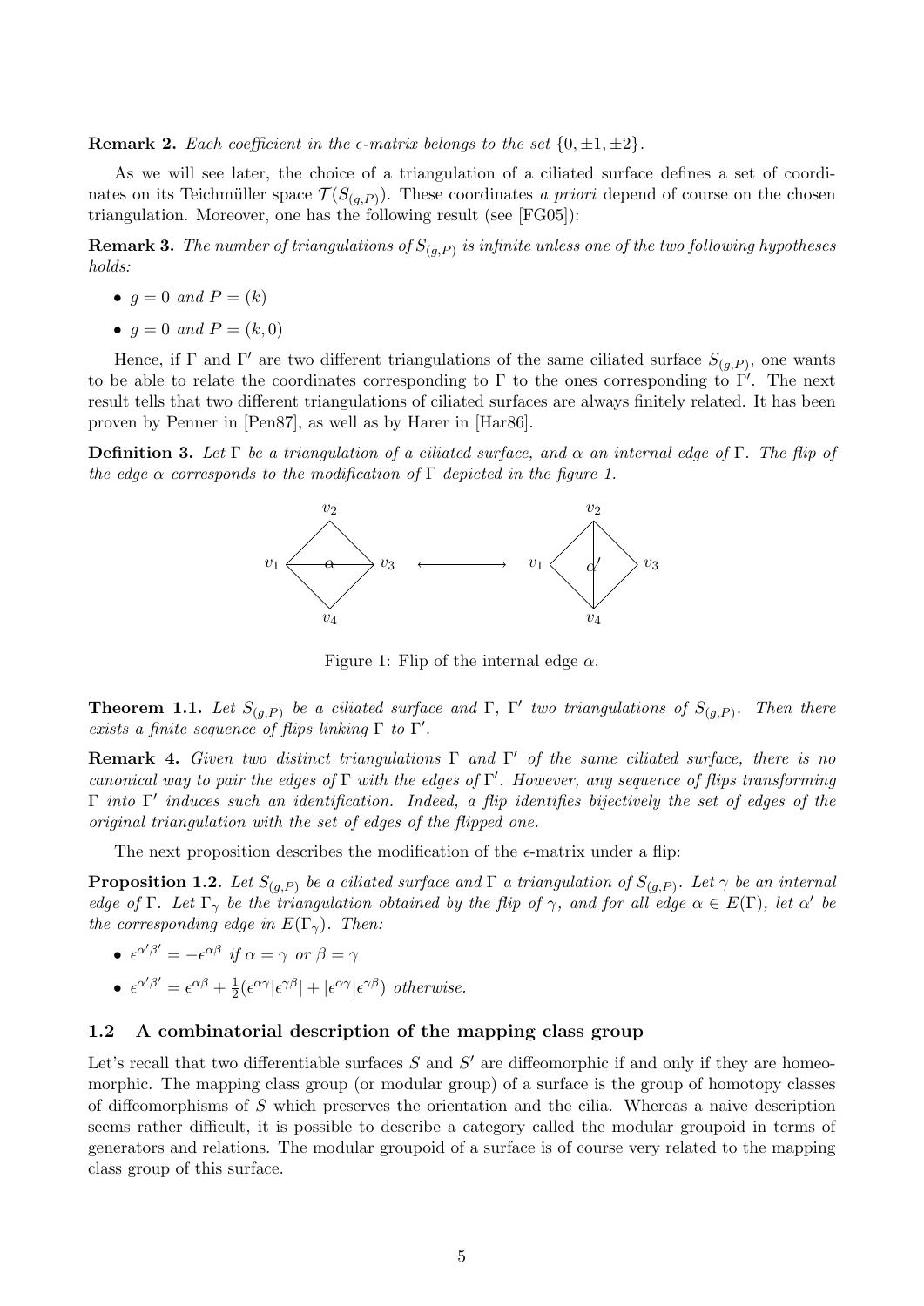**Remark 2.** *Each coefficient in the $\epsilon$-matrix belongs to the set $\{0, \pm 1, \pm 2\}$.*

As we will see later, the choice of a triangulation of a ciliated surface defines a set of coordinates on its Teichmüller space $\mathcal{T}(S_{(g,P)})$. These coordinates *a priori* depend of course on the chosen triangulation. Moreover, one has the following result (see [FG05]):

**Remark 3.** *The number of triangulations of $S_{(g,P)}$ is infinite unless one of the two following hypotheses holds:*

- $g = 0$ *and* $P = (k)$
- $g = 0$ *and* $P = (k, 0)$

Hence, if $\Gamma$ and $\Gamma'$ are two different triangulations of the same ciliated surface $S_{(g,P)}$, one wants to be able to relate the coordinates corresponding to $\Gamma$ to the ones corresponding to $\Gamma'$. The next result tells that two different triangulations of ciliated surfaces are always finitely related. It has been proven by Penner in [Pen87], as well as by Harer in [Har86].

**Definition 3.** *Let $\Gamma$ be a triangulation of a ciliated surface, and $\alpha$ an internal edge of $\Gamma$. The flip of the edge $\alpha$ corresponds to the modification of $\Gamma$ depicted in the figure 1.*

Figure 1: Flip of the internal edge $\alpha$.

**Theorem 1.1.** *Let $S_{(g,P)}$ be a ciliated surface and $\Gamma$, $\Gamma'$ two triangulations of $S_{(g,P)}$. Then there exists a finite sequence of flips linking $\Gamma$ to $\Gamma'$.*

**Remark 4.** *Given two distinct triangulations $\Gamma$ and $\Gamma'$ of the same ciliated surface, there is no canonical way to pair the edges of $\Gamma$ with the edges of $\Gamma'$. However, any sequence of flips transforming $\Gamma$ into $\Gamma'$ induces such an identification. Indeed, a flip identifies bijectively the set of edges of the original triangulation with the set of edges of the flipped one.*

The next proposition describes the modification of the $\epsilon$-matrix under a flip:

**Proposition 1.2.** *Let $S_{(g,P)}$ be a ciliated surface and $\Gamma$ a triangulation of $S_{(g,P)}$. Let $\gamma$ be an internal edge of $\Gamma$. Let $\Gamma_\gamma$ be the triangulation obtained by the flip of $\gamma$, and for all edge $\alpha \in E(\Gamma)$, let $\alpha'$ be the corresponding edge in $E(\Gamma_\gamma)$. Then:*

- $\epsilon^{\alpha'\beta'} = -\epsilon^{\alpha\beta}$ *if* $\alpha = \gamma$ *or* $\beta = \gamma$
- $\epsilon^{\alpha'\beta'} = \epsilon^{\alpha\beta} + \frac{1}{2}(\epsilon^{\alpha\gamma}|\epsilon^{\gamma\beta}| + |\epsilon^{\alpha\gamma}|\epsilon^{\gamma\beta})$ *otherwise.*

### 1.2 A combinatorial description of the mapping class group

Let's recall that two differentiable surfaces $S$ and $S'$ are diffeomorphic if and only if they are homeomorphic. The mapping class group (or modular group) of a surface is the group of homotopy classes of diffeomorphisms of $S$ which preserves the orientation and the cilia. Whereas a naive description seems rather difficult, it is possible to describe a category called the modular groupoid in terms of generators and relations. The modular groupoid of a surface is of course very related to the mapping class group of this surface.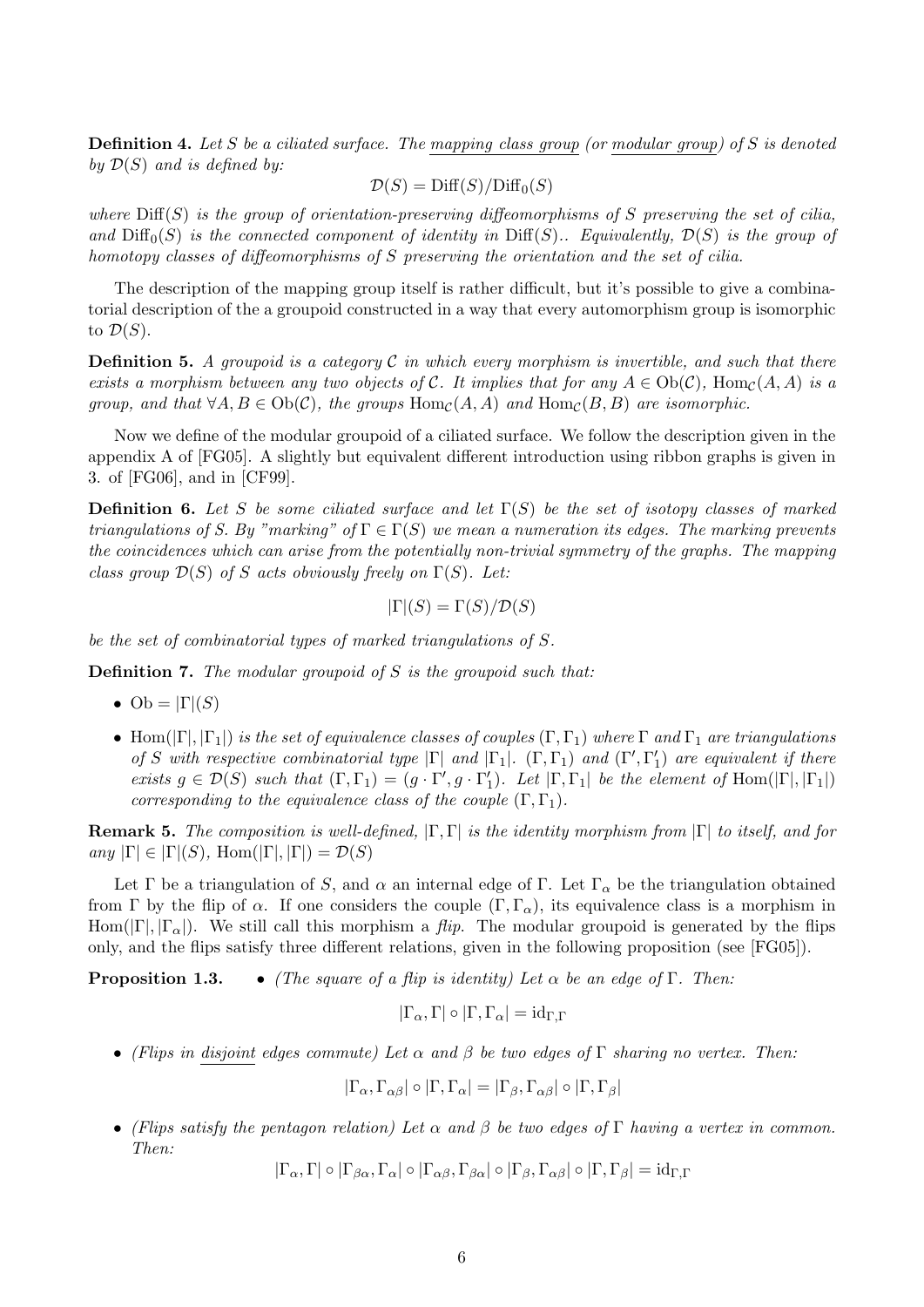**Definition 4.** *Let $S$ be a ciliated surface. The* <u>*mapping class group*</u> *(or* <u>*modular group*</u>*) of $S$ is denoted by $\mathcal{D}(S)$ and is defined by:*

$$\mathcal{D}(S) = \mathrm{Diff}(S)/\mathrm{Diff}_0(S)$$

*where $\mathrm{Diff}(S)$ is the group of orientation-preserving diffeomorphisms of $S$ preserving the set of cilia, and $\mathrm{Diff}_0(S)$ is the connected component of identity in $\mathrm{Diff}(S)$.. Equivalently, $\mathcal{D}(S)$ is the group of homotopy classes of diffeomorphisms of $S$ preserving the orientation and the set of cilia.*

The description of the mapping group itself is rather difficult, but it's possible to give a combinatorial description of the a groupoid constructed in a way that every automorphism group is isomorphic to $\mathcal{D}(S)$.

**Definition 5.** *A groupoid is a category $\mathcal{C}$ in which every morphism is invertible, and such that there exists a morphism between any two objects of $\mathcal{C}$. It implies that for any $A \in \mathrm{Ob}(\mathcal{C})$, $\mathrm{Hom}_{\mathcal{C}}(A, A)$ is a group, and that $\forall A, B \in \mathrm{Ob}(\mathcal{C})$, the groups $\mathrm{Hom}_{\mathcal{C}}(A, A)$ and $\mathrm{Hom}_{\mathcal{C}}(B, B)$ are isomorphic.*

Now we define of the modular groupoid of a ciliated surface. We follow the description given in the appendix A of [FG05]. A slightly but equivalent different introduction using ribbon graphs is given in 3. of [FG06], and in [CF99].

**Definition 6.** *Let $S$ be some ciliated surface and let $\Gamma(S)$ be the set of isotopy classes of marked triangulations of $S$. By "marking" of $\Gamma \in \Gamma(S)$ we mean a numeration its edges. The marking prevents the coincidences which can arise from the potentially non-trivial symmetry of the graphs. The mapping class group $\mathcal{D}(S)$ of $S$ acts obviously freely on $\Gamma(S)$. Let:*

$$|\Gamma|(S) = \Gamma(S)/\mathcal{D}(S)$$

*be the set of combinatorial types of marked triangulations of $S$.*

**Definition 7.** *The modular groupoid of $S$ is the groupoid such that:*

- $\mathrm{Ob} = |\Gamma|(S)$
- $\mathrm{Hom}(|\Gamma|, |\Gamma_1|)$ *is the set of equivalence classes of couples $(\Gamma, \Gamma_1)$ where $\Gamma$ and $\Gamma_1$ are triangulations of $S$ with respective combinatorial type $|\Gamma|$ and $|\Gamma_1|$. $(\Gamma, \Gamma_1)$ and $(\Gamma', \Gamma_1')$ are equivalent if there exists $g \in \mathcal{D}(S)$ such that $(\Gamma, \Gamma_1) = (g \cdot \Gamma', g \cdot \Gamma_1')$. Let $|\Gamma, \Gamma_1|$ be the element of $\mathrm{Hom}(|\Gamma|, |\Gamma_1|)$ corresponding to the equivalence class of the couple $(\Gamma, \Gamma_1)$.*

**Remark 5.** *The composition is well-defined, $|\Gamma, \Gamma|$ is the identity morphism from $|\Gamma|$ to itself, and for any $|\Gamma| \in |\Gamma|(S)$, $\mathrm{Hom}(|\Gamma|, |\Gamma|) = \mathcal{D}(S)$*

Let $\Gamma$ be a triangulation of $S$, and $\alpha$ an internal edge of $\Gamma$. Let $\Gamma_\alpha$ be the triangulation obtained from $\Gamma$ by the flip of $\alpha$. If one considers the couple $(\Gamma, \Gamma_\alpha)$, its equivalence class is a morphism in $\mathrm{Hom}(|\Gamma|, |\Gamma_\alpha|)$. We still call this morphism a *flip*. The modular groupoid is generated by the flips only, and the flips satisfy three different relations, given in the following proposition (see [FG05]).

**Proposition 1.3.**

- *(The square of a flip is identity) Let $\alpha$ be an edge of $\Gamma$. Then:*

$$|\Gamma_\alpha, \Gamma| \circ |\Gamma, \Gamma_\alpha| = \mathrm{id}_{\Gamma,\Gamma}$$

- *(Flips in* <u>*disjoint*</u> *edges commute) Let $\alpha$ and $\beta$ be two edges of $\Gamma$ sharing no vertex. Then:*

$$|\Gamma_\alpha, \Gamma_{\alpha\beta}| \circ |\Gamma, \Gamma_\alpha| = |\Gamma_\beta, \Gamma_{\alpha\beta}| \circ |\Gamma, \Gamma_\beta|$$

- *(Flips satisfy the pentagon relation) Let $\alpha$ and $\beta$ be two edges of $\Gamma$ having a vertex in common. Then:*

$$|\Gamma_\alpha, \Gamma| \circ |\Gamma_{\beta\alpha}, \Gamma_\alpha| \circ |\Gamma_{\alpha\beta}, \Gamma_{\beta\alpha}| \circ |\Gamma_\beta, \Gamma_{\alpha\beta}| \circ |\Gamma, \Gamma_\beta| = \mathrm{id}_{\Gamma,\Gamma}$$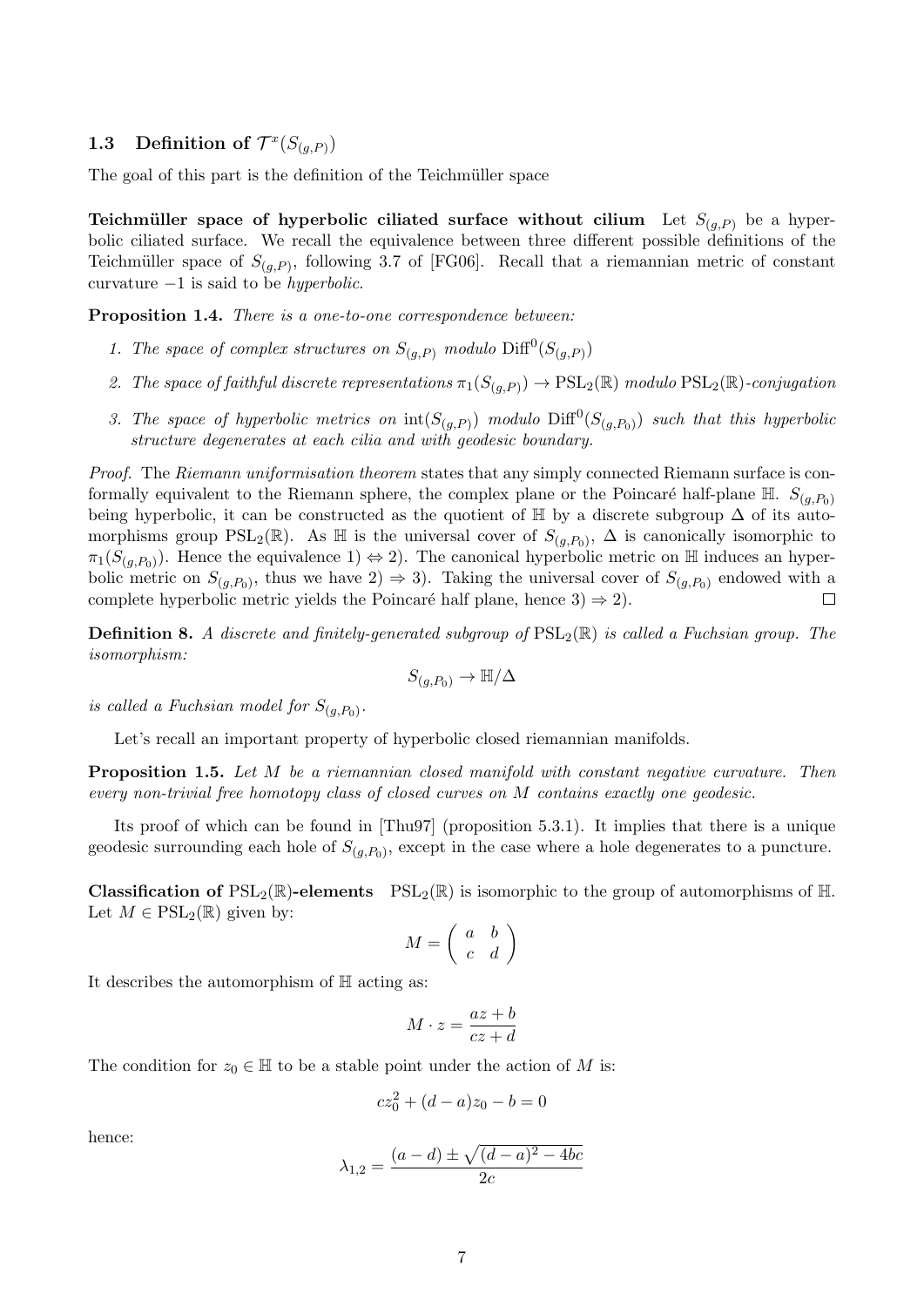### 1.3 Definition of $\mathcal{T}^x(S_{(g,P)})$

The goal of this part is the definition of the Teichmüller space

**Teichmüller space of hyperbolic ciliated surface without cilium** Let $S_{(g,P)}$ be a hyperbolic ciliated surface. We recall the equivalence between three different possible definitions of the Teichmüller space of $S_{(g,P)}$, following 3.7 of [FG06]. Recall that a riemannian metric of constant curvature $-1$ is said to be *hyperbolic*.

**Proposition 1.4.** *There is a one-to-one correspondence between:*

1. *The space of complex structures on $S_{(g,P)}$ modulo $\mathrm{Diff}^0(S_{(g,P)})$*
2. *The space of faithful discrete representations $\pi_1(S_{(g,P)}) \to \mathrm{PSL}_2(\mathbb{R})$ modulo $\mathrm{PSL}_2(\mathbb{R})$-conjugation*
3. *The space of hyperbolic metrics on $\mathrm{int}(S_{(g,P)})$ modulo $\mathrm{Diff}^0(S_{(g,P_0)})$ such that this hyperbolic structure degenerates at each cilia and with geodesic boundary.*

*Proof.* The *Riemann uniformisation theorem* states that any simply connected Riemann surface is conformally equivalent to the Riemann sphere, the complex plane or the Poincaré half-plane $\mathbb{H}$. $S_{(g,P_0)}$ being hyperbolic, it can be constructed as the quotient of $\mathbb{H}$ by a discrete subgroup $\Delta$ of its automorphisms group $\mathrm{PSL}_2(\mathbb{R})$. As $\mathbb{H}$ is the universal cover of $S_{(g,P_0)}$, $\Delta$ is canonically isomorphic to $\pi_1(S_{(g,P_0)})$. Hence the equivalence 1) $\Leftrightarrow$ 2). The canonical hyperbolic metric on $\mathbb{H}$ induces an hyperbolic metric on $S_{(g,P_0)}$, thus we have 2) $\Rightarrow$ 3). Taking the universal cover of $S_{(g,P_0)}$ endowed with a complete hyperbolic metric yields the Poincaré half plane, hence 3) $\Rightarrow$ 2). $\square$

**Definition 8.** *A discrete and finitely-generated subgroup of $\mathrm{PSL}_2(\mathbb{R})$ is called a Fuchsian group. The isomorphism:*

$$S_{(g,P_0)} \to \mathbb{H}/\Delta$$

*is called a Fuchsian model for $S_{(g,P_0)}$.*

Let's recall an important property of hyperbolic closed riemannian manifolds.

**Proposition 1.5.** *Let $M$ be a riemannian closed manifold with constant negative curvature. Then every non-trivial free homotopy class of closed curves on $M$ contains exactly one geodesic.*

Its proof of which can be found in [Thu97] (proposition 5.3.1). It implies that there is a unique geodesic surrounding each hole of $S_{(g,P_0)}$, except in the case where a hole degenerates to a puncture.

**Classification of $\mathrm{PSL}_2(\mathbb{R})$-elements** $\mathrm{PSL}_2(\mathbb{R})$ is isomorphic to the group of automorphisms of $\mathbb{H}$. Let $M \in \mathrm{PSL}_2(\mathbb{R})$ given by:

$$M = \begin{pmatrix} a & b \\ c & d \end{pmatrix}$$

It describes the automorphism of $\mathbb{H}$ acting as:

$$M \cdot z = \frac{az+b}{cz+d}$$

The condition for $z_0 \in \mathbb{H}$ to be a stable point under the action of $M$ is:

$$cz_0^2 + (d-a)z_0 - b = 0$$

hence:

$$\lambda_{1,2} = \frac{(a-d) \pm \sqrt{(d-a)^2 - 4bc}}{2c}$$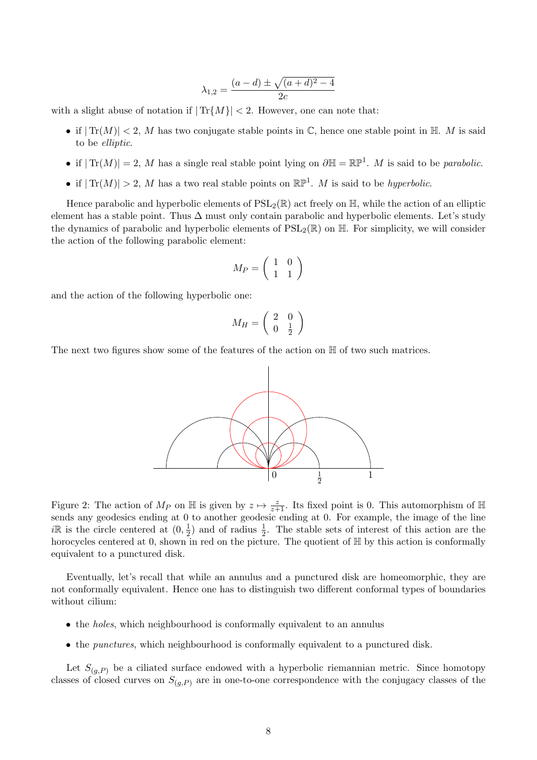$$\lambda_{1,2} = \frac{(a-d) \pm \sqrt{(a+d)^2 - 4}}{2c}$$

with a slight abuse of notation if $|\operatorname{Tr}\{M\}| < 2$. However, one can note that:

- if $|\operatorname{Tr}(M)| < 2$, $M$ has two conjugate stable points in $\mathbb{C}$, hence one stable point in $\mathbb{H}$. $M$ is said to be *elliptic*.
- if $|\operatorname{Tr}(M)| = 2$, $M$ has a single real stable point lying on $\partial\mathbb{H} = \mathbb{RP}^1$. $M$ is said to be *parabolic*.
- if $|\operatorname{Tr}(M)| > 2$, $M$ has a two real stable points on $\mathbb{RP}^1$. $M$ is said to be *hyperbolic*.

Hence parabolic and hyperbolic elements of $\mathrm{PSL}_2(\mathbb{R})$ act freely on $\mathbb{H}$, while the action of an elliptic element has a stable point. Thus $\Delta$ must only contain parabolic and hyperbolic elements. Let's study the dynamics of parabolic and hyperbolic elements of $\mathrm{PSL}_2(\mathbb{R})$ on $\mathbb{H}$. For simplicity, we will consider the action of the following parabolic element:

$$M_P = \begin{pmatrix} 1 & 0 \\ 1 & 1 \end{pmatrix}$$

and the action of the following hyperbolic one:

$$M_H = \begin{pmatrix} 2 & 0 \\ 0 & \frac{1}{2} \end{pmatrix}$$

The next two figures show some of the features of the action on $\mathbb{H}$ of two such matrices.

Figure 2: The action of $M_P$ on $\mathbb{H}$ is given by $z \mapsto \frac{z}{z+1}$. Its fixed point is 0. This automorphism of $\mathbb{H}$ sends any geodesics ending at 0 to another geodesic ending at 0. For example, the image of the line $i\mathbb{R}$ is the circle centered at $(0, \frac{1}{2})$ and of radius $\frac{1}{2}$. The stable sets of interest of this action are the horocycles centered at 0, shown in red on the picture. The quotient of $\mathbb{H}$ by this action is conformally equivalent to a punctured disk.

Eventually, let's recall that while an annulus and a punctured disk are homeomorphic, they are not conformally equivalent. Hence one has to distinguish two different conformal types of boundaries without cilium:

- the *holes*, which neighbourhood is conformally equivalent to an annulus
- the *punctures*, which neighbourhood is conformally equivalent to a punctured disk.

Let $S_{(g,P)}$ be a ciliated surface endowed with a hyperbolic riemannian metric. Since homotopy classes of closed curves on $S_{(g,P)}$ are in one-to-one correspondence with the conjugacy classes of the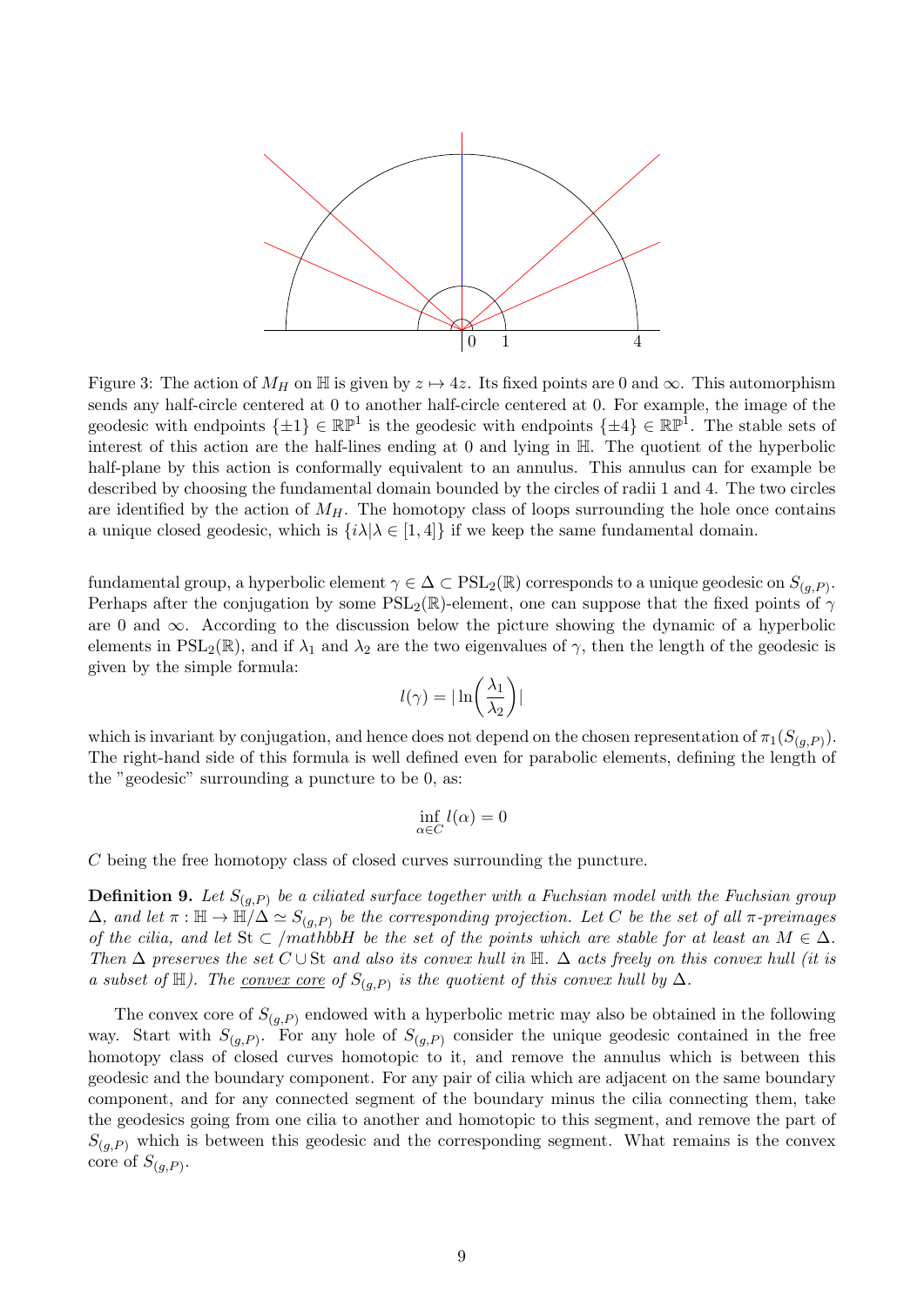Figure 3: The action of $M_H$ on $\mathbb{H}$ is given by $z \mapsto 4z$. Its fixed points are 0 and $\infty$. This automorphism sends any half-circle centered at 0 to another half-circle centered at 0. For example, the image of the geodesic with endpoints $\{\pm 1\} \in \mathbb{RP}^1$ is the geodesic with endpoints $\{\pm 4\} \in \mathbb{RP}^1$. The stable sets of interest of this action are the half-lines ending at 0 and lying in $\mathbb{H}$. The quotient of the hyperbolic half-plane by this action is conformally equivalent to an annulus. This annulus can for example be described by choosing the fundamental domain bounded by the circles of radii 1 and 4. The two circles are identified by the action of $M_H$. The homotopy class of loops surrounding the hole once contains a unique closed geodesic, which is $\{i\lambda | \lambda \in [1, 4]\}$ if we keep the same fundamental domain.

fundamental group, a hyperbolic element $\gamma \in \Delta \subset \mathrm{PSL}_2(\mathbb{R})$ corresponds to a unique geodesic on $S_{(g,P)}$. Perhaps after the conjugation by some $\mathrm{PSL}_2(\mathbb{R})$-element, one can suppose that the fixed points of $\gamma$ are 0 and $\infty$. According to the discussion below the picture showing the dynamic of a hyperbolic elements in $\mathrm{PSL}_2(\mathbb{R})$, and if $\lambda_1$ and $\lambda_2$ are the two eigenvalues of $\gamma$, then the length of the geodesic is given by the simple formula:

$$l(\gamma) = |\ln\left(\frac{\lambda_1}{\lambda_2}\right)|$$

which is invariant by conjugation, and hence does not depend on the chosen representation of $\pi_1(S_{(g,P)})$. The right-hand side of this formula is well defined even for parabolic elements, defining the length of the "geodesic" surrounding a puncture to be 0, as:

$$\inf_{\alpha \in C} l(\alpha) = 0$$

$C$ being the free homotopy class of closed curves surrounding the puncture.

**Definition 9.** *Let $S_{(g,P)}$ be a ciliated surface together with a Fuchsian model with the Fuchsian group $\Delta$, and let $\pi : \mathbb{H} \to \mathbb{H}/\Delta \simeq S_{(g,P)}$ be the corresponding projection. Let $C$ be the set of all $\pi$-preimages of the cilia, and let $\mathrm{St} \subset /mathbbH$ be the set of the points which are stable for at least an $M \in \Delta$. Then $\Delta$ preserves the set $C \cup \mathrm{St}$ and also its convex hull in $\mathbb{H}$. $\Delta$ acts freely on this convex hull (it is a subset of $\mathbb{H}$). The convex core of $S_{(g,P)}$ is the quotient of this convex hull by $\Delta$.*

The convex core of $S_{(g,P)}$ endowed with a hyperbolic metric may also be obtained in the following way. Start with $S_{(g,P)}$. For any hole of $S_{(g,P)}$ consider the unique geodesic contained in the free homotopy class of closed curves homotopic to it, and remove the annulus which is between this geodesic and the boundary component. For any pair of cilia which are adjacent on the same boundary component, and for any connected segment of the boundary minus the cilia connecting them, take the geodesics going from one cilia to another and homotopic to this segment, and remove the part of $S_{(g,P)}$ which is between this geodesic and the corresponding segment. What remains is the convex core of $S_{(g,P)}$.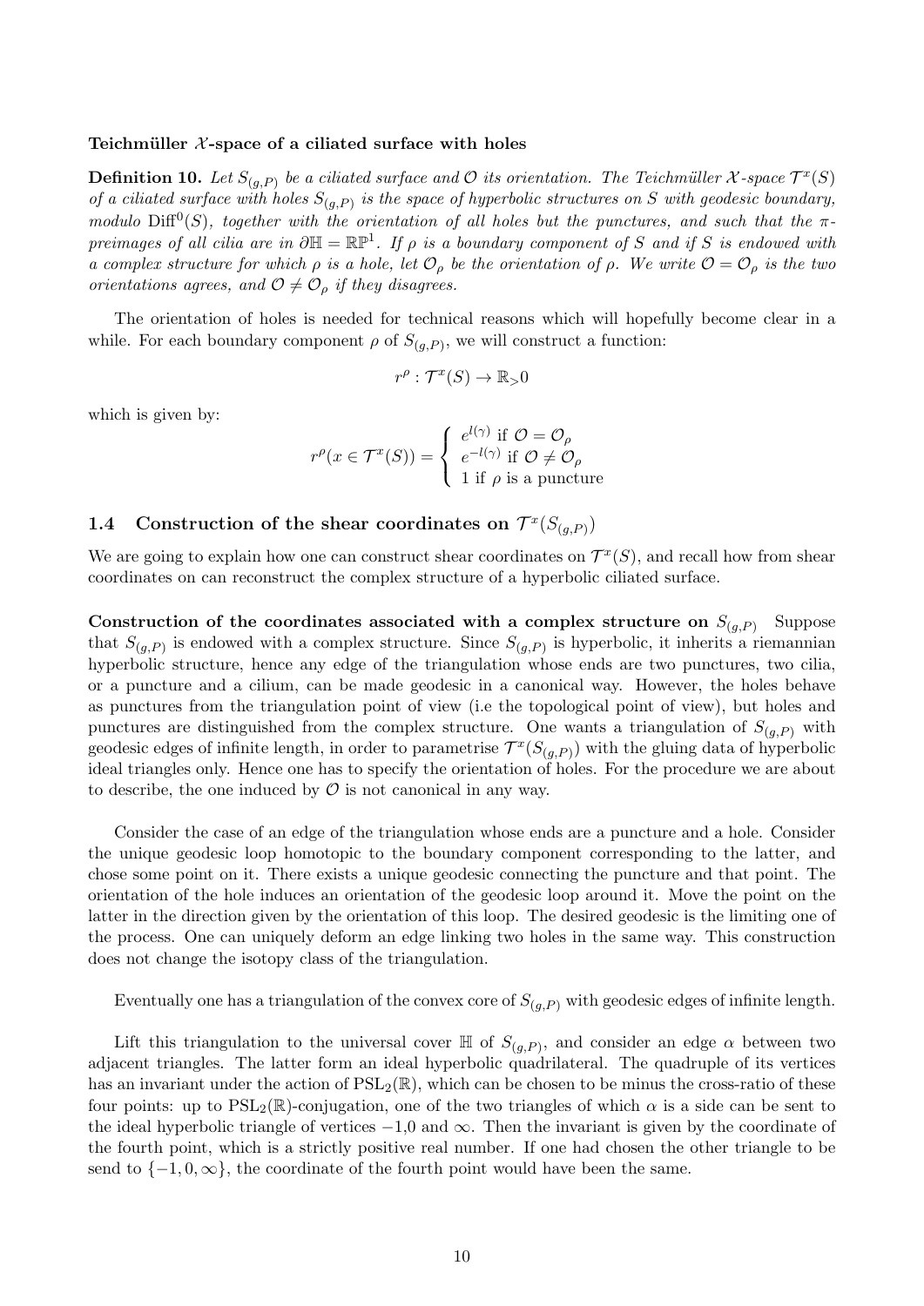**Teichmüller $\mathcal{X}$-space of a ciliated surface with holes**

**Definition 10.** *Let $S_{(g,P)}$ be a ciliated surface and $\mathcal{O}$ its orientation. The Teichmüller $\mathcal{X}$-space $\mathcal{T}^x(S)$ of a ciliated surface with holes $S_{(g,P)}$ is the space of hyperbolic structures on $S$ with geodesic boundary, modulo $\mathrm{Diff}^0(S)$, together with the orientation of all holes but the punctures, and such that the $\pi$-preimages of all cilia are in $\partial\mathbb{H} = \mathbb{RP}^1$. If $\rho$ is a boundary component of $S$ and if $S$ is endowed with a complex structure for which $\rho$ is a hole, let $\mathcal{O}_\rho$ be the orientation of $\rho$. We write $\mathcal{O} = \mathcal{O}_\rho$ is the two orientations agrees, and $\mathcal{O} \neq \mathcal{O}_\rho$ if they disagree.*

The orientation of holes is needed for technical reasons which will hopefully become clear in a while. For each boundary component $\rho$ of $S_{(g,P)}$, we will construct a function:

$$r^\rho : \mathcal{T}^x(S) \to \mathbb{R}_>0$$

which is given by:

$$r^\rho(x \in \mathcal{T}^x(S)) = \begin{cases} e^{l(\gamma)} \text{ if } \mathcal{O} = \mathcal{O}_\rho \\ e^{-l(\gamma)} \text{ if } \mathcal{O} \neq \mathcal{O}_\rho \\ 1 \text{ if } \rho \text{ is a puncture} \end{cases}$$

## 1.4 Construction of the shear coordinates on $\mathcal{T}^x(S_{(g,P)})$

We are going to explain how one can construct shear coordinates on $\mathcal{T}^x(S)$, and recall how from shear coordinates on can reconstruct the complex structure of a hyperbolic ciliated surface.

**Construction of the coordinates associated with a complex structure on $S_{(g,P)}$** Suppose that $S_{(g,P)}$ is endowed with a complex structure. Since $S_{(g,P)}$ is hyperbolic, it inherits a riemannian hyperbolic structure, hence any edge of the triangulation whose ends are two punctures, two cilia, or a puncture and a cilium, can be made geodesic in a canonical way. However, the holes behave as punctures from the triangulation point of view (i.e the topological point of view), but holes and punctures are distinguished from the complex structure. One wants a triangulation of $S_{(g,P)}$ with geodesic edges of infinite length, in order to parametrise $\mathcal{T}^x(S_{(g,P)})$ with the gluing data of hyperbolic ideal triangles only. Hence one has to specify the orientation of holes. For the procedure we are about to describe, the one induced by $\mathcal{O}$ is not canonical in any way.

Consider the case of an edge of the triangulation whose ends are a puncture and a hole. Consider the unique geodesic loop homotopic to the boundary component corresponding to the latter, and chose some point on it. There exists a unique geodesic connecting the puncture and that point. The orientation of the hole induces an orientation of the geodesic loop around it. Move the point on the latter in the direction given by the orientation of this loop. The desired geodesic is the limiting one of the process. One can uniquely deform an edge linking two holes in the same way. This construction does not change the isotopy class of the triangulation.

Eventually one has a triangulation of the convex core of $S_{(g,P)}$ with geodesic edges of infinite length.

Lift this triangulation to the universal cover $\mathbb{H}$ of $S_{(g,P)}$, and consider an edge $\alpha$ between two adjacent triangles. The latter form an ideal hyperbolic quadrilateral. The quadruple of its vertices has an invariant under the action of $\mathrm{PSL}_2(\mathbb{R})$, which can be chosen to be minus the cross-ratio of these four points: up to $\mathrm{PSL}_2(\mathbb{R})$-conjugation, one of the two triangles of which $\alpha$ is a side can be sent to the ideal hyperbolic triangle of vertices $-1$,0 and $\infty$. Then the invariant is given by the coordinate of the fourth point, which is a strictly positive real number. If one had chosen the other triangle to be send to $\{-1, 0, \infty\}$, the coordinate of the fourth point would have been the same.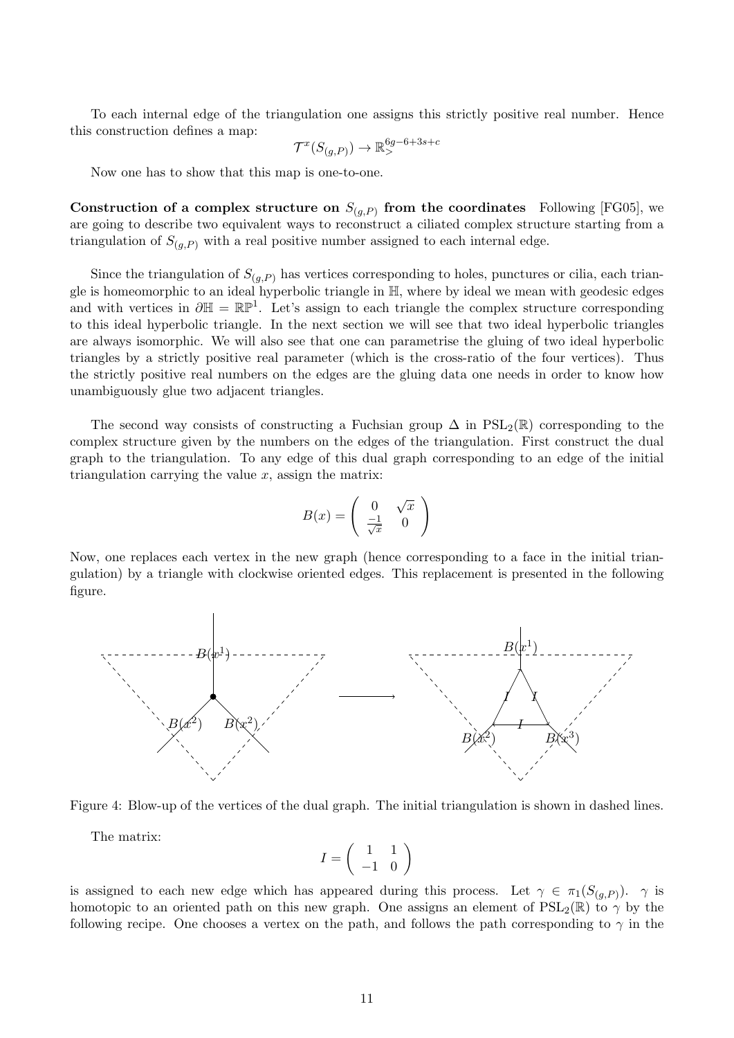To each internal edge of the triangulation one assigns this strictly positive real number. Hence this construction defines a map:

$$\mathcal{T}^x(S_{(g,P)}) \to \mathbb{R}_>^{6g-6+3s+c}$$

Now one has to show that this map is one-to-one.

**Construction of a complex structure on $S_{(g,P)}$ from the coordinates** Following [FG05], we are going to describe two equivalent ways to reconstruct a ciliated complex structure starting from a triangulation of $S_{(g,P)}$ with a real positive number assigned to each internal edge.

Since the triangulation of $S_{(g,P)}$ has vertices corresponding to holes, punctures or cilia, each triangle is homeomorphic to an ideal hyperbolic triangle in $\mathbb{H}$, where by ideal we mean with geodesic edges and with vertices in $\partial\mathbb{H} = \mathbb{RP}^1$. Let's assign to each triangle the complex structure corresponding to this ideal hyperbolic triangle. In the next section we will see that two ideal hyperbolic triangles are always isomorphic. We will also see that one can parametrise the gluing of two ideal hyperbolic triangles by a strictly positive real parameter (which is the cross-ratio of the four vertices). Thus the strictly positive real numbers on the edges are the gluing data one needs in order to know how unambiguously glue two adjacent triangles.

The second way consists of constructing a Fuchsian group $\Delta$ in $\mathrm{PSL}_2(\mathbb{R})$ corresponding to the complex structure given by the numbers on the edges of the triangulation. First construct the dual graph to the triangulation. To any edge of this dual graph corresponding to an edge of the initial triangulation carrying the value $x$, assign the matrix:

$$B(x) = \begin{pmatrix} 0 & \sqrt{x} \\ \frac{-1}{\sqrt{x}} & 0 \end{pmatrix}$$

Now, one replaces each vertex in the new graph (hence corresponding to a face in the initial triangulation) by a triangle with clockwise oriented edges. This replacement is presented in the following figure.

Figure 4: Blow-up of the vertices of the dual graph. The initial triangulation is shown in dashed lines.

The matrix:

$$I = \begin{pmatrix} 1 & 1 \\ -1 & 0 \end{pmatrix}$$

is assigned to each new edge which has appeared during this process. Let $\gamma \in \pi_1(S_{(g,P)})$. $\gamma$ is homotopic to an oriented path on this new graph. One assigns an element of $\mathrm{PSL}_2(\mathbb{R})$ to $\gamma$ by the following recipe. One chooses a vertex on the path, and follows the path corresponding to $\gamma$ in the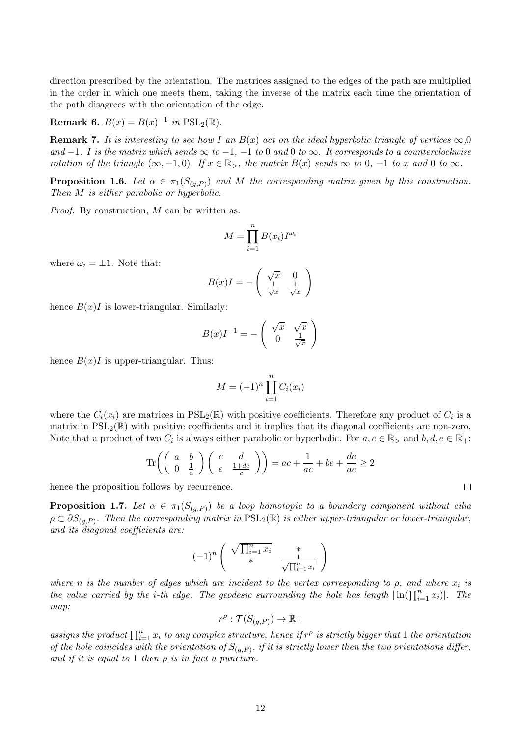direction prescribed by the orientation. The matrices assigned to the edges of the path are multiplied in the order in which one meets them, taking the inverse of the matrix each time the orientation of the path disagrees with the orientation of the edge.

**Remark 6.** *$B(x) = B(x)^{-1}$ in $\mathrm{PSL}_2(\mathbb{R})$.*

**Remark 7.** *It is interesting to see how $I$ an $B(x)$ act on the ideal hyperbolic triangle of vertices $\infty$,0 and $-1$. $I$ is the matrix which sends $\infty$ to $-1$, $-1$ to 0 and 0 to $\infty$. It corresponds to a counterclockwise rotation of the triangle $(\infty, -1, 0)$. If $x \in \mathbb{R}_>$, the matrix $B(x)$ sends $\infty$ to 0, $-1$ to $x$ and 0 to $\infty$.*

**Proposition 1.6.** *Let $\alpha \in \pi_1(S_{(g,P)})$ and $M$ the corresponding matrix given by this construction. Then $M$ is either parabolic or hyperbolic.*

*Proof.* By construction, $M$ can be written as:

$$M = \prod_{i=1}^{n} B(x_i) I^{\omega_i}$$

where $\omega_i = \pm 1$. Note that:

$$B(x)I = -\begin{pmatrix} \sqrt{x} & 0 \\ \frac{1}{\sqrt{x}} & \frac{1}{\sqrt{x}} \end{pmatrix}$$

hence $B(x)I$ is lower-triangular. Similarly:

$$B(x)I^{-1} = -\begin{pmatrix} \sqrt{x} & \sqrt{x} \\ 0 & \frac{1}{\sqrt{x}} \end{pmatrix}$$

hence $B(x)I$ is upper-triangular. Thus:

$$M = (-1)^n \prod_{i=1}^{n} C_i(x_i)$$

where the $C_i(x_i)$ are matrices in $\mathrm{PSL}_2(\mathbb{R})$ with positive coefficients. Therefore any product of $C_i$ is a matrix in $\mathrm{PSL}_2(\mathbb{R})$ with positive coefficients and it implies that its diagonal coefficients are non-zero. Note that a product of two $C_i$ is always either parabolic or hyperbolic. For $a, c \in \mathbb{R}_>$ and $b, d, e \in \mathbb{R}_+$:

$$\mathrm{Tr}\Bigg(\begin{pmatrix} a & b \\ 0 & \frac{1}{a} \end{pmatrix}\begin{pmatrix} c & d \\ e & \frac{1+de}{c} \end{pmatrix}\Bigg) = ac + \frac{1}{ac} + be + \frac{de}{ac} \geq 2$$

hence the proposition follows by recurrence. $\square$

**Proposition 1.7.** *Let $\alpha \in \pi_1(S_{(g,P)})$ be a loop homotopic to a boundary component without cilia $\rho \subset \partial S_{(g,P)}$. Then the corresponding matrix in $\mathrm{PSL}_2(\mathbb{R})$ is either upper-triangular or lower-triangular, and its diagonal coefficients are:*

$$(-1)^n \begin{pmatrix} \sqrt{\prod_{i=1}^{n} x_i} & * \\ * & \frac{1}{\sqrt{\prod_{i=1}^{n} x_i}} \end{pmatrix}$$

*where $n$ is the number of edges which are incident to the vertex corresponding to $\rho$, and where $x_i$ is the value carried by the $i$-th edge. The geodesic surrounding the hole has length $|\ln(\prod_{i=1}^{n} x_i)|$. The map:*

$$r^\rho : \mathcal{T}(S_{(g,P)}) \to \mathbb{R}_+$$

*assigns the product $\prod_{i=1}^{n} x_i$ to any complex structure, hence if $r^\rho$ is strictly bigger that 1 the orientation of the hole coincides with the orientation of $S_{(g,P)}$, if it is strictly lower then the two orientations differ, and if it is equal to 1 then $\rho$ is in fact a puncture.*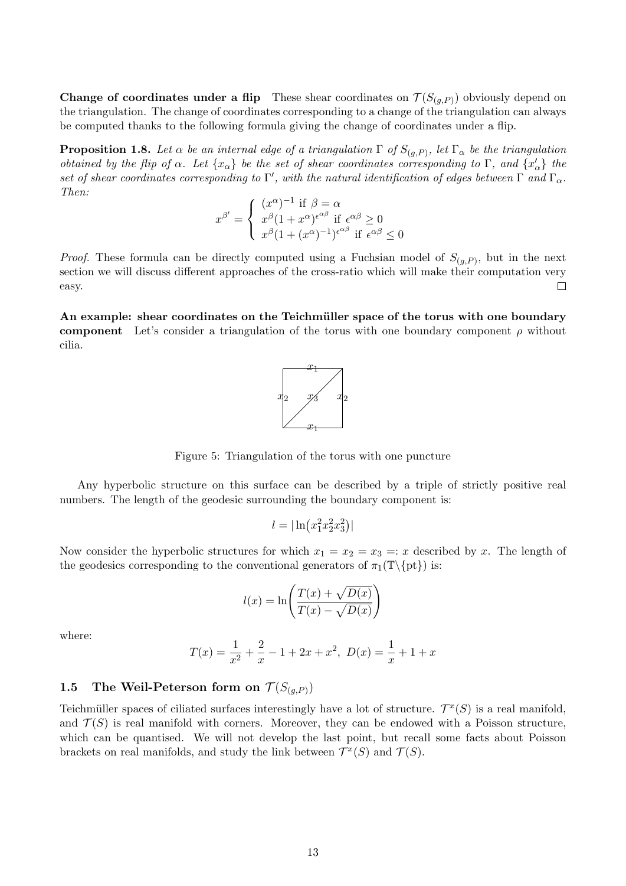**Change of coordinates under a flip** These shear coordinates on $\mathcal{T}(S_{(g,P)})$ obviously depend on the triangulation. The change of coordinates corresponding to a change of the triangulation can always be computed thanks to the following formula giving the change of coordinates under a flip.

**Proposition 1.8.** *Let $\alpha$ be an internal edge of a triangulation $\Gamma$ of $S_{(g,P)}$, let $\Gamma_\alpha$ be the triangulation obtained by the flip of $\alpha$. Let $\{x_\alpha\}$ be the set of shear coordinates corresponding to $\Gamma$, and $\{x'_\alpha\}$ the set of shear coordinates corresponding to $\Gamma'$, with the natural identification of edges between $\Gamma$ and $\Gamma_\alpha$. Then:*

$$x^{\beta'} = \begin{cases} (x^\alpha)^{-1} \text{ if } \beta = \alpha \\ x^\beta(1+x^\alpha)^{\epsilon^{\alpha\beta}} \text{ if } \epsilon^{\alpha\beta} \geq 0 \\ x^\beta(1+(x^\alpha)^{-1})^{\epsilon^{\alpha\beta}} \text{ if } \epsilon^{\alpha\beta} \leq 0 \end{cases}$$

*Proof.* These formula can be directly computed using a Fuchsian model of $S_{(g,P)}$, but in the next section we will discuss different approaches of the cross-ratio which will make their computation very easy. $\square$

**An example: shear coordinates on the Teichmüller space of the torus with one boundary component** Let's consider a triangulation of the torus with one boundary component $\rho$ without cilia.

Figure 5: Triangulation of the torus with one puncture

Any hyperbolic structure on this surface can be described by a triple of strictly positive real numbers. The length of the geodesic surrounding the boundary component is:

$$l = |\ln(x_1^2 x_2^2 x_3^2)|$$

Now consider the hyperbolic structures for which $x_1 = x_2 = x_3 =: x$ described by $x$. The length of the geodesics corresponding to the conventional generators of $\pi_1(\mathbb{T}\backslash\{\text{pt}\})$ is:

$$l(x) = \ln\left(\frac{T(x) + \sqrt{D(x)}}{T(x) - \sqrt{D(x)}}\right)$$

where:

$$T(x) = \frac{1}{x^2} + \frac{2}{x} - 1 + 2x + x^2, \; D(x) = \frac{1}{x} + 1 + x$$

## 1.5 The Weil-Peterson form on $\mathcal{T}(S_{(g,P)})$

Teichmüller spaces of ciliated surfaces interestingly have a lot of structure. $\mathcal{T}^x(S)$ is a real manifold, and $\mathcal{T}(S)$ is real manifold with corners. Moreover, they can be endowed with a Poisson structure, which can be quantised. We will not develop the last point, but recall some facts about Poisson brackets on real manifolds, and study the link between $\mathcal{T}^x(S)$ and $\mathcal{T}(S)$.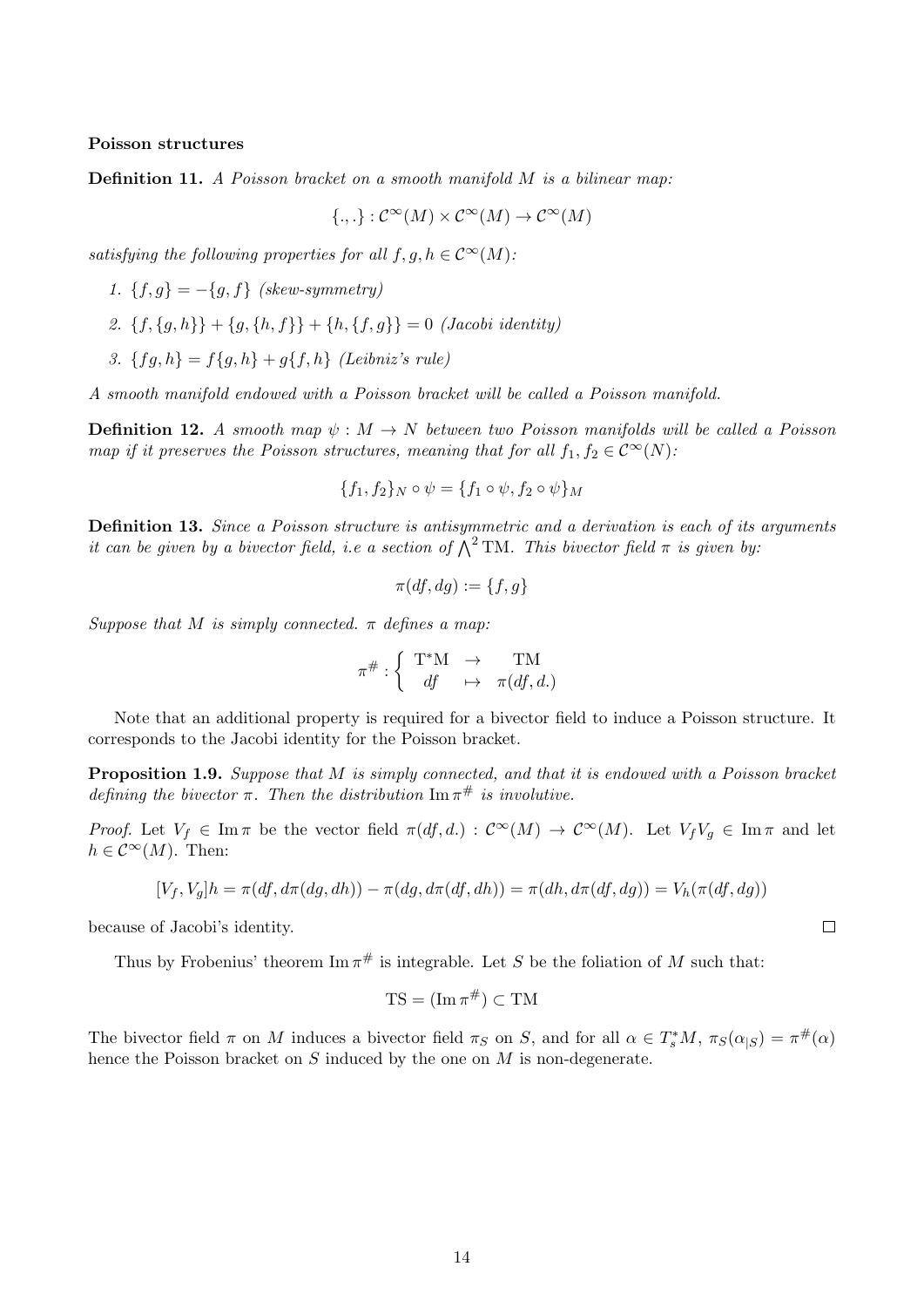**Poisson structures**

**Definition 11.** *A Poisson bracket on a smooth manifold $M$ is a bilinear map:*

$$\{.,.\} : \mathcal{C}^\infty(M) \times \mathcal{C}^\infty(M) \to \mathcal{C}^\infty(M)$$

*satisfying the following properties for all $f, g, h \in \mathcal{C}^\infty(M)$:*

1. $\{f, g\} = -\{g, f\}$ *(skew-symmetry)*
2. $\{f, \{g, h\}\} + \{g, \{h, f\}\} + \{h, \{f, g\}\} = 0$ *(Jacobi identity)*
3. $\{fg, h\} = f\{g, h\} + g\{f, h\}$ *(Leibniz's rule)*

*A smooth manifold endowed with a Poisson bracket will be called a Poisson manifold.*

**Definition 12.** *A smooth map $\psi : M \to N$ between two Poisson manifolds will be called a Poisson map if it preserves the Poisson structures, meaning that for all $f_1, f_2 \in \mathcal{C}^\infty(N)$:*

$$\{f_1, f_2\}_N \circ \psi = \{f_1 \circ \psi, f_2 \circ \psi\}_M$$

**Definition 13.** *Since a Poisson structure is antisymmetric and a derivation is each of its arguments it can be given by a bivector field, i.e a section of $\bigwedge^2 \mathrm{TM}$. This bivector field $\pi$ is given by:*

$$\pi(df, dg) := \{f, g\}$$

*Suppose that $M$ is simply connected. $\pi$ defines a map:*

$$\pi^\# : \left\{ \begin{array}{ccc} \mathrm{T^*M} & \to & \mathrm{TM} \\ df & \mapsto & \pi(df, d.) \end{array} \right.$$

Note that an additional property is required for a bivector field to induce a Poisson structure. It corresponds to the Jacobi identity for the Poisson bracket.

**Proposition 1.9.** *Suppose that $M$ is simply connected, and that it is endowed with a Poisson bracket defining the bivector $\pi$. Then the distribution $\operatorname{Im} \pi^\#$ is involutive.*

*Proof.* Let $V_f \in \operatorname{Im} \pi$ be the vector field $\pi(df, d.) : \mathcal{C}^\infty(M) \to \mathcal{C}^\infty(M)$. Let $V_f V_g \in \operatorname{Im} \pi$ and let $h \in \mathcal{C}^\infty(M)$. Then:

$$[V_f, V_g]h = \pi(df, d\pi(dg, dh)) - \pi(dg, d\pi(df, dh)) = \pi(dh, d\pi(df, dg)) = V_h(\pi(df, dg))$$

because of Jacobi's identity. □

Thus by Frobenius' theorem $\operatorname{Im} \pi^\#$ is integrable. Let $S$ be the foliation of $M$ such that:

$$\mathrm{TS} = (\operatorname{Im} \pi^\#) \subset \mathrm{TM}$$

The bivector field $\pi$ on $M$ induces a bivector field $\pi_S$ on $S$, and for all $\alpha \in T_s^*M$, $\pi_S(\alpha_{|S}) = \pi^\#(\alpha)$ hence the Poisson bracket on $S$ induced by the one on $M$ is non-degenerate.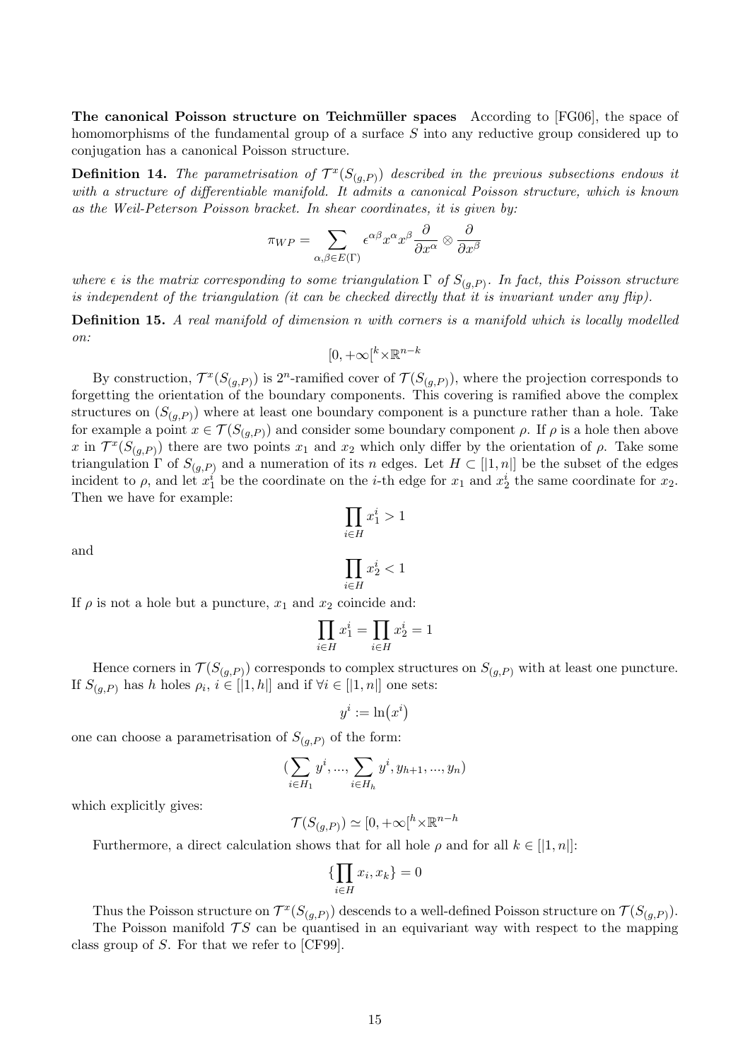**The canonical Poisson structure on Teichmüller spaces** According to [FG06], the space of homomorphisms of the fundamental group of a surface $S$ into any reductive group considered up to conjugation has a canonical Poisson structure.

**Definition 14.** *The parametrisation of $\mathcal{T}^x(S_{(g,P)})$ described in the previous subsections endows it with a structure of differentiable manifold. It admits a canonical Poisson structure, which is known as the Weil-Peterson Poisson bracket. In shear coordinates, it is given by:*

$$\pi_{WP} = \sum_{\alpha,\beta \in E(\Gamma)} \epsilon^{\alpha\beta} x^{\alpha} x^{\beta} \frac{\partial}{\partial x^{\alpha}} \otimes \frac{\partial}{\partial x^{\beta}}$$

*where $\epsilon$ is the matrix corresponding to some triangulation $\Gamma$ of $S_{(g,P)}$. In fact, this Poisson structure is independent of the triangulation (it can be checked directly that it is invariant under any flip).*

**Definition 15.** *A real manifold of dimension $n$ with corners is a manifold which is locally modelled on:*

$$[0, +\infty[^k \times \mathbb{R}^{n-k}$$

By construction, $\mathcal{T}^x(S_{(g,P)})$ is $2^n$-ramified cover of $\mathcal{T}(S_{(g,P)})$, where the projection corresponds to forgetting the orientation of the boundary components. This covering is ramified above the complex structures on $(S_{(g,P)})$ where at least one boundary component is a puncture rather than a hole. Take for example a point $x \in \mathcal{T}(S_{(g,P)})$ and consider some boundary component $\rho$. If $\rho$ is a hole then above $x$ in $\mathcal{T}^x(S_{(g,P)})$ there are two points $x_1$ and $x_2$ which only differ by the orientation of $\rho$. Take some triangulation $\Gamma$ of $S_{(g,P)}$ and a numeration of its $n$ edges. Let $H \subset [|1,n|]$ be the subset of the edges incident to $\rho$, and let $x_1^i$ be the coordinate on the $i$-th edge for $x_1$ and $x_2^i$ the same coordinate for $x_2$. Then we have for example:

$$\prod_{i \in H} x_1^i > 1$$

and

$$\prod_{i \in H} x_2^i < 1$$

If $\rho$ is not a hole but a puncture, $x_1$ and $x_2$ coincide and:

$$\prod_{i \in H} x_1^i = \prod_{i \in H} x_2^i = 1$$

Hence corners in $\mathcal{T}(S_{(g,P)})$ corresponds to complex structures on $S_{(g,P)}$ with at least one puncture. If $S_{(g,P)}$ has $h$ holes $\rho_i$, $i \in [|1,h|]$ and if $\forall i \in [|1,n|]$ one sets:

$$y^i := \ln(x^i)$$

one can choose a parametrisation of $S_{(g,P)}$ of the form:

$$(\sum_{i \in H_1} y^i, ..., \sum_{i \in H_h} y^i, y_{h+1}, ..., y_n)$$

which explicitly gives:

$$\mathcal{T}(S_{(g,P)}) \simeq [0, +\infty[^h \times \mathbb{R}^{n-h}$$

Furthermore, a direct calculation shows that for all hole $\rho$ and for all $k \in [|1,n|]$:

$$\{\prod_{i \in H} x_i, x_k\} = 0$$

Thus the Poisson structure on $\mathcal{T}^x(S_{(g,P)})$ descends to a well-defined Poisson structure on $\mathcal{T}(S_{(g,P)})$.

The Poisson manifold $\mathcal{T}S$ can be quantised in an equivariant way with respect to the mapping class group of $S$. For that we refer to [CF99].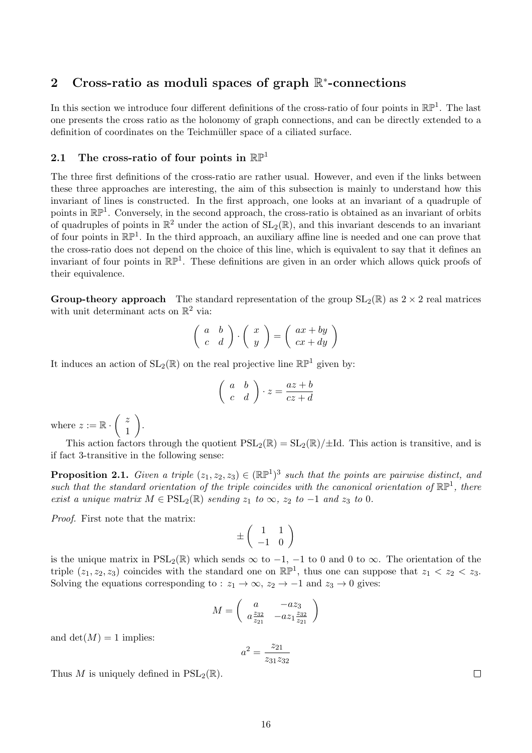## 2 Cross-ratio as moduli spaces of graph $\mathbb{R}^*$-connections

In this section we introduce four different definitions of the cross-ratio of four points in $\mathbb{RP}^1$. The last one presents the cross ratio as the holonomy of graph connections, and can be directly extended to a definition of coordinates on the Teichmüller space of a ciliated surface.

### 2.1 The cross-ratio of four points in $\mathbb{RP}^1$

The three first definitions of the cross-ratio are rather usual. However, and even if the links between these three approaches are interesting, the aim of this subsection is mainly to understand how this invariant of lines is constructed. In the first approach, one looks at an invariant of a quadruple of points in $\mathbb{RP}^1$. Conversely, in the second approach, the cross-ratio is obtained as an invariant of orbits of quadruples of points in $\mathbb{R}^2$ under the action of $\mathrm{SL}_2(\mathbb{R})$, and this invariant descends to an invariant of four points in $\mathbb{RP}^1$. In the third approach, an auxiliary affine line is needed and one can prove that the cross-ratio does not depend on the choice of this line, which is equivalent to say that it defines an invariant of four points in $\mathbb{RP}^1$. These definitions are given in an order which allows quick proofs of their equivalence.

**Group-theory approach** The standard representation of the group $\mathrm{SL}_2(\mathbb{R})$ as $2 \times 2$ real matrices with unit determinant acts on $\mathbb{R}^2$ via:

$$\begin{pmatrix} a & b \\ c & d \end{pmatrix} \cdot \begin{pmatrix} x \\ y \end{pmatrix} = \begin{pmatrix} ax + by \\ cx + dy \end{pmatrix}$$

It induces an action of $\mathrm{SL}_2(\mathbb{R})$ on the real projective line $\mathbb{RP}^1$ given by:

$$\begin{pmatrix} a & b \\ c & d \end{pmatrix} \cdot z = \frac{az + b}{cz + d}$$

where $z := \mathbb{R} \cdot \begin{pmatrix} z \\ 1 \end{pmatrix}$.

This action factors through the quotient $\mathrm{PSL}_2(\mathbb{R}) = \mathrm{SL}_2(\mathbb{R})/\pm\mathrm{Id}$. This action is transitive, and is if fact 3-transitive in the following sense:

**Proposition 2.1.** *Given a triple $(z_1, z_2, z_3) \in (\mathbb{RP}^1)^3$ such that the points are pairwise distinct, and such that the standard orientation of the triple coincides with the canonical orientation of $\mathbb{RP}^1$, there exist a unique matrix $M \in \mathrm{PSL}_2(\mathbb{R})$ sending $z_1$ to $\infty$, $z_2$ to $-1$ and $z_3$ to $0$.*

*Proof.* First note that the matrix:

$$\pm \begin{pmatrix} 1 & 1 \\ -1 & 0 \end{pmatrix}$$

is the unique matrix in $\mathrm{PSL}_2(\mathbb{R})$ which sends $\infty$ to $-1$, $-1$ to $0$ and $0$ to $\infty$. The orientation of the triple $(z_1, z_2, z_3)$ coincides with the standard one on $\mathbb{RP}^1$, thus one can suppose that $z_1 < z_2 < z_3$. Solving the equations corresponding to : $z_1 \to \infty$, $z_2 \to -1$ and $z_3 \to 0$ gives:

$$M = \begin{pmatrix} a & -az_3 \\ a\frac{z_{32}}{z_{21}} & -az_1\frac{z_{32}}{z_{21}} \end{pmatrix}$$

and $\det(M) = 1$ implies:

$$a^2 = \frac{z_{21}}{z_{31}z_{32}}$$

Thus $M$ is uniquely defined in $\mathrm{PSL}_2(\mathbb{R})$. $\square$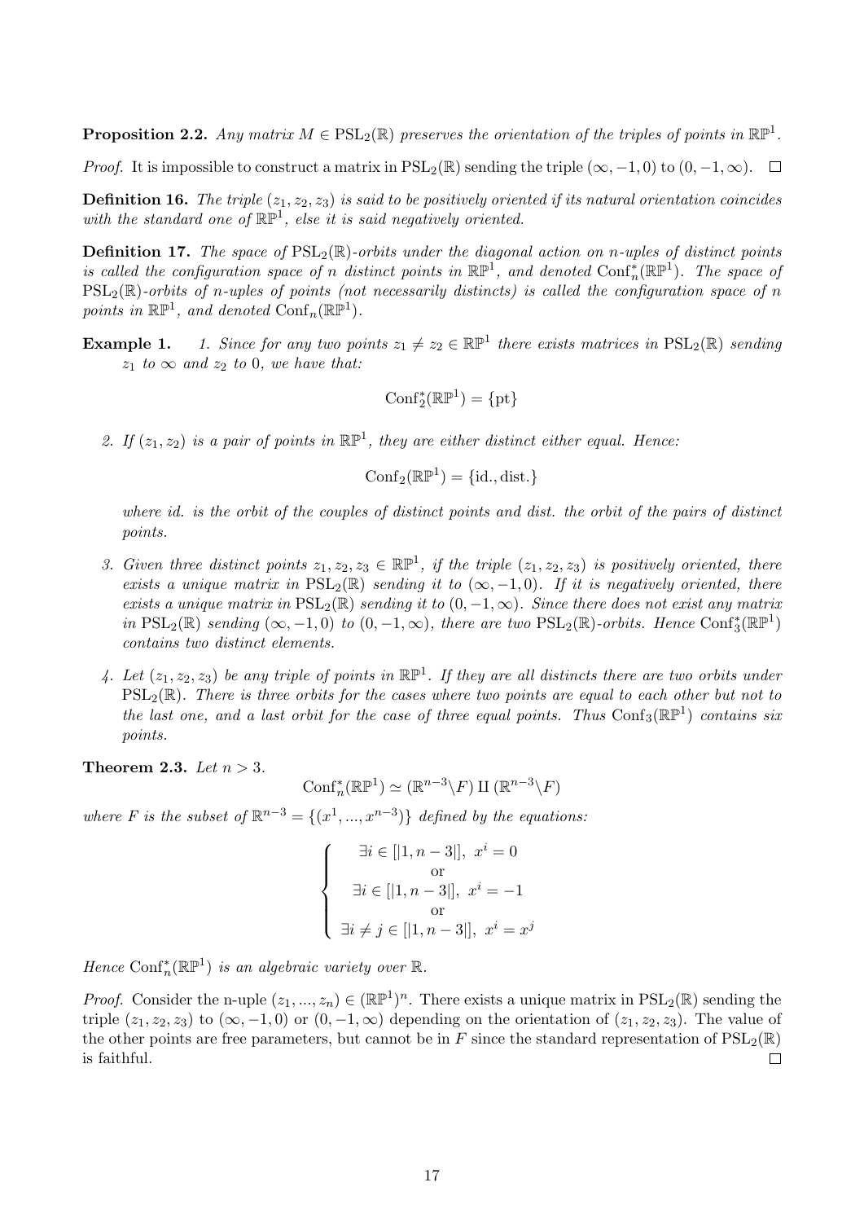**Proposition 2.2.** *Any matrix $M \in \mathrm{PSL}_2(\mathbb{R})$ preserves the orientation of the triples of points in $\mathbb{RP}^1$.*

*Proof.* It is impossible to construct a matrix in $\mathrm{PSL}_2(\mathbb{R})$ sending the triple $(\infty, -1, 0)$ to $(0, -1, \infty)$. $\square$

**Definition 16.** *The triple $(z_1, z_2, z_3)$ is said to be positively oriented if its natural orientation coincides with the standard one of $\mathbb{RP}^1$, else it is said negatively oriented.*

**Definition 17.** *The space of $\mathrm{PSL}_2(\mathbb{R})$-orbits under the diagonal action on n-uples of distinct points is called the configuration space of n distinct points in $\mathbb{RP}^1$, and denoted $\mathrm{Conf}_n^*(\mathbb{RP}^1)$. The space of $\mathrm{PSL}_2(\mathbb{R})$-orbits of n-uples of points (not necessarily distincts) is called the configuration space of n points in $\mathbb{RP}^1$, and denoted $\mathrm{Conf}_n(\mathbb{RP}^1)$.*

**Example 1.**

1. *Since for any two points $z_1 \neq z_2 \in \mathbb{RP}^1$ there exists matrices in $\mathrm{PSL}_2(\mathbb{R})$ sending $z_1$ to $\infty$ and $z_2$ to 0, we have that:*

$$\mathrm{Conf}_2^*(\mathbb{RP}^1) = \{\mathrm{pt}\}$$

2. *If $(z_1, z_2)$ is a pair of points in $\mathbb{RP}^1$, they are either distinct either equal. Hence:*

$$\mathrm{Conf}_2(\mathbb{RP}^1) = \{\mathrm{id.}, \mathrm{dist.}\}$$

*where id. is the orbit of the couples of distinct points and dist. the orbit of the pairs of distinct points.*

3. *Given three distinct points $z_1, z_2, z_3 \in \mathbb{RP}^1$, if the triple $(z_1, z_2, z_3)$ is positively oriented, there exists a unique matrix in $\mathrm{PSL}_2(\mathbb{R})$ sending it to $(\infty, -1, 0)$. If it is negatively oriented, there exists a unique matrix in $\mathrm{PSL}_2(\mathbb{R})$ sending it to $(0, -1, \infty)$. Since there does not exist any matrix in $\mathrm{PSL}_2(\mathbb{R})$ sending $(\infty, -1, 0)$ to $(0, -1, \infty)$, there are two $\mathrm{PSL}_2(\mathbb{R})$-orbits. Hence $\mathrm{Conf}_3^*(\mathbb{RP}^1)$ contains two distinct elements.*

4. *Let $(z_1, z_2, z_3)$ be any triple of points in $\mathbb{RP}^1$. If they are all distincts there are two orbits under $\mathrm{PSL}_2(\mathbb{R})$. There is three orbits for the cases where two points are equal to each other but not to the last one, and a last orbit for the case of three equal points. Thus $\mathrm{Conf}_3(\mathbb{RP}^1)$ contains six points.*

**Theorem 2.3.** *Let $n > 3$.*

$$\mathrm{Conf}_n^*(\mathbb{RP}^1) \simeq (\mathbb{R}^{n-3} \backslash F) \amalg (\mathbb{R}^{n-3} \backslash F)$$

*where $F$ is the subset of $\mathbb{R}^{n-3} = \{(x^1, ..., x^{n-3})\}$ defined by the equations:*

$$\begin{cases} \exists i \in [|1, n-3|],\ x^i = 0 \\ \text{or} \\ \exists i \in [|1, n-3|],\ x^i = -1 \\ \text{or} \\ \exists i \neq j \in [|1, n-3|],\ x^i = x^j \end{cases}$$

*Hence $\mathrm{Conf}_n^*(\mathbb{RP}^1)$ is an algebraic variety over $\mathbb{R}$.*

*Proof.* Consider the n-uple $(z_1, ..., z_n) \in (\mathbb{RP}^1)^n$. There exists a unique matrix in $\mathrm{PSL}_2(\mathbb{R})$ sending the triple $(z_1, z_2, z_3)$ to $(\infty, -1, 0)$ or $(0, -1, \infty)$ depending on the orientation of $(z_1, z_2, z_3)$. The value of the other points are free parameters, but cannot be in $F$ since the standard representation of $\mathrm{PSL}_2(\mathbb{R})$ is faithful. $\square$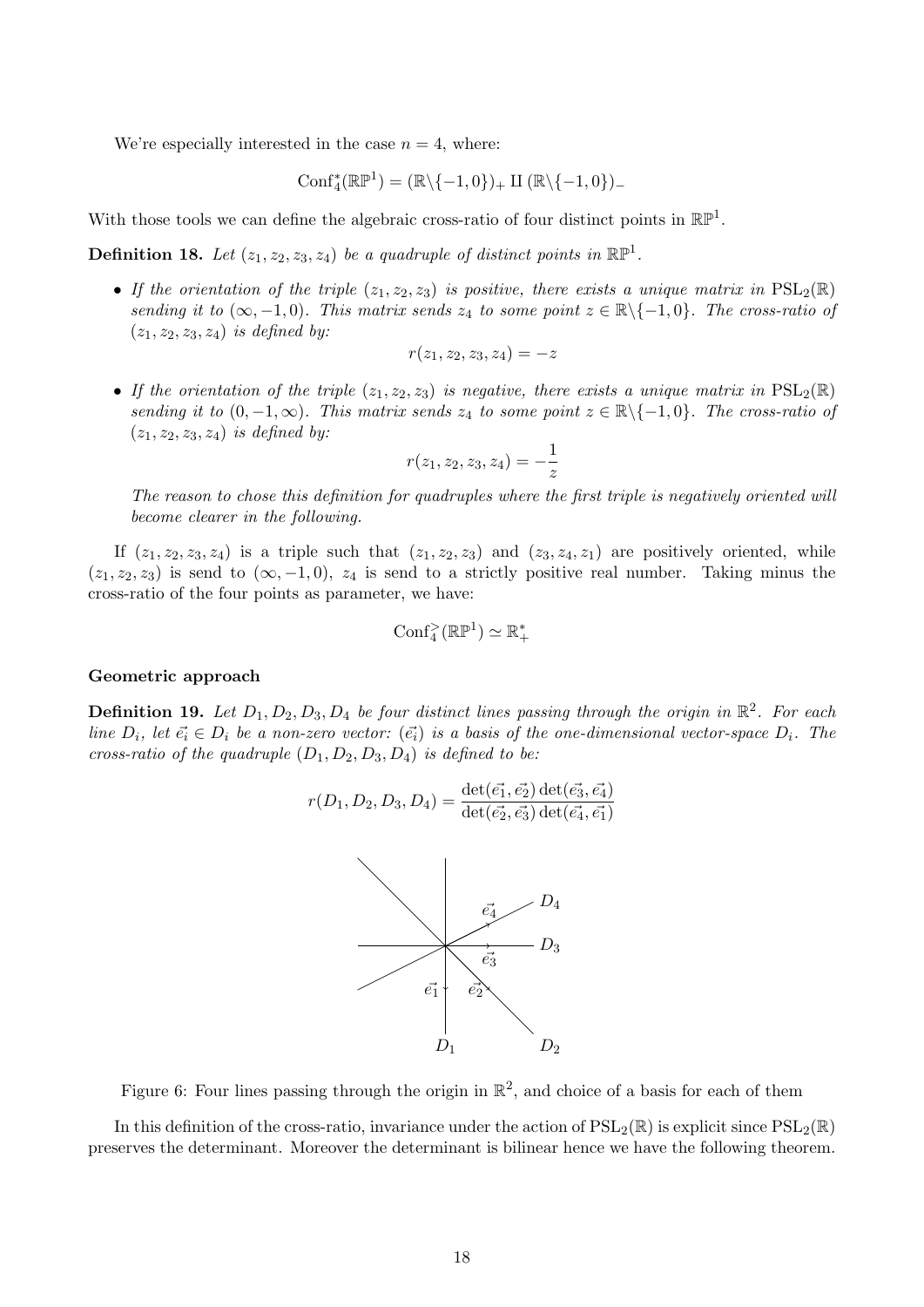We're especially interested in the case $n = 4$, where:

$$\mathrm{Conf}_4^*(\mathbb{RP}^1) = (\mathbb{R}\backslash\{-1,0\})_+ \amalg (\mathbb{R}\backslash\{-1,0\})_-$$

With those tools we can define the algebraic cross-ratio of four distinct points in $\mathbb{RP}^1$.

**Definition 18.** *Let $(z_1, z_2, z_3, z_4)$ be a quadruple of distinct points in $\mathbb{RP}^1$.*

- *If the orientation of the triple $(z_1, z_2, z_3)$ is positive, there exists a unique matrix in $\mathrm{PSL}_2(\mathbb{R})$ sending it to $(\infty, -1, 0)$. This matrix sends $z_4$ to some point $z \in \mathbb{R}\backslash\{-1, 0\}$. The cross-ratio of $(z_1, z_2, z_3, z_4)$ is defined by:*

$$r(z_1, z_2, z_3, z_4) = -z$$

- *If the orientation of the triple $(z_1, z_2, z_3)$ is negative, there exists a unique matrix in $\mathrm{PSL}_2(\mathbb{R})$ sending it to $(0, -1, \infty)$. This matrix sends $z_4$ to some point $z \in \mathbb{R}\backslash\{-1, 0\}$. The cross-ratio of $(z_1, z_2, z_3, z_4)$ is defined by:*

$$r(z_1, z_2, z_3, z_4) = -\frac{1}{z}$$

*The reason to chose this definition for quadruples where the first triple is negatively oriented will become clearer in the following.*

If $(z_1, z_2, z_3, z_4)$ is a triple such that $(z_1, z_2, z_3)$ and $(z_3, z_4, z_1)$ are positively oriented, while $(z_1, z_2, z_3)$ is send to $(\infty, -1, 0)$, $z_4$ is send to a strictly positive real number. Taking minus the cross-ratio of the four points as parameter, we have:

$$\mathrm{Conf}_4^{>}(\mathbb{RP}^1) \simeq \mathbb{R}_+^*$$

#### Geometric approach

**Definition 19.** *Let $D_1, D_2, D_3, D_4$ be four distinct lines passing through the origin in $\mathbb{R}^2$. For each line $D_i$, let $\vec{e_i} \in D_i$ be a non-zero vector: $(\vec{e_i})$ is a basis of the one-dimensional vector-space $D_i$. The cross-ratio of the quadruple $(D_1, D_2, D_3, D_4)$ is defined to be:*

$$r(D_1, D_2, D_3, D_4) = \frac{\det(\vec{e_1}, \vec{e_2}) \det(\vec{e_3}, \vec{e_4})}{\det(\vec{e_2}, \vec{e_3}) \det(\vec{e_4}, \vec{e_1})}$$

Figure 6: Four lines passing through the origin in $\mathbb{R}^2$, and choice of a basis for each of them

In this definition of the cross-ratio, invariance under the action of $\mathrm{PSL}_2(\mathbb{R})$ is explicit since $\mathrm{PSL}_2(\mathbb{R})$ preserves the determinant. Moreover the determinant is bilinear hence we have the following theorem.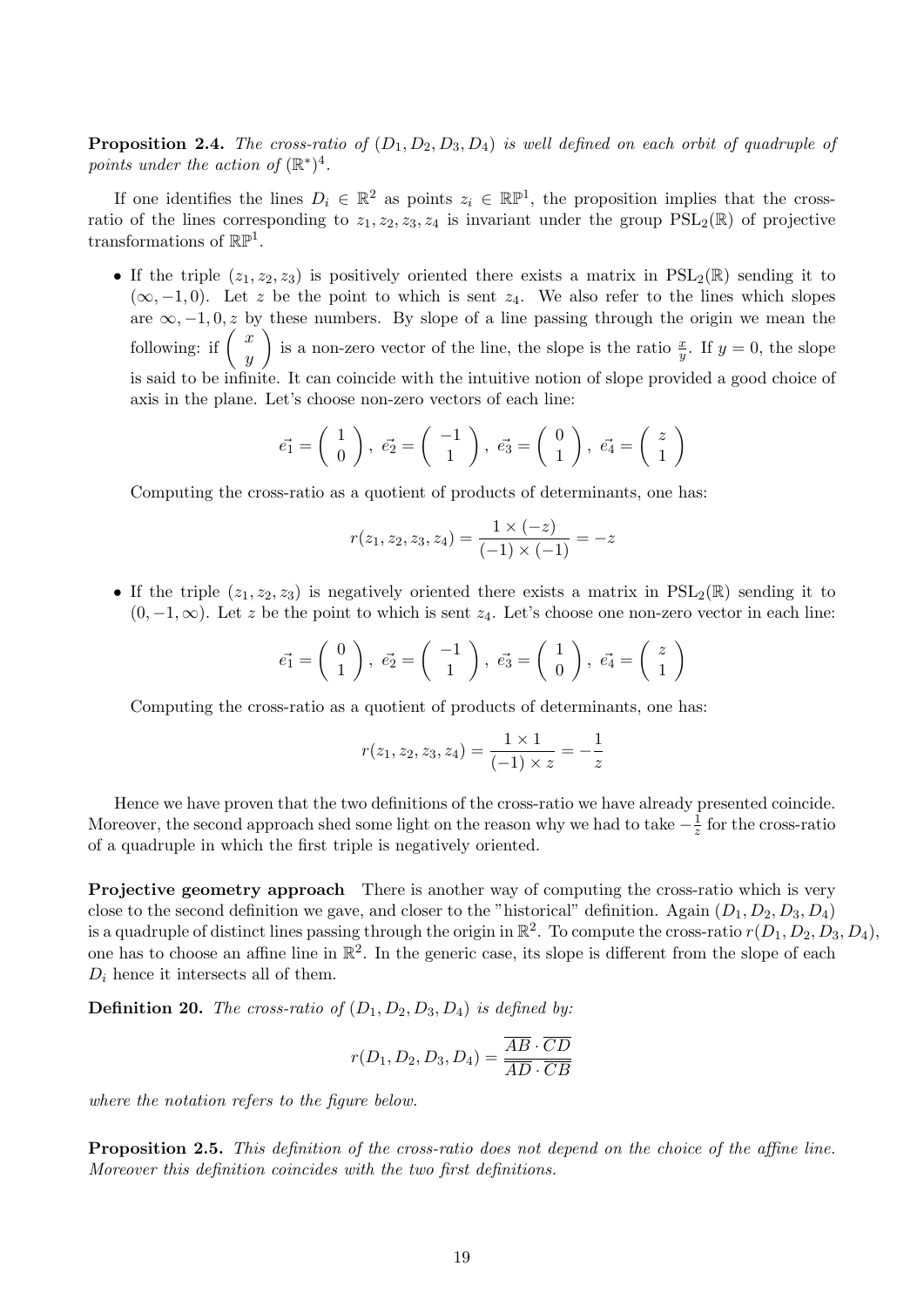**Proposition 2.4.** *The cross-ratio of $(D_1, D_2, D_3, D_4)$ is well defined on each orbit of quadruple of points under the action of $(\mathbb{R}^*)^4$.*

If one identifies the lines $D_i \in \mathbb{R}^2$ as points $z_i \in \mathbb{RP}^1$, the proposition implies that the cross-ratio of the lines corresponding to $z_1, z_2, z_3, z_4$ is invariant under the group $\mathrm{PSL}_2(\mathbb{R})$ of projective transformations of $\mathbb{RP}^1$.

- If the triple $(z_1, z_2, z_3)$ is positively oriented there exists a matrix in $\mathrm{PSL}_2(\mathbb{R})$ sending it to $(\infty, -1, 0)$. Let $z$ be the point to which is sent $z_4$. We also refer to the lines which slopes are $\infty, -1, 0, z$ by these numbers. By slope of a line passing through the origin we mean the following: if $\begin{pmatrix} x \\ y \end{pmatrix}$ is a non-zero vector of the line, the slope is the ratio $\frac{x}{y}$. If $y = 0$, the slope is said to be infinite. It can coincide with the intuitive notion of slope provided a good choice of axis in the plane. Let's choose non-zero vectors of each line:

$$\vec{e_1} = \begin{pmatrix} 1 \\ 0 \end{pmatrix}, \ \vec{e_2} = \begin{pmatrix} -1 \\ 1 \end{pmatrix}, \ \vec{e_3} = \begin{pmatrix} 0 \\ 1 \end{pmatrix}, \ \vec{e_4} = \begin{pmatrix} z \\ 1 \end{pmatrix}$$

  Computing the cross-ratio as a quotient of products of determinants, one has:

$$r(z_1, z_2, z_3, z_4) = \frac{1 \times (-z)}{(-1) \times (-1)} = -z$$

- If the triple $(z_1, z_2, z_3)$ is negatively oriented there exists a matrix in $\mathrm{PSL}_2(\mathbb{R})$ sending it to $(0, -1, \infty)$. Let $z$ be the point to which is sent $z_4$. Let's choose one non-zero vector in each line:

$$\vec{e_1} = \begin{pmatrix} 0 \\ 1 \end{pmatrix}, \ \vec{e_2} = \begin{pmatrix} -1 \\ 1 \end{pmatrix}, \ \vec{e_3} = \begin{pmatrix} 1 \\ 0 \end{pmatrix}, \ \vec{e_4} = \begin{pmatrix} z \\ 1 \end{pmatrix}$$

  Computing the cross-ratio as a quotient of products of determinants, one has:

$$r(z_1, z_2, z_3, z_4) = \frac{1 \times 1}{(-1) \times z} = -\frac{1}{z}$$

Hence we have proven that the two definitions of the cross-ratio we have already presented coincide. Moreover, the second approach shed some light on the reason why we had to take $-\frac{1}{z}$ for the cross-ratio of a quadruple in which the first triple is negatively oriented.

**Projective geometry approach** There is another way of computing the cross-ratio which is very close to the second definition we gave, and closer to the "historical" definition. Again $(D_1, D_2, D_3, D_4)$ is a quadruple of distinct lines passing through the origin in $\mathbb{R}^2$. To compute the cross-ratio $r(D_1, D_2, D_3, D_4)$, one has to choose an affine line in $\mathbb{R}^2$. In the generic case, its slope is different from the slope of each $D_i$ hence it intersects all of them.

**Definition 20.** *The cross-ratio of $(D_1, D_2, D_3, D_4)$ is defined by:*

$$r(D_1, D_2, D_3, D_4) = \frac{\overline{AB} \cdot \overline{CD}}{\overline{AD} \cdot \overline{CB}}$$

*where the notation refers to the figure below.*

**Proposition 2.5.** *This definition of the cross-ratio does not depend on the choice of the affine line. Moreover this definition coincides with the two first definitions.*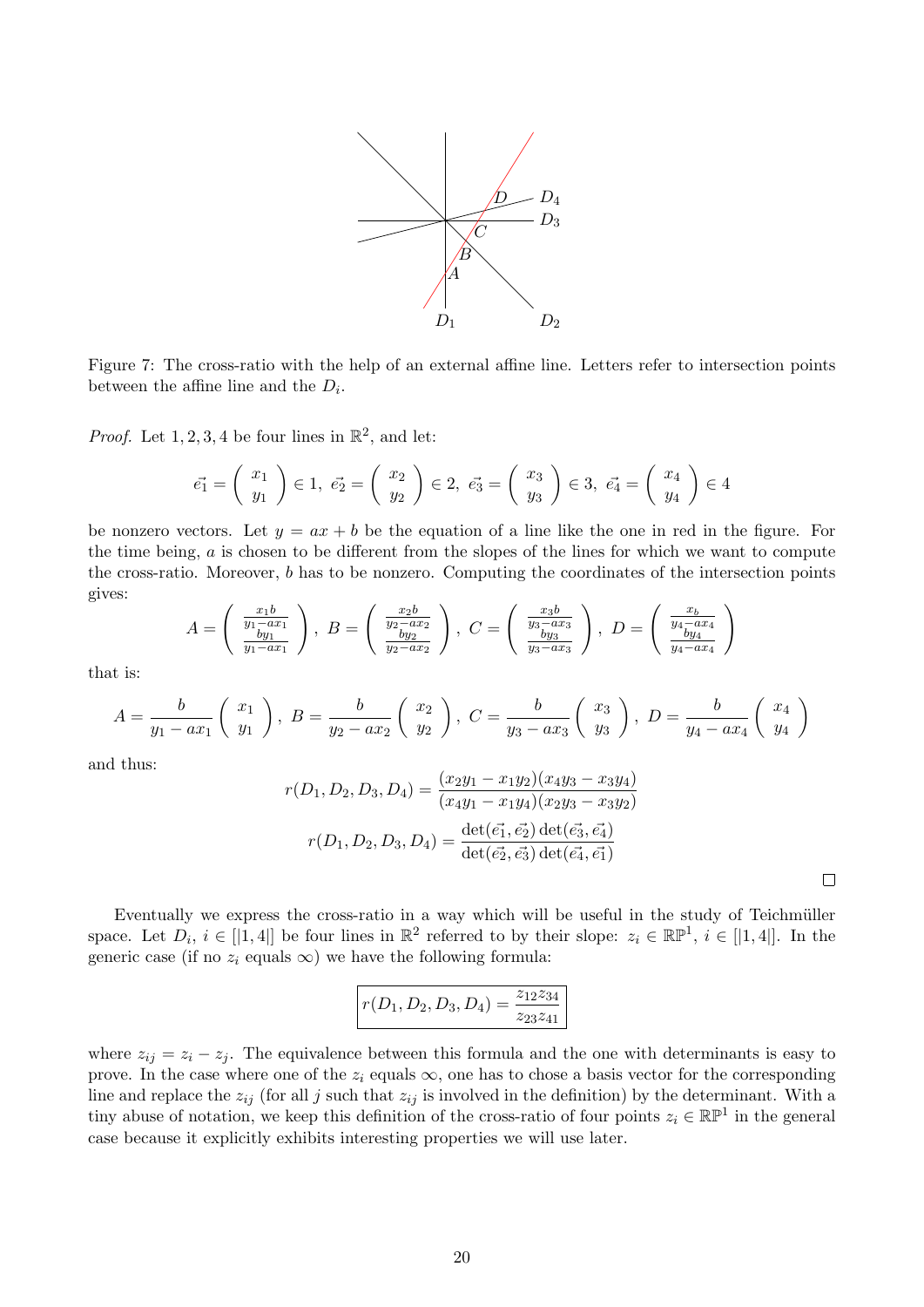Figure 7: The cross-ratio with the help of an external affine line. Letters refer to intersection points between the affine line and the $D_i$.

*Proof.* Let $1, 2, 3, 4$ be four lines in $\mathbb{R}^2$, and let:

$$\vec{e_1} = \begin{pmatrix} x_1 \\ y_1 \end{pmatrix} \in 1,\ \vec{e_2} = \begin{pmatrix} x_2 \\ y_2 \end{pmatrix} \in 2,\ \vec{e_3} = \begin{pmatrix} x_3 \\ y_3 \end{pmatrix} \in 3,\ \vec{e_4} = \begin{pmatrix} x_4 \\ y_4 \end{pmatrix} \in 4$$

be nonzero vectors. Let $y = ax + b$ be the equation of a line like the one in red in the figure. For the time being, $a$ is chosen to be different from the slopes of the lines for which we want to compute the cross-ratio. Moreover, $b$ has to be nonzero. Computing the coordinates of the intersection points gives:

$$A = \begin{pmatrix} \frac{x_1 b}{y_1 - a x_1} \\ \frac{b y_1}{y_1 - a x_1} \end{pmatrix},\ B = \begin{pmatrix} \frac{x_2 b}{y_2 - a x_2} \\ \frac{b y_2}{y_2 - a x_2} \end{pmatrix},\ C = \begin{pmatrix} \frac{x_3 b}{y_3 - a x_3} \\ \frac{b y_3}{y_3 - a x_3} \end{pmatrix},\ D = \begin{pmatrix} \frac{x_b}{y_4 - a x_4} \\ \frac{b y_4}{y_4 - a x_4} \end{pmatrix}$$

that is:

$$A = \frac{b}{y_1 - a x_1} \begin{pmatrix} x_1 \\ y_1 \end{pmatrix},\ B = \frac{b}{y_2 - a x_2} \begin{pmatrix} x_2 \\ y_2 \end{pmatrix},\ C = \frac{b}{y_3 - a x_3} \begin{pmatrix} x_3 \\ y_3 \end{pmatrix},\ D = \frac{b}{y_4 - a x_4} \begin{pmatrix} x_4 \\ y_4 \end{pmatrix}$$

and thus:

$$r(D_1, D_2, D_3, D_4) = \frac{(x_2 y_1 - x_1 y_2)(x_4 y_3 - x_3 y_4)}{(x_4 y_1 - x_1 y_4)(x_2 y_3 - x_3 y_2)}$$

$$r(D_1, D_2, D_3, D_4) = \frac{\det(\vec{e_1}, \vec{e_2}) \det(\vec{e_3}, \vec{e_4})}{\det(\vec{e_2}, \vec{e_3}) \det(\vec{e_4}, \vec{e_1})}$$

$\square$

Eventually we express the cross-ratio in a way which will be useful in the study of Teichmüller space. Let $D_i$, $i \in [|1, 4|]$ be four lines in $\mathbb{R}^2$ referred to by their slope: $z_i \in \mathbb{RP}^1$, $i \in [|1, 4|]$. In the generic case (if no $z_i$ equals $\infty$) we have the following formula:

$$\boxed{r(D_1, D_2, D_3, D_4) = \frac{z_{12} z_{34}}{z_{23} z_{41}}}$$

where $z_{ij} = z_i - z_j$. The equivalence between this formula and the one with determinants is easy to prove. In the case where one of the $z_i$ equals $\infty$, one has to chose a basis vector for the corresponding line and replace the $z_{ij}$ (for all $j$ such that $z_{ij}$ is involved in the definition) by the determinant. With a tiny abuse of notation, we keep this definition of the cross-ratio of four points $z_i \in \mathbb{RP}^1$ in the general case because it explicitly exhibits interesting properties we will use later.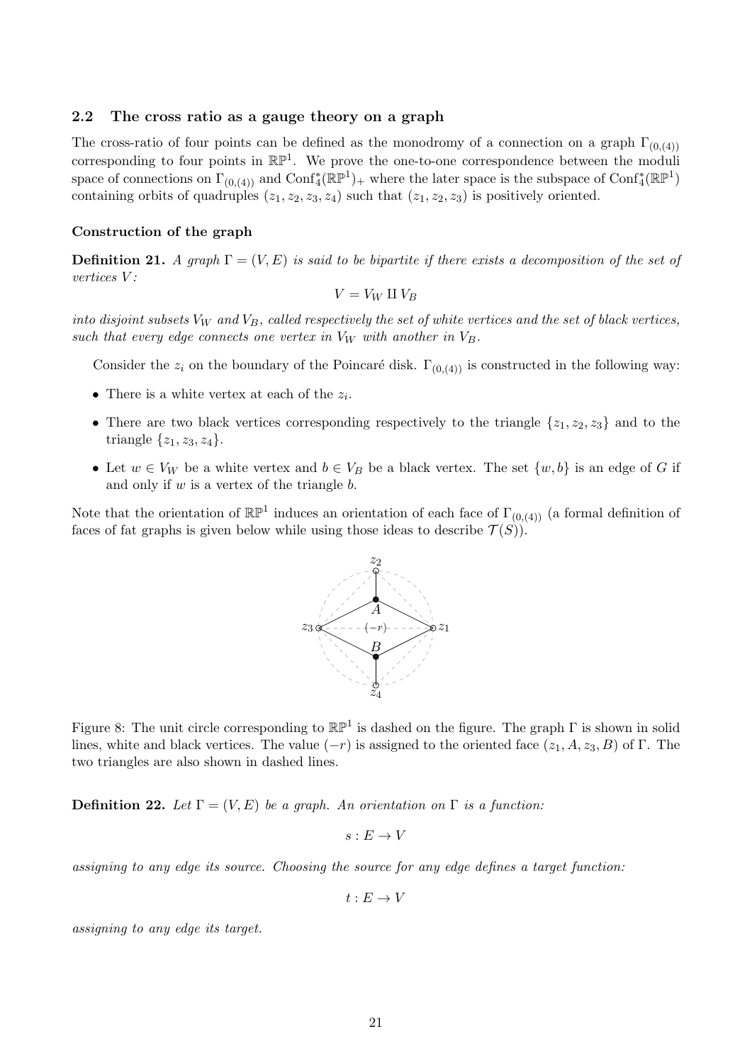### 2.2 The cross ratio as a gauge theory on a graph

The cross-ratio of four points can be defined as the monodromy of a connection on a graph $\Gamma_{(0,(4))}$ corresponding to four points in $\mathbb{RP}^1$. We prove the one-to-one correspondence between the moduli space of connections on $\Gamma_{(0,(4))}$ and $\mathrm{Conf}_4^*(\mathbb{RP}^1)_+$ where the later space is the subspace of $\mathrm{Conf}_4^*(\mathbb{RP}^1)$ containing orbits of quadruples $(z_1, z_2, z_3, z_4)$ such that $(z_1, z_2, z_3)$ is positively oriented.

#### Construction of the graph

**Definition 21.** *A graph $\Gamma = (V, E)$ is said to be bipartite if there exists a decomposition of the set of vertices $V$:*

$$V = V_W \amalg V_B$$

*into disjoint subsets $V_W$ and $V_B$, called respectively the set of white vertices and the set of black vertices, such that every edge connects one vertex in $V_W$ with another in $V_B$.*

Consider the $z_i$ on the boundary of the Poincaré disk. $\Gamma_{(0,(4))}$ is constructed in the following way:

- There is a white vertex at each of the $z_i$.
- There are two black vertices corresponding respectively to the triangle $\{z_1, z_2, z_3\}$ and to the triangle $\{z_1, z_3, z_4\}$.
- Let $w \in V_W$ be a white vertex and $b \in V_B$ be a black vertex. The set $\{w, b\}$ is an edge of $G$ if and only if $w$ is a vertex of the triangle $b$.

Note that the orientation of $\mathbb{RP}^1$ induces an orientation of each face of $\Gamma_{(0,(4))}$ (a formal definition of faces of fat graphs is given below while using those ideas to describe $\mathcal{T}(S)$).

Figure 8: The unit circle corresponding to $\mathbb{RP}^1$ is dashed on the figure. The graph $\Gamma$ is shown in solid lines, white and black vertices. The value $(-r)$ is assigned to the oriented face $(z_1, A, z_3, B)$ of $\Gamma$. The two triangles are also shown in dashed lines.

**Definition 22.** *Let $\Gamma = (V, E)$ be a graph. An orientation on $\Gamma$ is a function:*

$$s : E \to V$$

*assigning to any edge its source. Choosing the source for any edge defines a target function:*

$$t : E \to V$$

*assigning to any edge its target.*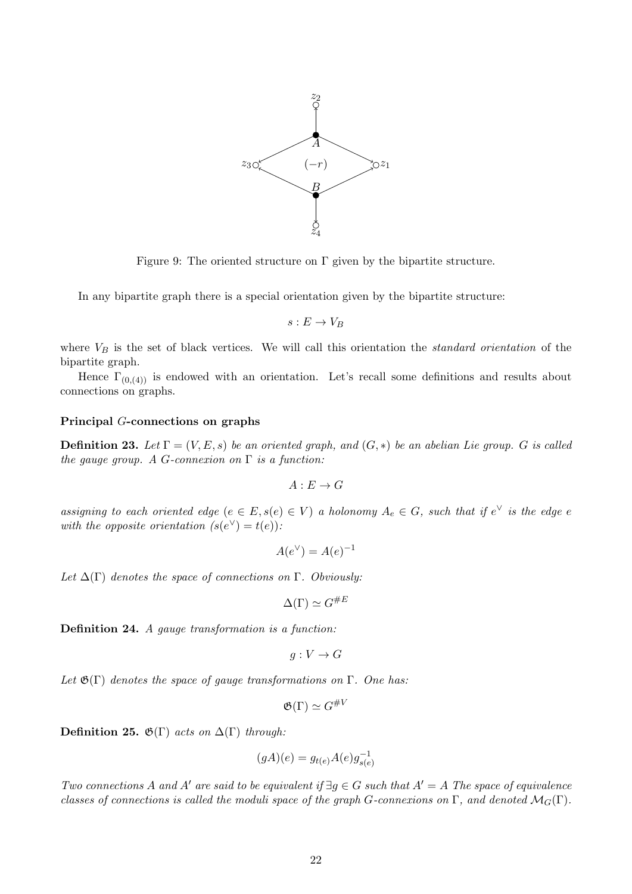Figure 9: The oriented structure on $\Gamma$ given by the bipartite structure.

In any bipartite graph there is a special orientation given by the bipartite structure:

$$s : E \to V_B$$

where $V_B$ is the set of black vertices. We will call this orientation the *standard orientation* of the bipartite graph.

Hence $\Gamma_{(0,(4))}$ is endowed with an orientation. Let's recall some definitions and results about connections on graphs.

**Principal $G$-connections on graphs**

**Definition 23.** *Let $\Gamma = (V, E, s)$ be an oriented graph, and $(G, *)$ be an abelian Lie group. $G$ is called the gauge group. A $G$-connexion on $\Gamma$ is a function:*

$$A : E \to G$$

*assigning to each oriented edge ($e \in E, s(e) \in V$) a holonomy $A_e \in G$, such that if $e^\vee$ is the edge $e$ with the opposite orientation ($s(e^\vee) = t(e)$):*

$$A(e^\vee) = A(e)^{-1}$$

*Let $\Delta(\Gamma)$ denotes the space of connections on $\Gamma$. Obviously:*

$$\Delta(\Gamma) \simeq G^{\# E}$$

**Definition 24.** *A gauge transformation is a function:*

$$g : V \to G$$

*Let $\mathfrak{G}(\Gamma)$ denotes the space of gauge transformations on $\Gamma$. One has:*

$$\mathfrak{G}(\Gamma) \simeq G^{\# V}$$

**Definition 25.** *$\mathfrak{G}(\Gamma)$ acts on $\Delta(\Gamma)$ through:*

$$(gA)(e) = g_{t(e)} A(e) g_{s(e)}^{-1}$$

*Two connections $A$ and $A'$ are said to be equivalent if $\exists g \in G$ such that $A' = A$ The space of equivalence classes of connections is called the moduli space of the graph $G$-connexions on $\Gamma$, and denoted $\mathcal{M}_G(\Gamma)$.*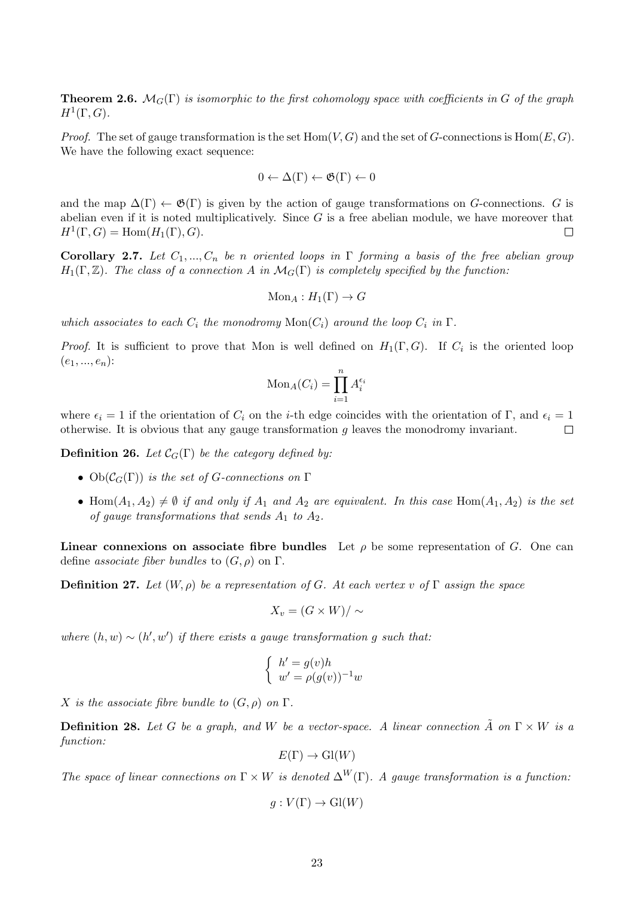**Theorem 2.6.** *$\mathcal{M}_G(\Gamma)$ is isomorphic to the first cohomology space with coefficients in $G$ of the graph $H^1(\Gamma, G)$.*

*Proof.* The set of gauge transformation is the set $\mathrm{Hom}(V, G)$ and the set of $G$-connections is $\mathrm{Hom}(E, G)$. We have the following exact sequence:

$$0 \leftarrow \Delta(\Gamma) \leftarrow \mathfrak{G}(\Gamma) \leftarrow 0$$

and the map $\Delta(\Gamma) \leftarrow \mathfrak{G}(\Gamma)$ is given by the action of gauge transformations on $G$-connections. $G$ is abelian even if it is noted multiplicatively. Since $G$ is a free abelian module, we have moreover that $H^1(\Gamma, G) = \mathrm{Hom}(H_1(\Gamma), G)$. $\square$

**Corollary 2.7.** *Let $C_1, ..., C_n$ be $n$ oriented loops in $\Gamma$ forming a basis of the free abelian group $H_1(\Gamma, \mathbb{Z})$. The class of a connection $A$ in $\mathcal{M}_G(\Gamma)$ is completely specified by the function:*

$$\mathrm{Mon}_A : H_1(\Gamma) \to G$$

*which associates to each $C_i$ the monodromy $\mathrm{Mon}(C_i)$ around the loop $C_i$ in $\Gamma$.*

*Proof.* It is sufficient to prove that Mon is well defined on $H_1(\Gamma, G)$. If $C_i$ is the oriented loop $(e_1, ..., e_n)$:

$$\mathrm{Mon}_A(C_i) = \prod_{i=1}^{n} A_i^{\epsilon_i}$$

where $\epsilon_i = 1$ if the orientation of $C_i$ on the $i$-th edge coincides with the orientation of $\Gamma$, and $\epsilon_i = 1$ otherwise. It is obvious that any gauge transformation $g$ leaves the monodromy invariant. $\square$

**Definition 26.** *Let $\mathcal{C}_G(\Gamma)$ be the category defined by:*

- *$\mathrm{Ob}(\mathcal{C}_G(\Gamma))$ is the set of $G$-connections on $\Gamma$*
- *$\mathrm{Hom}(A_1, A_2) \neq \emptyset$ if and only if $A_1$ and $A_2$ are equivalent. In this case $\mathrm{Hom}(A_1, A_2)$ is the set of gauge transformations that sends $A_1$ to $A_2$.*

**Linear connexions on associate fibre bundles** Let $\rho$ be some representation of $G$. One can define *associate fiber bundles* to $(G, \rho)$ on $\Gamma$.

**Definition 27.** *Let $(W, \rho)$ be a representation of $G$. At each vertex $v$ of $\Gamma$ assign the space*

$$X_v = (G \times W)/\sim$$

*where $(h, w) \sim (h', w')$ if there exists a gauge transformation $g$ such that:*

$$\begin{cases} h' = g(v)h \\ w' = \rho(g(v))^{-1}w \end{cases}$$

*$X$ is the associate fibre bundle to $(G, \rho)$ on $\Gamma$.*

**Definition 28.** *Let $G$ be a graph, and $W$ be a vector-space. A linear connection $\tilde{A}$ on $\Gamma \times W$ is a function:*

$$E(\Gamma) \to \mathrm{Gl}(W)$$

*The space of linear connections on $\Gamma \times W$ is denoted $\Delta^W(\Gamma)$. A gauge transformation is a function:*

$$g : V(\Gamma) \to \mathrm{Gl}(W)$$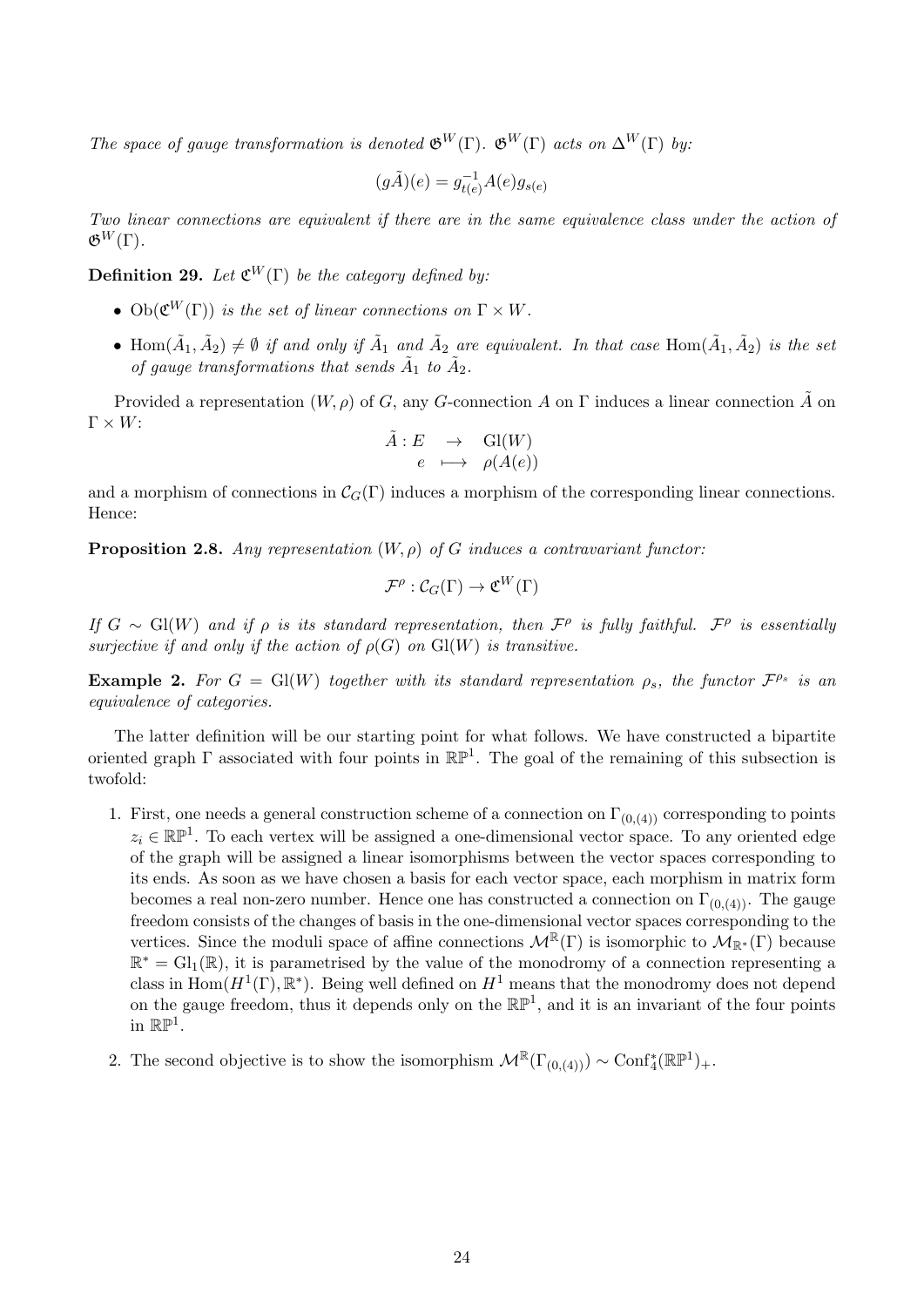*The space of gauge transformation is denoted* $\mathfrak{G}^W(\Gamma)$. $\mathfrak{G}^W(\Gamma)$ *acts on* $\Delta^W(\Gamma)$ *by:*

$$(g\tilde{A})(e) = g_{t(e)}^{-1} A(e) g_{s(e)}$$

*Two linear connections are equivalent if there are in the same equivalence class under the action of* $\mathfrak{G}^W(\Gamma)$.

**Definition 29.** *Let* $\mathfrak{C}^W(\Gamma)$ *be the category defined by:*

- $\mathrm{Ob}(\mathfrak{C}^W(\Gamma))$ *is the set of linear connections on* $\Gamma \times W$.
- $\mathrm{Hom}(\tilde{A}_1, \tilde{A}_2) \neq \emptyset$ *if and only if* $\tilde{A}_1$ *and* $\tilde{A}_2$ *are equivalent. In that case* $\mathrm{Hom}(\tilde{A}_1, \tilde{A}_2)$ *is the set of gauge transformations that sends* $\tilde{A}_1$ *to* $\tilde{A}_2$.

Provided a representation $(W, \rho)$ of $G$, any $G$-connection $A$ on $\Gamma$ induces a linear connection $\tilde{A}$ on $\Gamma \times W$:

$$\begin{array}{rcl} \tilde{A} : E & \to & \mathrm{Gl}(W) \\ e & \longmapsto & \rho(A(e)) \end{array}$$

and a morphism of connections in $\mathcal{C}_G(\Gamma)$ induces a morphism of the corresponding linear connections. Hence:

**Proposition 2.8.** *Any representation* $(W, \rho)$ *of* $G$ *induces a contravariant functor:*

$$\mathcal{F}^\rho : \mathcal{C}_G(\Gamma) \to \mathfrak{C}^W(\Gamma)$$

*If* $G \sim \mathrm{Gl}(W)$ *and if* $\rho$ *is its standard representation, then* $\mathcal{F}^\rho$ *is fully faithful.* $\mathcal{F}^\rho$ *is essentially surjective if and only if the action of* $\rho(G)$ *on* $\mathrm{Gl}(W)$ *is transitive.*

**Example 2.** *For* $G = \mathrm{Gl}(W)$ *together with its standard representation* $\rho_s$*, the functor* $\mathcal{F}^{\rho_s}$ *is an equivalence of categories.*

The latter definition will be our starting point for what follows. We have constructed a bipartite oriented graph $\Gamma$ associated with four points in $\mathbb{RP}^1$. The goal of the remaining of this subsection is twofold:

1. First, one needs a general construction scheme of a connection on $\Gamma_{(0,(4))}$ corresponding to points $z_i \in \mathbb{RP}^1$. To each vertex will be assigned a one-dimensional vector space. To any oriented edge of the graph will be assigned a linear isomorphisms between the vector spaces corresponding to its ends. As soon as we have chosen a basis for each vector space, each morphism in matrix form becomes a real non-zero number. Hence one has constructed a connection on $\Gamma_{(0,(4))}$. The gauge freedom consists of the changes of basis in the one-dimensional vector spaces corresponding to the vertices. Since the moduli space of affine connections $\mathcal{M}^{\mathbb{R}}(\Gamma)$ is isomorphic to $\mathcal{M}_{\mathbb{R}^*}(\Gamma)$ because $\mathbb{R}^* = \mathrm{Gl}_1(\mathbb{R})$, it is parametrised by the value of the monodromy of a connection representing a class in $\mathrm{Hom}(H^1(\Gamma), \mathbb{R}^*)$. Being well defined on $H^1$ means that the monodromy does not depend on the gauge freedom, thus it depends only on the $\mathbb{RP}^1$, and it is an invariant of the four points in $\mathbb{RP}^1$.
2. The second objective is to show the isomorphism $\mathcal{M}^{\mathbb{R}}(\Gamma_{(0,(4))}) \sim \mathrm{Conf}_4^*(\mathbb{RP}^1)_+$.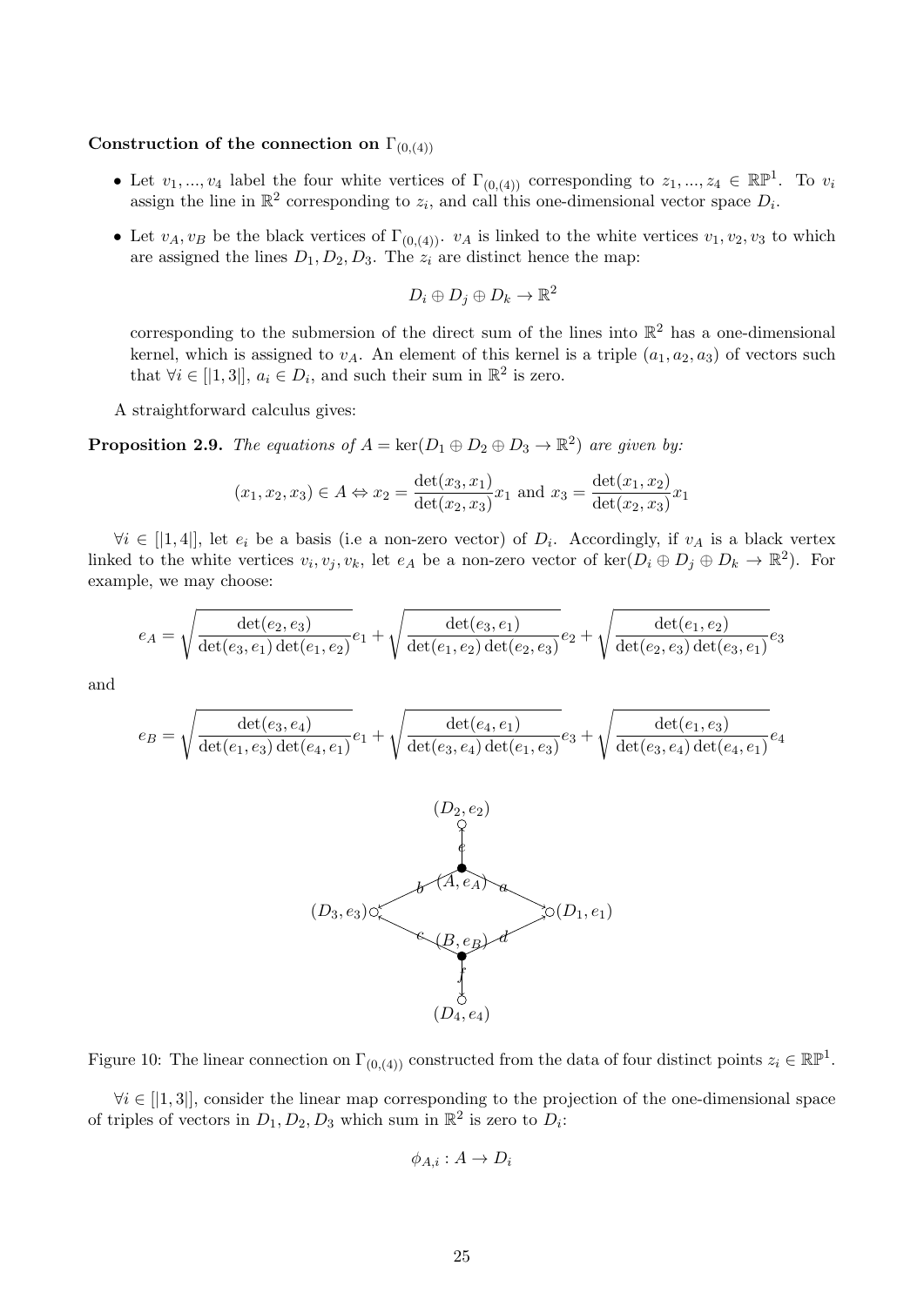**Construction of the connection on $\Gamma_{(0,(4))}$**

- Let $v_1, ..., v_4$ label the four white vertices of $\Gamma_{(0,(4))}$ corresponding to $z_1, ..., z_4 \in \mathbb{RP}^1$. To $v_i$ assign the line in $\mathbb{R}^2$ corresponding to $z_i$, and call this one-dimensional vector space $D_i$.
- Let $v_A, v_B$ be the black vertices of $\Gamma_{(0,(4))}$. $v_A$ is linked to the white vertices $v_1, v_2, v_3$ to which are assigned the lines $D_1, D_2, D_3$. The $z_i$ are distinct hence the map:

$$D_i \oplus D_j \oplus D_k \to \mathbb{R}^2$$

corresponding to the submersion of the direct sum of the lines into $\mathbb{R}^2$ has a one-dimensional kernel, which is assigned to $v_A$. An element of this kernel is a triple $(a_1, a_2, a_3)$ of vectors such that $\forall i \in [|1, 3|]$, $a_i \in D_i$, and such their sum in $\mathbb{R}^2$ is zero.

A straightforward calculus gives:

**Proposition 2.9.** *The equations of $A = \ker(D_1 \oplus D_2 \oplus D_3 \to \mathbb{R}^2)$ are given by:*

$$(x_1, x_2, x_3) \in A \Leftrightarrow x_2 = \frac{\det(x_3, x_1)}{\det(x_2, x_3)} x_1 \text{ and } x_3 = \frac{\det(x_1, x_2)}{\det(x_2, x_3)} x_1$$

$\forall i \in [|1, 4|]$, let $e_i$ be a basis (i.e a non-zero vector) of $D_i$. Accordingly, if $v_A$ is a black vertex linked to the white vertices $v_i, v_j, v_k$, let $e_A$ be a non-zero vector of $\ker(D_i \oplus D_j \oplus D_k \to \mathbb{R}^2)$. For example, we may choose:

$$e_A = \sqrt{\frac{\det(e_2, e_3)}{\det(e_3, e_1)\det(e_1, e_2)}} e_1 + \sqrt{\frac{\det(e_3, e_1)}{\det(e_1, e_2)\det(e_2, e_3)}} e_2 + \sqrt{\frac{\det(e_1, e_2)}{\det(e_2, e_3)\det(e_3, e_1)}} e_3$$

and

$$e_B = \sqrt{\frac{\det(e_3, e_4)}{\det(e_1, e_3)\det(e_4, e_1)}} e_1 + \sqrt{\frac{\det(e_4, e_1)}{\det(e_3, e_4)\det(e_1, e_3)}} e_3 + \sqrt{\frac{\det(e_1, e_3)}{\det(e_3, e_4)\det(e_4, e_1)}} e_4$$

Figure 10: The linear connection on $\Gamma_{(0,(4))}$ constructed from the data of four distinct points $z_i \in \mathbb{RP}^1$.

$\forall i \in [|1, 3|]$, consider the linear map corresponding to the projection of the one-dimensional space of triples of vectors in $D_1, D_2, D_3$ which sum in $\mathbb{R}^2$ is zero to $D_i$:

$$\phi_{A,i} : A \to D_i$$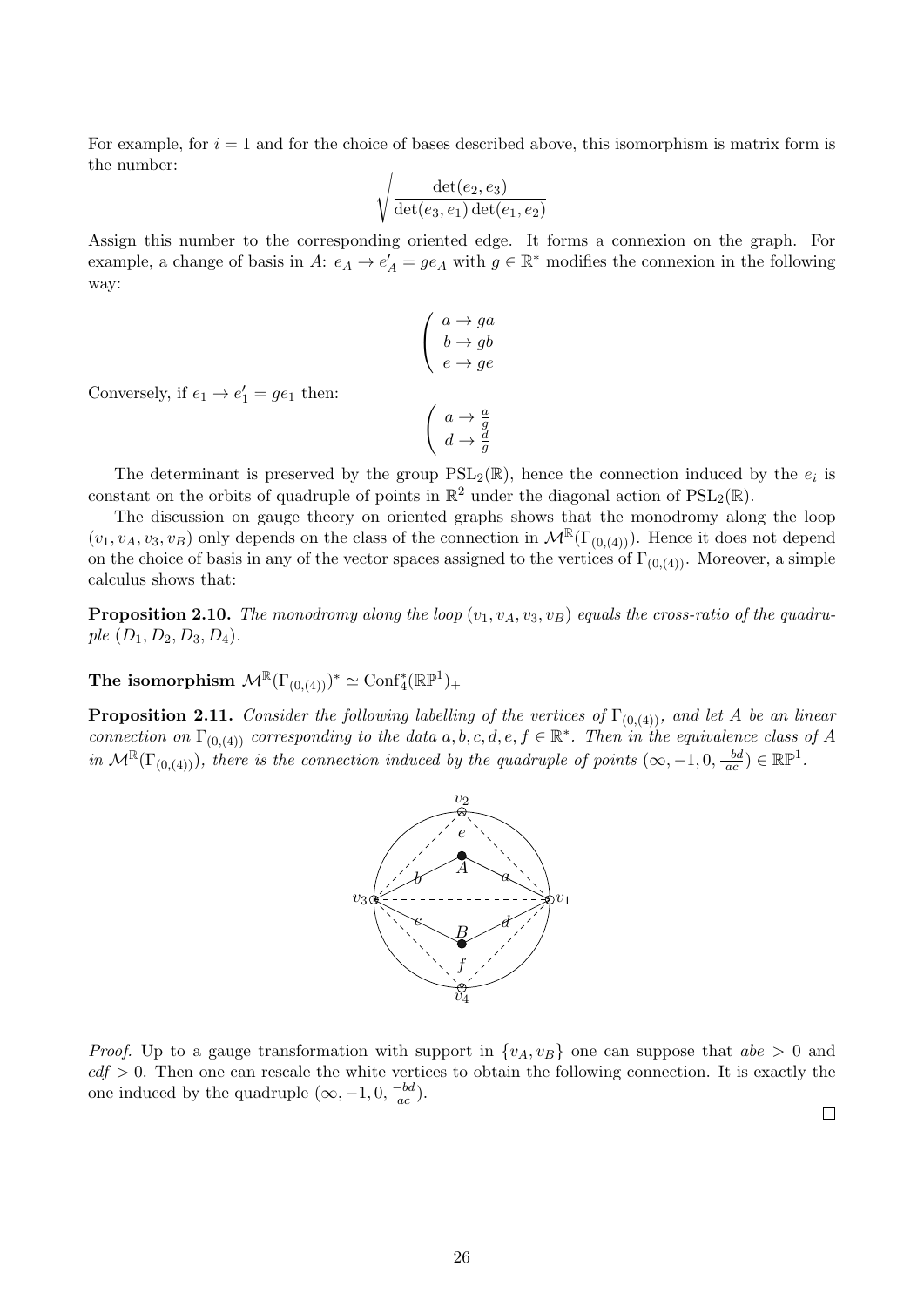For example, for $i = 1$ and for the choice of bases described above, this isomorphism is matrix form is the number:

$$\sqrt{\frac{\det(e_2, e_3)}{\det(e_3, e_1)\det(e_1, e_2)}}$$

Assign this number to the corresponding oriented edge. It forms a connexion on the graph. For example, a change of basis in $A$: $e_A \to e'_A = ge_A$ with $g \in \mathbb{R}^*$ modifies the connexion in the following way:

$$\left( \begin{array}{l} a \to ga \\ b \to gb \\ e \to ge \end{array} \right.$$

Conversely, if $e_1 \to e'_1 = ge_1$ then:

$$\left( \begin{array}{l} a \to \frac{a}{g} \\ d \to \frac{d}{g} \end{array} \right.$$

The determinant is preserved by the group $\mathrm{PSL}_2(\mathbb{R})$, hence the connection induced by the $e_i$ is constant on the orbits of quadruple of points in $\mathbb{R}^2$ under the diagonal action of $\mathrm{PSL}_2(\mathbb{R})$.

The discussion on gauge theory on oriented graphs shows that the monodromy along the loop $(v_1, v_A, v_3, v_B)$ only depends on the class of the connection in $\mathcal{M}^{\mathbb{R}}(\Gamma_{(0,(4))})$. Hence it does not depend on the choice of basis in any of the vector spaces assigned to the vertices of $\Gamma_{(0,(4))}$. Moreover, a simple calculus shows that:

**Proposition 2.10.** *The monodromy along the loop $(v_1, v_A, v_3, v_B)$ equals the cross-ratio of the quadruple $(D_1, D_2, D_3, D_4)$.*

**The isomorphism $\mathcal{M}^{\mathbb{R}}(\Gamma_{(0,(4))})^* \simeq \mathrm{Conf}_4^*(\mathbb{RP}^1)_+$**

**Proposition 2.11.** *Consider the following labelling of the vertices of $\Gamma_{(0,(4))}$, and let $A$ be an linear connection on $\Gamma_{(0,(4))}$ corresponding to the data $a, b, c, d, e, f \in \mathbb{R}^*$. Then in the equivalence class of $A$ in $\mathcal{M}^{\mathbb{R}}(\Gamma_{(0,(4))})$, there is the connection induced by the quadruple of points $(\infty, -1, 0, \frac{-bd}{ac}) \in \mathbb{RP}^1$.*

*Proof.* Up to a gauge transformation with support in $\{v_A, v_B\}$ one can suppose that $abe > 0$ and $cdf > 0$. Then one can rescale the white vertices to obtain the following connection. It is exactly the one induced by the quadruple $(\infty, -1, 0, \frac{-bd}{ac})$.

□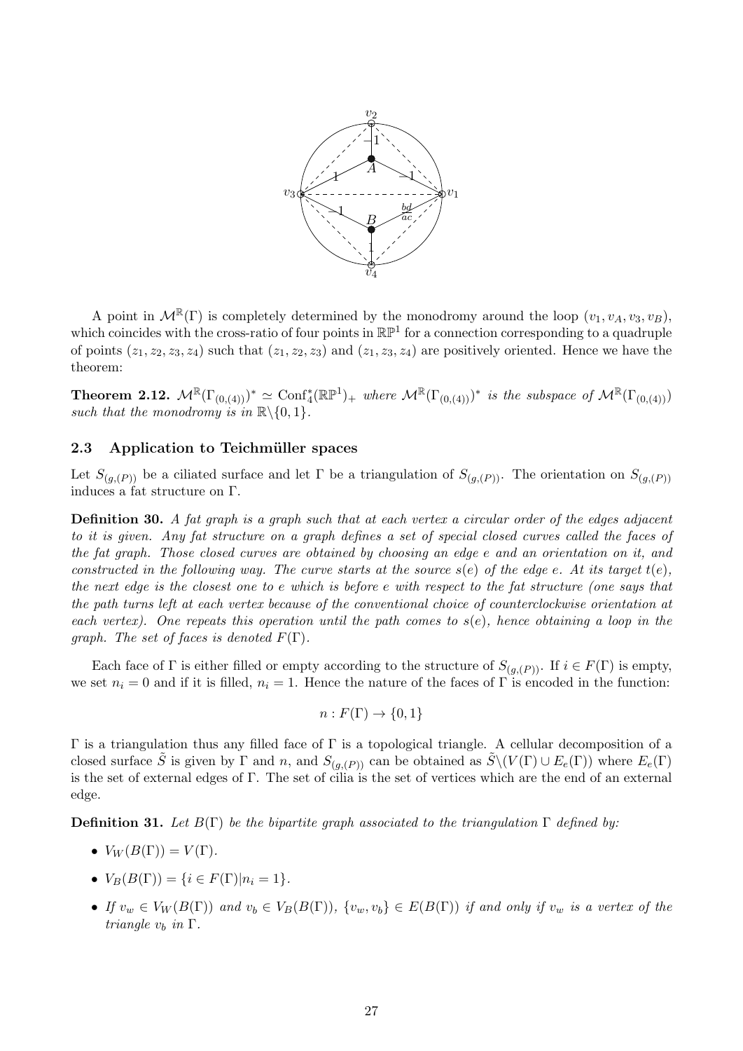A point in $\mathcal{M}^{\mathbb{R}}(\Gamma)$ is completely determined by the monodromy around the loop $(v_1, v_A, v_3, v_B)$, which coincides with the cross-ratio of four points in $\mathbb{RP}^1$ for a connection corresponding to a quadruple of points $(z_1, z_2, z_3, z_4)$ such that $(z_1, z_2, z_3)$ and $(z_1, z_3, z_4)$ are positively oriented. Hence we have the theorem:

**Theorem 2.12.** *$\mathcal{M}^{\mathbb{R}}(\Gamma_{(0,(4))})^* \simeq \mathrm{Conf}_4^*(\mathbb{RP}^1)_+$ where $\mathcal{M}^{\mathbb{R}}(\Gamma_{(0,(4))})^*$ is the subspace of $\mathcal{M}^{\mathbb{R}}(\Gamma_{(0,(4))})$ such that the monodromy is in $\mathbb{R}\backslash\{0,1\}$.*

### 2.3 Application to Teichmüller spaces

Let $S_{(g,(P))}$ be a ciliated surface and let $\Gamma$ be a triangulation of $S_{(g,(P))}$. The orientation on $S_{(g,(P))}$ induces a fat structure on $\Gamma$.

**Definition 30.** *A fat graph is a graph such that at each vertex a circular order of the edges adjacent to it is given. Any fat structure on a graph defines a set of special closed curves called the faces of the fat graph. Those closed curves are obtained by choosing an edge $e$ and an orientation on it, and constructed in the following way. The curve starts at the source $s(e)$ of the edge $e$. At its target $t(e)$, the next edge is the closest one to $e$ which is before $e$ with respect to the fat structure (one says that the path turns left at each vertex because of the conventional choice of counterclockwise orientation at each vertex). One repeats this operation until the path comes to $s(e)$, hence obtaining a loop in the graph. The set of faces is denoted $F(\Gamma)$.*

Each face of $\Gamma$ is either filled or empty according to the structure of $S_{(g,(P))}$. If $i \in F(\Gamma)$ is empty, we set $n_i = 0$ and if it is filled, $n_i = 1$. Hence the nature of the faces of $\Gamma$ is encoded in the function:

$$n : F(\Gamma) \to \{0, 1\}$$

$\Gamma$ is a triangulation thus any filled face of $\Gamma$ is a topological triangle. A cellular decomposition of a closed surface $\tilde{S}$ is given by $\Gamma$ and $n$, and $S_{(g,(P))}$ can be obtained as $\tilde{S}\backslash(V(\Gamma) \cup E_e(\Gamma))$ where $E_e(\Gamma)$ is the set of external edges of $\Gamma$. The set of cilia is the set of vertices which are the end of an external edge.

**Definition 31.** *Let $B(\Gamma)$ be the bipartite graph associated to the triangulation $\Gamma$ defined by:*

- *$V_W(B(\Gamma)) = V(\Gamma)$.*
- *$V_B(B(\Gamma)) = \{i \in F(\Gamma) | n_i = 1\}$.*
- *If $v_w \in V_W(B(\Gamma))$ and $v_b \in V_B(B(\Gamma))$, $\{v_w, v_b\} \in E(B(\Gamma))$ if and only if $v_w$ is a vertex of the triangle $v_b$ in $\Gamma$.*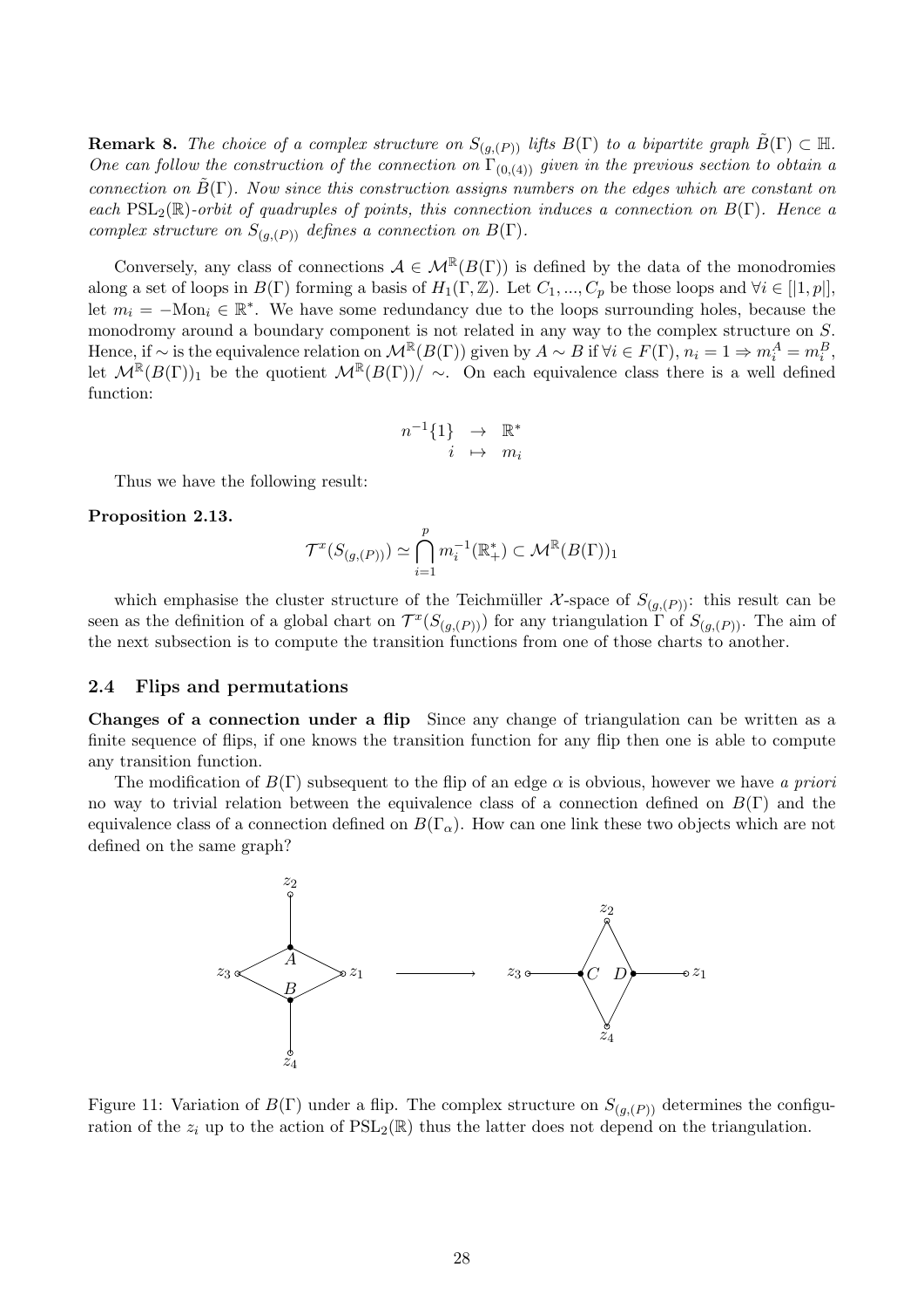**Remark 8.** *The choice of a complex structure on $S_{(g,(P))}$ lifts $B(\Gamma)$ to a bipartite graph $\tilde{B}(\Gamma) \subset \mathbb{H}$. One can follow the construction of the connection on $\Gamma_{(0,(4))}$ given in the previous section to obtain a connection on $\tilde{B}(\Gamma)$. Now since this construction assigns numbers on the edges which are constant on each $\mathrm{PSL}_2(\mathbb{R})$-orbit of quadruples of points, this connection induces a connection on $B(\Gamma)$. Hence a complex structure on $S_{(g,(P))}$ defines a connection on $B(\Gamma)$.*

Conversely, any class of connections $\mathcal{A} \in \mathcal{M}^{\mathbb{R}}(B(\Gamma))$ is defined by the data of the monodromies along a set of loops in $B(\Gamma)$ forming a basis of $H_1(\Gamma, \mathbb{Z})$. Let $C_1, ..., C_p$ be those loops and $\forall i \in [|1,p|]$, let $m_i = -\mathrm{Mon}_i \in \mathbb{R}^*$. We have some redundancy due to the loops surrounding holes, because the monodromy around a boundary component is not related in any way to the complex structure on $S$. Hence, if $\sim$ is the equivalence relation on $\mathcal{M}^{\mathbb{R}}(B(\Gamma))$ given by $A \sim B$ if $\forall i \in F(\Gamma)$, $n_i = 1 \Rightarrow m_i^A = m_i^B$, let $\mathcal{M}^{\mathbb{R}}(B(\Gamma))_1$ be the quotient $\mathcal{M}^{\mathbb{R}}(B(\Gamma))/\sim$. On each equivalence class there is a well defined function:

$$
\begin{array}{rcl}
n^{-1}\{1\} & \rightarrow & \mathbb{R}^* \\
i & \mapsto & m_i
\end{array}
$$

Thus we have the following result:

**Proposition 2.13.**

$$
\mathcal{T}^x(S_{(g,(P))}) \simeq \bigcap_{i=1}^{p} m_i^{-1}(\mathbb{R}_+^*) \subset \mathcal{M}^{\mathbb{R}}(B(\Gamma))_1
$$

which emphasise the cluster structure of the Teichmüller $\mathcal{X}$-space of $S_{(g,(P))}$: this result can be seen as the definition of a global chart on $\mathcal{T}^x(S_{(g,(P))})$ for any triangulation $\Gamma$ of $S_{(g,(P))}$. The aim of the next subsection is to compute the transition functions from one of those charts to another.

### 2.4 Flips and permutations

**Changes of a connection under a flip** Since any change of triangulation can be written as a finite sequence of flips, if one knows the transition function for any flip then one is able to compute any transition function.

The modification of $B(\Gamma)$ subsequent to the flip of an edge $\alpha$ is obvious, however we have *a priori* no way to trivial relation between the equivalence class of a connection defined on $B(\Gamma)$ and the equivalence class of a connection defined on $B(\Gamma_\alpha)$. How can one link these two objects which are not defined on the same graph?

Figure 11: Variation of $B(\Gamma)$ under a flip. The complex structure on $S_{(g,(P))}$ determines the configuration of the $z_i$ up to the action of $\mathrm{PSL}_2(\mathbb{R})$ thus the latter does not depend on the triangulation.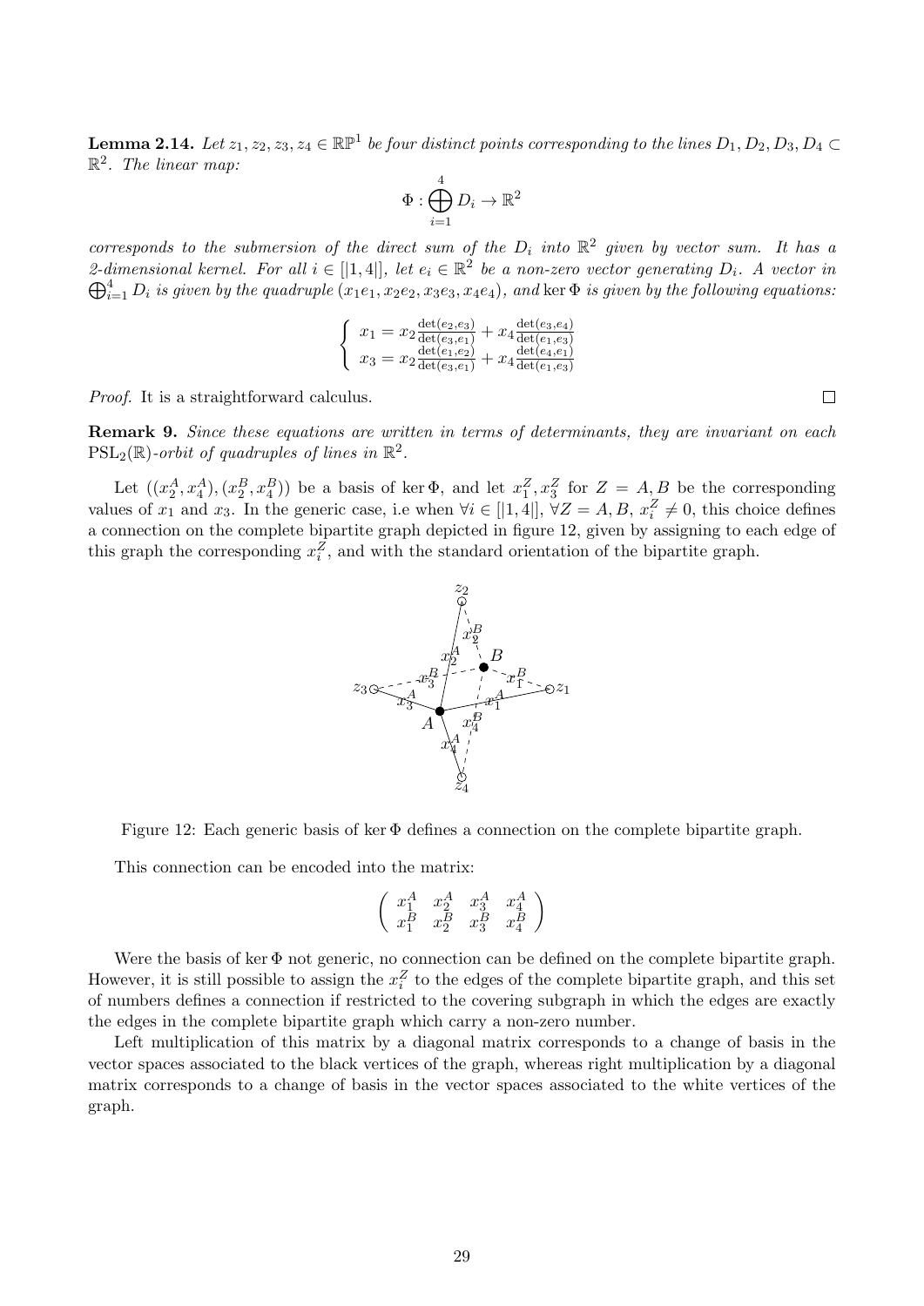**Lemma 2.14.** *Let $z_1, z_2, z_3, z_4 \in \mathbb{RP}^1$ be four distinct points corresponding to the lines $D_1, D_2, D_3, D_4 \subset \mathbb{R}^2$. The linear map:*

$$\Phi : \bigoplus_{i=1}^{4} D_i \to \mathbb{R}^2$$

*corresponds to the submersion of the direct sum of the $D_i$ into $\mathbb{R}^2$ given by vector sum. It has a 2-dimensional kernel. For all $i \in [|1,4|]$, let $e_i \in \mathbb{R}^2$ be a non-zero vector generating $D_i$. A vector in $\bigoplus_{i=1}^{4} D_i$ is given by the quadruple $(x_1e_1, x_2e_2, x_3e_3, x_4e_4)$, and $\ker \Phi$ is given by the following equations:*

$$\left\{ \begin{array}{l} x_1 = x_2 \frac{\det(e_2,e_3)}{\det(e_3,e_1)} + x_4 \frac{\det(e_3,e_4)}{\det(e_1,e_3)} \\ x_3 = x_2 \frac{\det(e_1,e_2)}{\det(e_3,e_1)} + x_4 \frac{\det(e_4,e_1)}{\det(e_1,e_3)} \end{array} \right.$$

*Proof.* It is a straightforward calculus. □

**Remark 9.** *Since these equations are written in terms of determinants, they are invariant on each $\mathrm{PSL}_2(\mathbb{R})$-orbit of quadruples of lines in $\mathbb{R}^2$.*

Let $((x_2^A, x_4^A), (x_2^B, x_4^B))$ be a basis of $\ker \Phi$, and let $x_1^Z, x_3^Z$ for $Z = A, B$ be the corresponding values of $x_1$ and $x_3$. In the generic case, i.e when $\forall i \in [|1,4|]$, $\forall Z = A, B$, $x_i^Z \neq 0$, this choice defines a connection on the complete bipartite graph depicted in figure 12, given by assigning to each edge of this graph the corresponding $x_i^Z$, and with the standard orientation of the bipartite graph.

Figure 12: Each generic basis of $\ker \Phi$ defines a connection on the complete bipartite graph.

This connection can be encoded into the matrix:

$$\begin{pmatrix} x_1^A & x_2^A & x_3^A & x_4^A \\ x_1^B & x_2^B & x_3^B & x_4^B \end{pmatrix}$$

Were the basis of $\ker \Phi$ not generic, no connection can be defined on the complete bipartite graph. However, it is still possible to assign the $x_i^Z$ to the edges of the complete bipartite graph, and this set of numbers defines a connection if restricted to the covering subgraph in which the edges are exactly the edges in the complete bipartite graph which carry a non-zero number.

Left multiplication of this matrix by a diagonal matrix corresponds to a change of basis in the vector spaces associated to the black vertices of the graph, whereas right multiplication by a diagonal matrix corresponds to a change of basis in the vector spaces associated to the white vertices of the graph.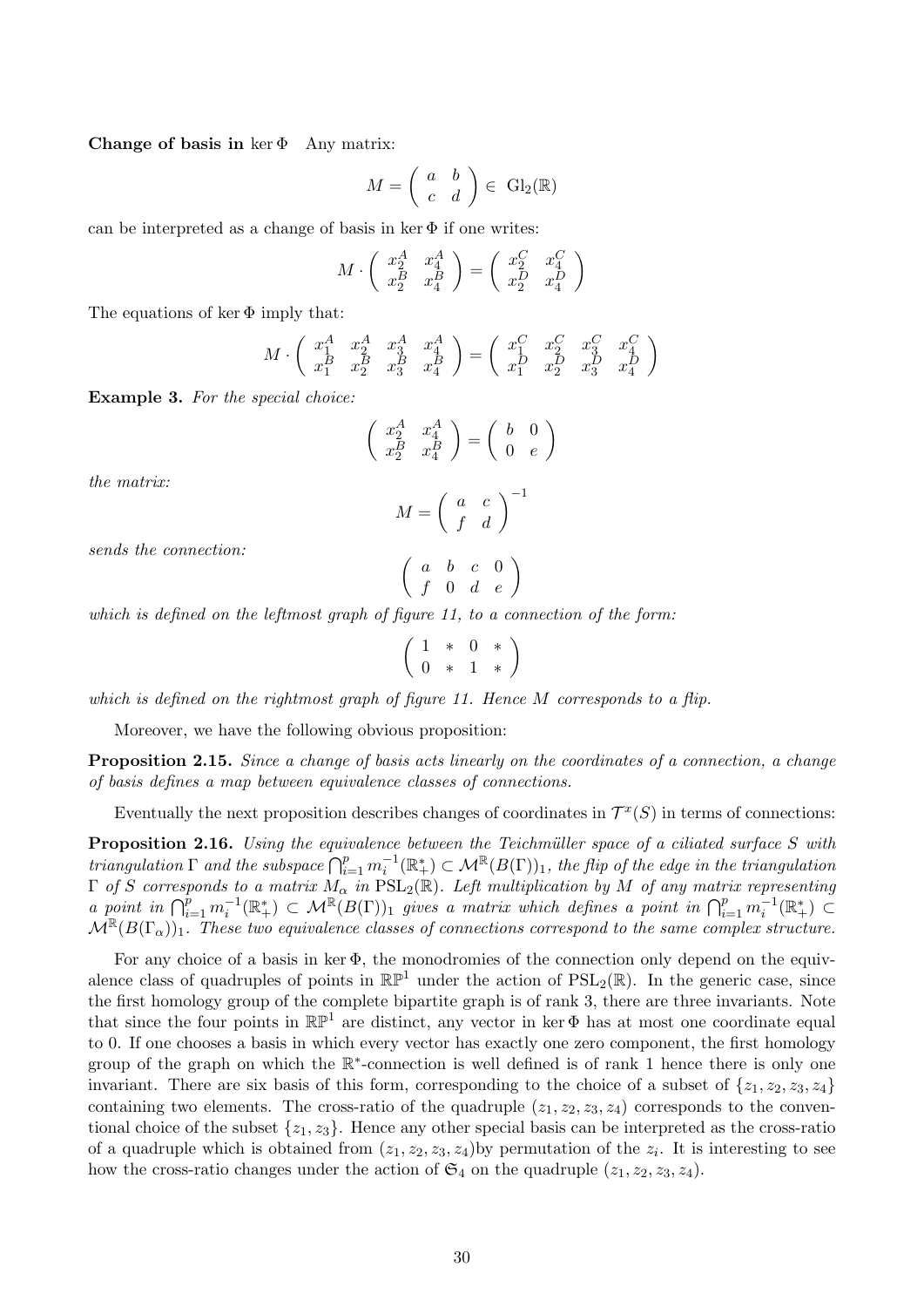**Change of basis in** $\ker \Phi$ Any matrix:

$$M = \begin{pmatrix} a & b \\ c & d \end{pmatrix} \in \mathrm{Gl}_2(\mathbb{R})$$

can be interpreted as a change of basis in $\ker \Phi$ if one writes:

$$M \cdot \begin{pmatrix} x_2^A & x_4^A \\ x_2^B & x_4^B \end{pmatrix} = \begin{pmatrix} x_2^C & x_4^C \\ x_2^D & x_4^D \end{pmatrix}$$

The equations of $\ker \Phi$ imply that:

$$M \cdot \begin{pmatrix} x_1^A & x_2^A & x_3^A & x_4^A \\ x_1^B & x_2^B & x_3^B & x_4^B \end{pmatrix} = \begin{pmatrix} x_1^C & x_2^C & x_3^C & x_4^C \\ x_1^D & x_2^D & x_3^D & x_4^D \end{pmatrix}$$

**Example 3.** *For the special choice:*

$$\begin{pmatrix} x_2^A & x_4^A \\ x_2^B & x_4^B \end{pmatrix} = \begin{pmatrix} b & 0 \\ 0 & e \end{pmatrix}$$

*the matrix:*

$$M = \begin{pmatrix} a & c \\ f & d \end{pmatrix}^{-1}$$

*sends the connection:*

$$\begin{pmatrix} a & b & c & 0 \\ f & 0 & d & e \end{pmatrix}$$

*which is defined on the leftmost graph of figure 11, to a connection of the form:*

$$\begin{pmatrix} 1 & * & 0 & * \\ 0 & * & 1 & * \end{pmatrix}$$

*which is defined on the rightmost graph of figure 11. Hence $M$ corresponds to a flip.*

Moreover, we have the following obvious proposition:

**Proposition 2.15.** *Since a change of basis acts linearly on the coordinates of a connection, a change of basis defines a map between equivalence classes of connections.*

Eventually the next proposition describes changes of coordinates in $\mathcal{T}^x(S)$ in terms of connections:

**Proposition 2.16.** *Using the equivalence between the Teichmüller space of a ciliated surface $S$ with triangulation $\Gamma$ and the subspace $\bigcap_{i=1}^p m_i^{-1}(\mathbb{R}_+^*) \subset \mathcal{M}^{\mathbb{R}}(B(\Gamma))_1$, the flip of the edge in the triangulation $\Gamma$ of $S$ corresponds to a matrix $M_\alpha$ in $\mathrm{PSL}_2(\mathbb{R})$. Left multiplication by $M$ of any matrix representing a point in $\bigcap_{i=1}^p m_i^{-1}(\mathbb{R}_+^*) \subset \mathcal{M}^{\mathbb{R}}(B(\Gamma))_1$ gives a matrix which defines a point in $\bigcap_{i=1}^p m_i^{-1}(\mathbb{R}_+^*) \subset \mathcal{M}^{\mathbb{R}}(B(\Gamma_\alpha))_1$. These two equivalence classes of connections correspond to the same complex structure.*

For any choice of a basis in $\ker \Phi$, the monodromies of the connection only depend on the equivalence class of quadruples of points in $\mathbb{RP}^1$ under the action of $\mathrm{PSL}_2(\mathbb{R})$. In the generic case, since the first homology group of the complete bipartite graph is of rank 3, there are three invariants. Note that since the four points in $\mathbb{RP}^1$ are distinct, any vector in $\ker \Phi$ has at most one coordinate equal to 0. If one chooses a basis in which every vector has exactly one zero component, the first homology group of the graph on which the $\mathbb{R}^*$-connection is well defined is of rank 1 hence there is only one invariant. There are six basis of this form, corresponding to the choice of a subset of $\{z_1, z_2, z_3, z_4\}$ containing two elements. The cross-ratio of the quadruple $(z_1, z_2, z_3, z_4)$ corresponds to the conventional choice of the subset $\{z_1, z_3\}$. Hence any other special basis can be interpreted as the cross-ratio of a quadruple which is obtained from $(z_1, z_2, z_3, z_4)$by permutation of the $z_i$. It is interesting to see how the cross-ratio changes under the action of $\mathfrak{S}_4$ on the quadruple $(z_1, z_2, z_3, z_4)$.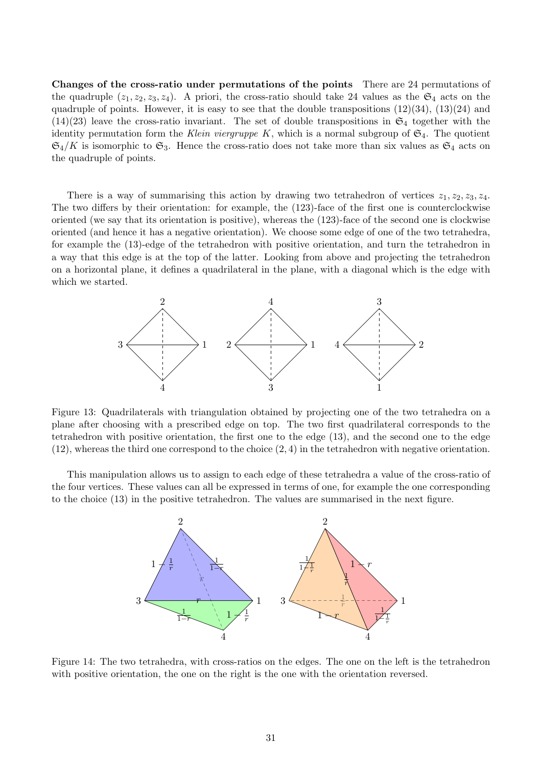**Changes of the cross-ratio under permutations of the points** There are 24 permutations of the quadruple $(z_1, z_2, z_3, z_4)$. A priori, the cross-ratio should take 24 values as the $\mathfrak{S}_4$ acts on the quadruple of points. However, it is easy to see that the double transpositions $(12)(34)$, $(13)(24)$ and $(14)(23)$ leave the cross-ratio invariant. The set of double transpositions in $\mathfrak{S}_4$ together with the identity permutation form the *Klein viergruppe* $K$, which is a normal subgroup of $\mathfrak{S}_4$. The quotient $\mathfrak{S}_4/K$ is isomorphic to $\mathfrak{S}_3$. Hence the cross-ratio does not take more than six values as $\mathfrak{S}_4$ acts on the quadruple of points.

There is a way of summarising this action by drawing two tetrahedron of vertices $z_1, z_2, z_3, z_4$. The two differs by their orientation: for example, the (123)-face of the first one is counterclockwise oriented (we say that its orientation is positive), whereas the (123)-face of the second one is clockwise oriented (and hence it has a negative orientation). We choose some edge of one of the two tetrahedra, for example the (13)-edge of the tetrahedron with positive orientation, and turn the tetrahedron in a way that this edge is at the top of the latter. Looking from above and projecting the tetrahedron on a horizontal plane, it defines a quadrilateral in the plane, with a diagonal which is the edge with which we started.

Figure 13: Quadrilaterals with triangulation obtained by projecting one of the two tetrahedra on a plane after choosing with a prescribed edge on top. The two first quadrilateral corresponds to the tetrahedron with positive orientation, the first one to the edge (13), and the second one to the edge (12), whereas the third one correspond to the choice $(2,4)$ in the tetrahedron with negative orientation.

This manipulation allows us to assign to each edge of these tetrahedra a value of the cross-ratio of the four vertices. These values can all be expressed in terms of one, for example the one corresponding to the choice (13) in the positive tetrahedron. The values are summarised in the next figure.

Figure 14: The two tetrahedra, with cross-ratios on the edges. The one on the left is the tetrahedron with positive orientation, the one on the right is the one with the orientation reversed.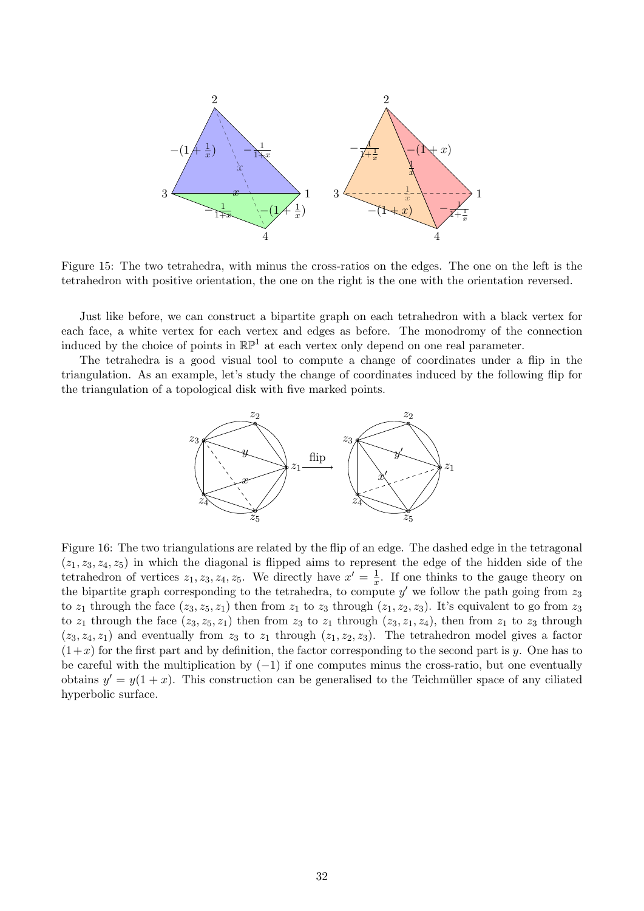Figure 15: The two tetrahedra, with minus the cross-ratios on the edges. The one on the left is the tetrahedron with positive orientation, the one on the right is the one with the orientation reversed.

Just like before, we can construct a bipartite graph on each tetrahedron with a black vertex for each face, a white vertex for each vertex and edges as before. The monodromy of the connection induced by the choice of points in $\mathbb{RP}^1$ at each vertex only depend on one real parameter.

The tetrahedra is a good visual tool to compute a change of coordinates under a flip in the triangulation. As an example, let's study the change of coordinates induced by the following flip for the triangulation of a topological disk with five marked points.

Figure 16: The two triangulations are related by the flip of an edge. The dashed edge in the tetragonal $(z_1, z_3, z_4, z_5)$ in which the diagonal is flipped aims to represent the edge of the hidden side of the tetrahedron of vertices $z_1, z_3, z_4, z_5$. We directly have $x' = \frac{1}{x}$. If one thinks to the gauge theory on the bipartite graph corresponding to the tetrahedra, to compute $y'$ we follow the path going from $z_3$ to $z_1$ through the face $(z_3, z_5, z_1)$ then from $z_1$ to $z_3$ through $(z_1, z_2, z_3)$. It's equivalent to go from $z_3$ to $z_1$ through the face $(z_3, z_5, z_1)$ then from $z_3$ to $z_1$ through $(z_3, z_1, z_4)$, then from $z_1$ to $z_3$ through $(z_3, z_4, z_1)$ and eventually from $z_3$ to $z_1$ through $(z_1, z_2, z_3)$. The tetrahedron model gives a factor $(1+x)$ for the first part and by definition, the factor corresponding to the second part is $y$. One has to be careful with the multiplication by $(-1)$ if one computes minus the cross-ratio, but one eventually obtains $y' = y(1 + x)$. This construction can be generalised to the Teichmüller space of any ciliated hyperbolic surface.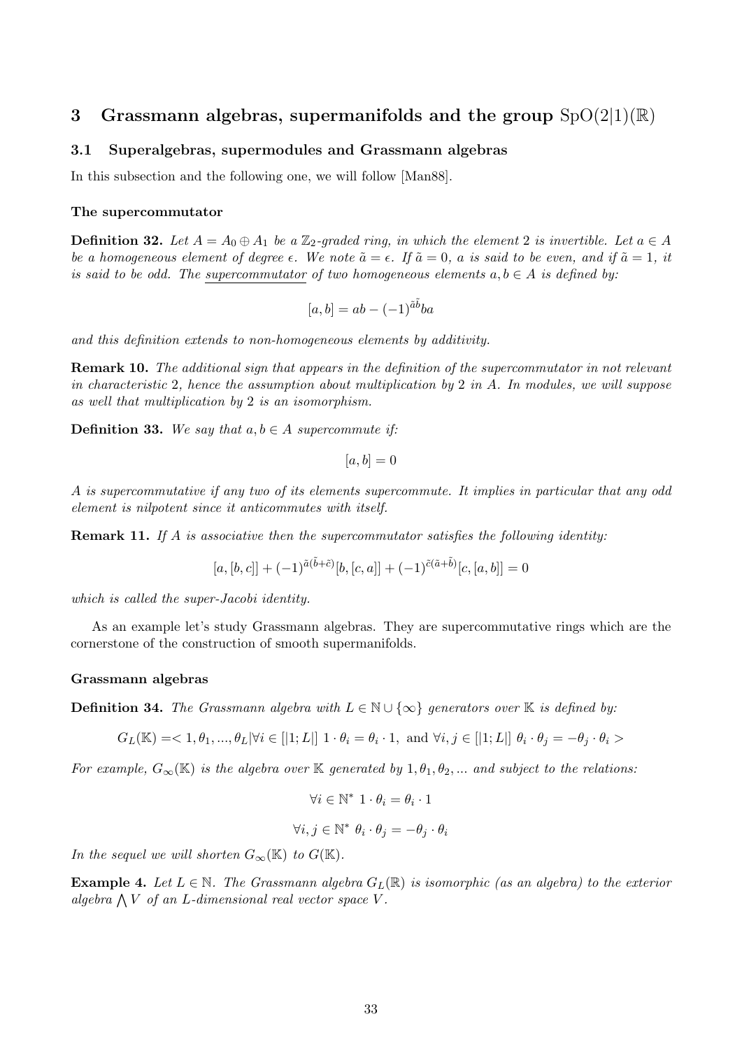## 3 Grassmann algebras, supermanifolds and the group $\mathrm{SpO}(2|1)(\mathbb{R})$

### 3.1 Superalgebras, supermodules and Grassmann algebras

In this subsection and the following one, we will follow [Man88].

#### The supercommutator

**Definition 32.** *Let $A = A_0 \oplus A_1$ be a $\mathbb{Z}_2$-graded ring, in which the element 2 is invertible. Let $a \in A$ be a homogeneous element of degree $\epsilon$. We note $\tilde{a} = \epsilon$. If $\tilde{a} = 0$, $a$ is said to be even, and if $\tilde{a} = 1$, it is said to be odd. The supercommutator of two homogeneous elements $a, b \in A$ is defined by:*

$$[a, b] = ab - (-1)^{\tilde{a}\tilde{b}} ba$$

*and this definition extends to non-homogeneous elements by additivity.*

**Remark 10.** *The additional sign that appears in the definition of the supercommutator in not relevant in characteristic 2, hence the assumption about multiplication by 2 in $A$. In modules, we will suppose as well that multiplication by 2 is an isomorphism.*

**Definition 33.** *We say that $a, b \in A$ supercommute if:*

$$[a, b] = 0$$

*$A$ is supercommutative if any two of its elements supercommute. It implies in particular that any odd element is nilpotent since it anticommutes with itself.*

**Remark 11.** *If $A$ is associative then the supercommutator satisfies the following identity:*

$$[a, [b, c]] + (-1)^{\tilde{a}(\tilde{b}+\tilde{c})}[b, [c, a]] + (-1)^{\tilde{c}(\tilde{a}+\tilde{b})}[c, [a, b]] = 0$$

*which is called the super-Jacobi identity.*

As an example let's study Grassmann algebras. They are supercommutative rings which are the cornerstone of the construction of smooth supermanifolds.

#### Grassmann algebras

**Definition 34.** *The Grassmann algebra with $L \in \mathbb{N} \cup \{\infty\}$ generators over $\mathbb{K}$ is defined by:*

$$G_L(\mathbb{K}) = < 1, \theta_1, ..., \theta_L | \forall i \in [|1; L|] \ 1 \cdot \theta_i = \theta_i \cdot 1, \text{ and } \forall i, j \in [|1; L|] \ \theta_i \cdot \theta_j = -\theta_j \cdot \theta_i >$$

*For example, $G_\infty(\mathbb{K})$ is the algebra over $\mathbb{K}$ generated by $1, \theta_1, \theta_2, ...$ and subject to the relations:*

$$\forall i \in \mathbb{N}^* \ 1 \cdot \theta_i = \theta_i \cdot 1$$

$$\forall i, j \in \mathbb{N}^* \ \theta_i \cdot \theta_j = -\theta_j \cdot \theta_i$$

*In the sequel we will shorten $G_\infty(\mathbb{K})$ to $G(\mathbb{K})$.*

**Example 4.** *Let $L \in \mathbb{N}$. The Grassmann algebra $G_L(\mathbb{R})$ is isomorphic (as an algebra) to the exterior algebra $\bigwedge V$ of an $L$-dimensional real vector space $V$.*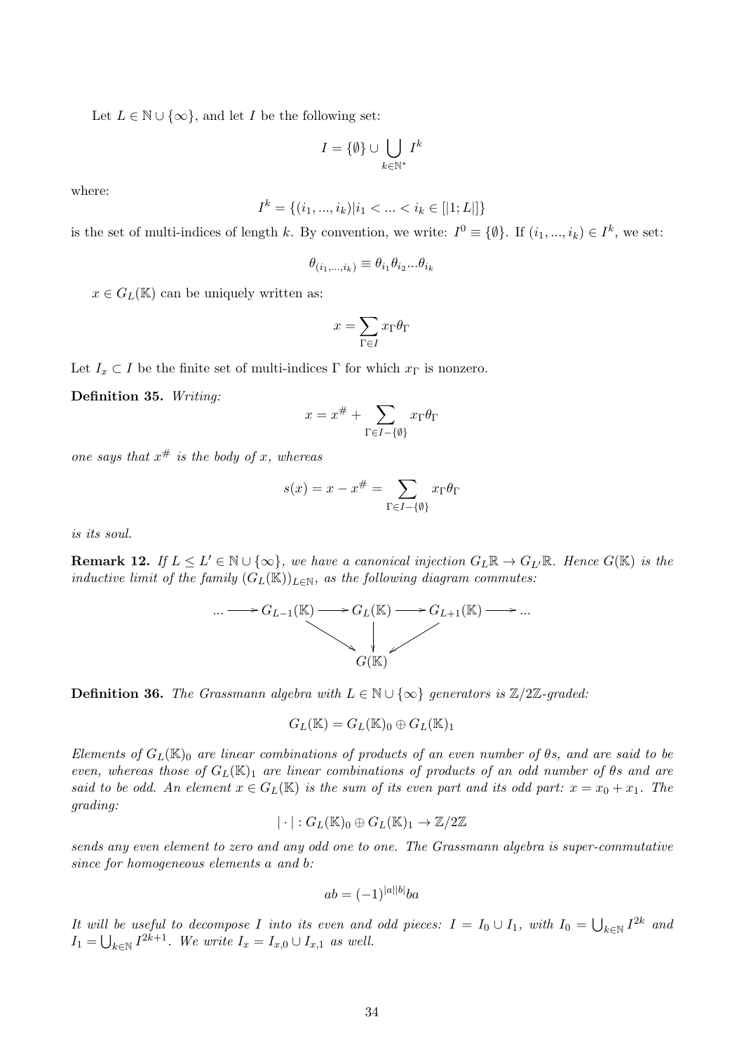Let $L \in \mathbb{N} \cup \{\infty\}$, and let $I$ be the following set:

$$I = \{\emptyset\} \cup \bigcup_{k \in \mathbb{N}^*} I^k$$

where:

$$I^k = \{(i_1, ..., i_k) | i_1 < ... < i_k \in [|1; L|]\}$$

is the set of multi-indices of length $k$. By convention, we write: $I^0 \equiv \{\emptyset\}$. If $(i_1, ..., i_k) \in I^k$, we set:

$$\theta_{(i_1,...,i_k)} \equiv \theta_{i_1}\theta_{i_2}...\theta_{i_k}$$

$x \in G_L(\mathbb{K})$ can be uniquely written as:

$$x = \sum_{\Gamma \in I} x_\Gamma \theta_\Gamma$$

Let $I_x \subset I$ be the finite set of multi-indices $\Gamma$ for which $x_\Gamma$ is nonzero.

**Definition 35.** *Writing:*

$$x = x^\# + \sum_{\Gamma \in I - \{\emptyset\}} x_\Gamma \theta_\Gamma$$

*one says that $x^\#$ is the body of $x$, whereas*

$$s(x) = x - x^\# = \sum_{\Gamma \in I - \{\emptyset\}} x_\Gamma \theta_\Gamma$$

*is its soul.*

**Remark 12.** *If $L \leq L' \in \mathbb{N} \cup \{\infty\}$, we have a canonical injection $G_L\mathbb{R} \to G_{L'}\mathbb{R}$. Hence $G(\mathbb{K})$ is the inductive limit of the family $(G_L(\mathbb{K}))_{L \in \mathbb{N}}$, as the following diagram commutes:*

$$\begin{array}{ccccccc} ... \longrightarrow & G_{L-1}(\mathbb{K}) & \longrightarrow & G_L(\mathbb{K}) & \longrightarrow & G_{L+1}(\mathbb{K}) & \longrightarrow ... \\ & \searrow & & \downarrow & & \swarrow & \\ & & & G(\mathbb{K}) & & & \end{array}$$

**Definition 36.** *The Grassmann algebra with $L \in \mathbb{N} \cup \{\infty\}$ generators is $\mathbb{Z}/2\mathbb{Z}$-graded:*

$$G_L(\mathbb{K}) = G_L(\mathbb{K})_0 \oplus G_L(\mathbb{K})_1$$

*Elements of $G_L(\mathbb{K})_0$ are linear combinations of products of an even number of $\theta$s, and are said to be even, whereas those of $G_L(\mathbb{K})_1$ are linear combinations of products of an odd number of $\theta$s and are said to be odd. An element $x \in G_L(\mathbb{K})$ is the sum of its even part and its odd part: $x = x_0 + x_1$. The grading:*

$$|\cdot| : G_L(\mathbb{K})_0 \oplus G_L(\mathbb{K})_1 \to \mathbb{Z}/2\mathbb{Z}$$

*sends any even element to zero and any odd one to one. The Grassmann algebra is super-commutative since for homogeneous elements $a$ and $b$:*

$$ab = (-1)^{|a||b|}ba$$

*It will be useful to decompose $I$ into its even and odd pieces: $I = I_0 \cup I_1$, with $I_0 = \bigcup_{k \in \mathbb{N}} I^{2k}$ and $I_1 = \bigcup_{k \in \mathbb{N}} I^{2k+1}$. We write $I_x = I_{x,0} \cup I_{x,1}$ as well.*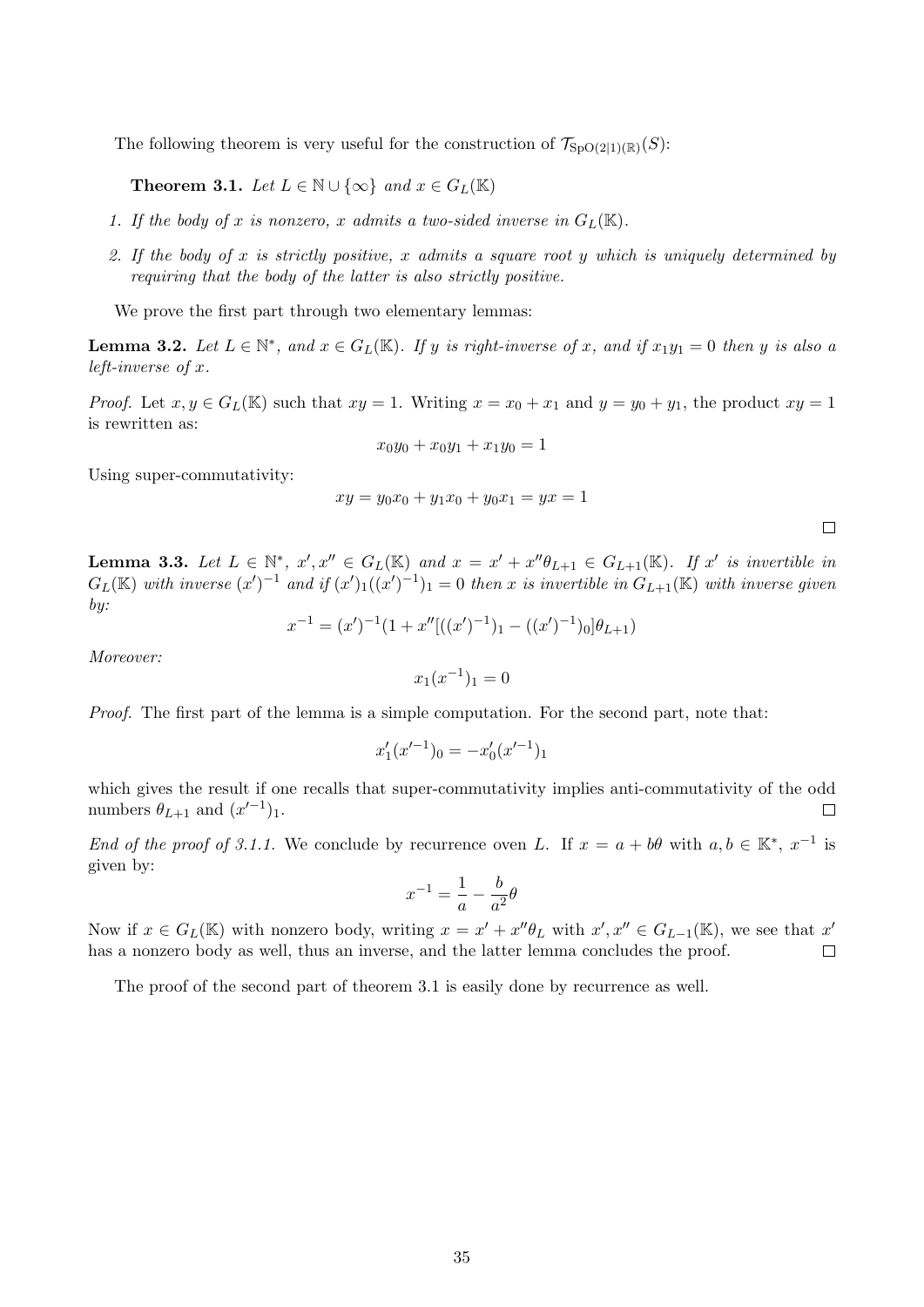The following theorem is very useful for the construction of $\mathcal{T}_{\mathrm{SpO}(2|1)(\mathbb{R})}(S)$:

**Theorem 3.1.** *Let $L \in \mathbb{N} \cup \{\infty\}$ and $x \in G_L(\mathbb{K})$*

1. *If the body of $x$ is nonzero, $x$ admits a two-sided inverse in $G_L(\mathbb{K})$.*
2. *If the body of $x$ is strictly positive, $x$ admits a square root $y$ which is uniquely determined by requiring that the body of the latter is also strictly positive.*

We prove the first part through two elementary lemmas:

**Lemma 3.2.** *Let $L \in \mathbb{N}^*$, and $x \in G_L(\mathbb{K})$. If $y$ is right-inverse of $x$, and if $x_1 y_1 = 0$ then $y$ is also a left-inverse of $x$.*

*Proof.* Let $x, y \in G_L(\mathbb{K})$ such that $xy = 1$. Writing $x = x_0 + x_1$ and $y = y_0 + y_1$, the product $xy = 1$ is rewritten as:

$$x_0 y_0 + x_0 y_1 + x_1 y_0 = 1$$

Using super-commutativity:

$$xy = y_0 x_0 + y_1 x_0 + y_0 x_1 = yx = 1$$

□

**Lemma 3.3.** *Let $L \in \mathbb{N}^*$, $x', x'' \in G_L(\mathbb{K})$ and $x = x' + x''\theta_{L+1} \in G_{L+1}(\mathbb{K})$. If $x'$ is invertible in $G_L(\mathbb{K})$ with inverse $(x')^{-1}$ and if $(x')_1((x')^{-1})_1 = 0$ then $x$ is invertible in $G_{L+1}(\mathbb{K})$ with inverse given by:*

$$x^{-1} = (x')^{-1}(1 + x''[((x')^{-1})_1 - ((x')^{-1})_0]\theta_{L+1})$$

*Moreover:*

$$x_1 (x^{-1})_1 = 0$$

*Proof.* The first part of the lemma is a simple computation. For the second part, note that:

$$x'_1 (x'^{-1})_0 = -x'_0 (x'^{-1})_1$$

which gives the result if one recalls that super-commutativity implies anti-commutativity of the odd numbers $\theta_{L+1}$ and $(x'^{-1})_1$. □

*End of the proof of 3.1.1.* We conclude by recurrence oven $L$. If $x = a + b\theta$ with $a, b \in \mathbb{K}^*$, $x^{-1}$ is given by:

$$x^{-1} = \frac{1}{a} - \frac{b}{a^2}\theta$$

Now if $x \in G_L(\mathbb{K})$ with nonzero body, writing $x = x' + x''\theta_L$ with $x', x'' \in G_{L-1}(\mathbb{K})$, we see that $x'$ has a nonzero body as well, thus an inverse, and the latter lemma concludes the proof. □

The proof of the second part of theorem 3.1 is easily done by recurrence as well.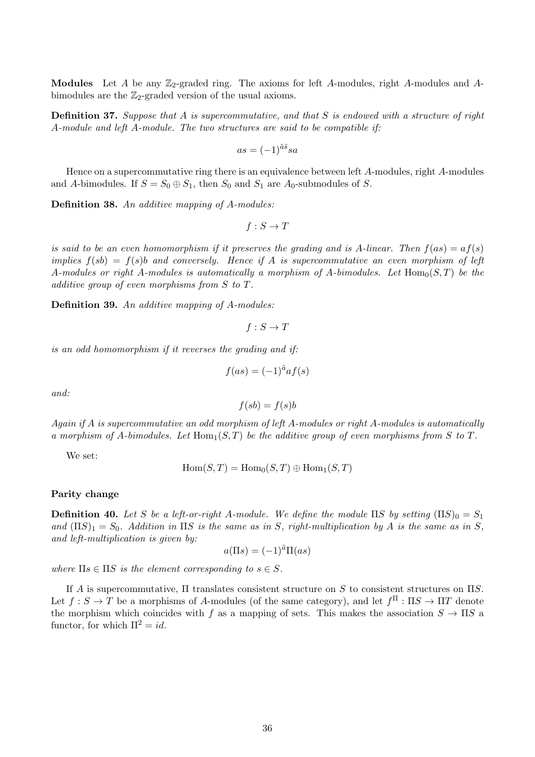**Modules** Let $A$ be any $\mathbb{Z}_2$-graded ring. The axioms for left $A$-modules, right $A$-modules and $A$-bimodules are the $\mathbb{Z}_2$-graded version of the usual axioms.

**Definition 37.** *Suppose that $A$ is supercommutative, and that $S$ is endowed with a structure of right $A$-module and left $A$-module. The two structures are said to be compatible if:*

$$as = (-1)^{\tilde{a}\tilde{s}} sa$$

Hence on a supercommutative ring there is an equivalence between left $A$-modules, right $A$-modules and $A$-bimodules. If $S = S_0 \oplus S_1$, then $S_0$ and $S_1$ are $A_0$-submodules of $S$.

**Definition 38.** *An additive mapping of $A$-modules:*

$$f : S \to T$$

*is said to be an even homomorphism if it preserves the grading and is $A$-linear. Then $f(as) = af(s)$ implies $f(sb) = f(s)b$ and conversely. Hence if $A$ is supercommutative an even morphism of left $A$-modules or right $A$-modules is automatically a morphism of $A$-bimodules. Let $\mathrm{Hom}_0(S,T)$ be the additive group of even morphisms from $S$ to $T$.*

**Definition 39.** *An additive mapping of $A$-modules:*

$$f : S \to T$$

*is an odd homomorphism if it reverses the grading and if:*

$$f(as) = (-1)^{\tilde{a}} af(s)$$

*and:*

$$f(sb) = f(s)b$$

*Again if $A$ is supercommutative an odd morphism of left $A$-modules or right $A$-modules is automatically a morphism of $A$-bimodules. Let $\mathrm{Hom}_1(S,T)$ be the additive group of even morphisms from $S$ to $T$.*

We set:

$$\mathrm{Hom}(S,T) = \mathrm{Hom}_0(S,T) \oplus \mathrm{Hom}_1(S,T)$$

**Parity change**

**Definition 40.** *Let $S$ be a left-or-right $A$-module. We define the module $\Pi S$ by setting $(\Pi S)_0 = S_1$ and $(\Pi S)_1 = S_0$. Addition in $\Pi S$ is the same as in $S$, right-multiplication by $A$ is the same as in $S$, and left-multiplication is given by:*

$$a(\Pi s) = (-1)^{\tilde{a}} \Pi(as)$$

*where $\Pi s \in \Pi S$ is the element corresponding to $s \in S$.*

If $A$ is supercommutative, $\Pi$ translates consistent structure on $S$ to consistent structures on $\Pi S$. Let $f : S \to T$ be a morphisms of $A$-modules (of the same category), and let $f^{\Pi} : \Pi S \to \Pi T$ denote the morphism which coincides with $f$ as a mapping of sets. This makes the association $S \to \Pi S$ a functor, for which $\Pi^2 = id$.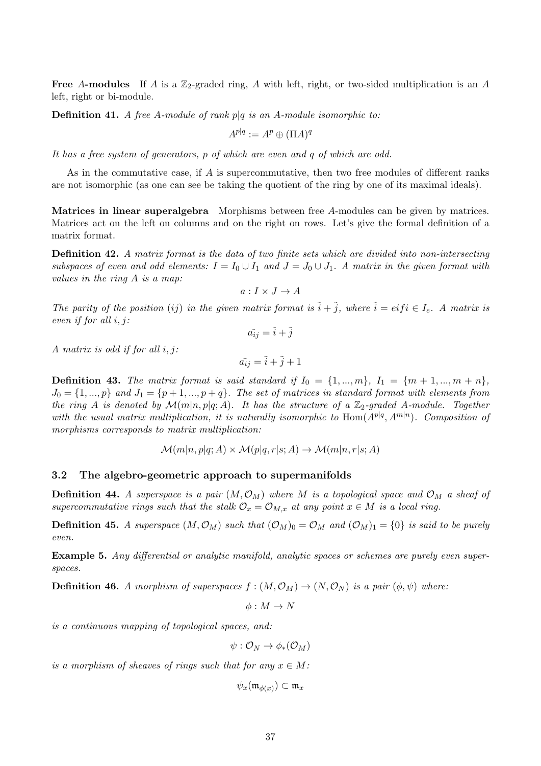**Free $A$-modules** If $A$ is a $\mathbb{Z}_2$-graded ring, $A$ with left, right, or two-sided multiplication is an $A$ left, right or bi-module.

**Definition 41.** *A free $A$-module of rank $p|q$ is an $A$-module isomorphic to:*

$$A^{p|q} := A^p \oplus (\Pi A)^q$$

*It has a free system of generators, $p$ of which are even and $q$ of which are odd.*

As in the commutative case, if $A$ is supercommutative, then two free modules of different ranks are not isomorphic (as one can see be taking the quotient of the ring by one of its maximal ideals).

**Matrices in linear superalgebra** Morphisms between free $A$-modules can be given by matrices. Matrices act on the left on columns and on the right on rows. Let's give the formal definition of a matrix format.

**Definition 42.** *A matrix format is the data of two finite sets which are divided into non-intersecting subspaces of even and odd elements: $I = I_0 \cup I_1$ and $J = J_0 \cup J_1$. A matrix in the given format with values in the ring $A$ is a map:*

$$a : I \times J \to A$$

*The parity of the position $(ij)$ in the given matrix format is $\tilde{i} + \tilde{j}$, where $\tilde{i} = e if i \in I_e$. A matrix is even if for all $i, j$:*

$$\tilde{a_{ij}} = \tilde{i} + \tilde{j}$$

*A matrix is odd if for all $i, j$:*

$$\tilde{a_{ij}} = \tilde{i} + \tilde{j} + 1$$

**Definition 43.** *The matrix format is said standard if $I_0 = \{1, ..., m\}$, $I_1 = \{m+1, ..., m+n\}$, $J_0 = \{1, ..., p\}$ and $J_1 = \{p+1, ..., p+q\}$. The set of matrices in standard format with elements from the ring $A$ is denoted by $\mathcal{M}(m|n, p|q; A)$. It has the structure of a $\mathbb{Z}_2$-graded $A$-module. Together with the usual matrix multiplication, it is naturally isomorphic to $\mathrm{Hom}(A^{p|q}, A^{m|n})$. Composition of morphisms corresponds to matrix multiplication:*

$$\mathcal{M}(m|n, p|q; A) \times \mathcal{M}(p|q, r|s; A) \to \mathcal{M}(m|n, r|s; A)$$

### 3.2 The algebro-geometric approach to supermanifolds

**Definition 44.** *A superspace is a pair $(M, \mathcal{O}_M)$ where $M$ is a topological space and $\mathcal{O}_M$ a sheaf of supercommutative rings such that the stalk $\mathcal{O}_x = \mathcal{O}_{M,x}$ at any point $x \in M$ is a local ring.*

**Definition 45.** *A superspace $(M, \mathcal{O}_M)$ such that $(\mathcal{O}_M)_0 = \mathcal{O}_M$ and $(\mathcal{O}_M)_1 = \{0\}$ is said to be purely even.*

**Example 5.** *Any differential or analytic manifold, analytic spaces or schemes are purely even superspaces.*

**Definition 46.** *A morphism of superspaces $f : (M, \mathcal{O}_M) \to (N, \mathcal{O}_N)$ is a pair $(\phi, \psi)$ where:*

$$\phi : M \to N$$

*is a continuous mapping of topological spaces, and:*

$$\psi : \mathcal{O}_N \to \phi_*(\mathcal{O}_M)$$

*is a morphism of sheaves of rings such that for any $x \in M$:*

$$\psi_x(\mathfrak{m}_{\phi(x)}) \subset \mathfrak{m}_x$$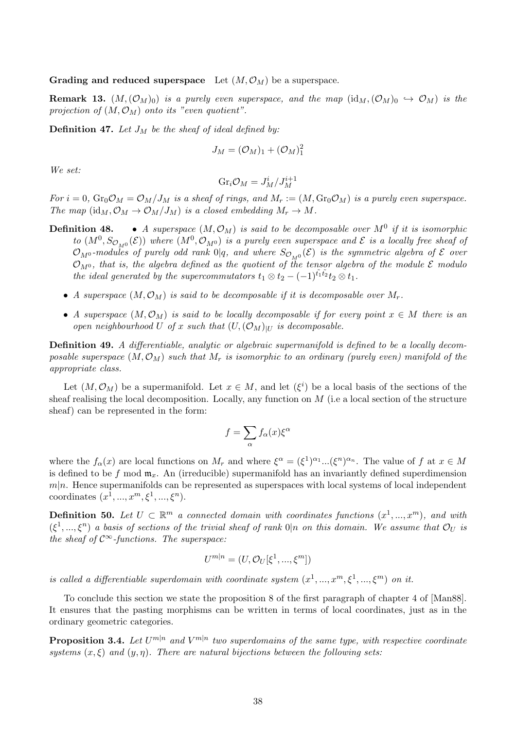**Grading and reduced superspace** Let $(M, \mathcal{O}_M)$ be a superspace.

**Remark 13.** *$(M, (\mathcal{O}_M)_0)$ is a purely even superspace, and the map $(\mathrm{id}_M, (\mathcal{O}_M)_0 \hookrightarrow \mathcal{O}_M)$ is the projection of $(M, \mathcal{O}_M)$ onto its "even quotient".*

**Definition 47.** *Let $J_M$ be the sheaf of ideal defined by:*

$$J_M = (\mathcal{O}_M)_1 + (\mathcal{O}_M)_1^2$$

*We set:*

$$\mathrm{Gr}_i \mathcal{O}_M = J_M^i / J_M^{i+1}$$

*For $i = 0$, $\mathrm{Gr}_0 \mathcal{O}_M = \mathcal{O}_M / J_M$ is a sheaf of rings, and $M_r := (M, \mathrm{Gr}_0 \mathcal{O}_M)$ is a purely even superspace. The map $(\mathrm{id}_M, \mathcal{O}_M \to \mathcal{O}_M / J_M)$ is a closed embedding $M_r \to M$.*

**Definition 48.**

- *A superspace $(M, \mathcal{O}_M)$ is said to be decomposable over $M^0$ if it is isomorphic to $(M^0, S_{\mathcal{O}_{M^0}}(\mathcal{E}))$ where $(M^0, \mathcal{O}_{M^0})$ is a purely even superspace and $\mathcal{E}$ is a locally free sheaf of $\mathcal{O}_{M^0}$-modules of purely odd rank $0|q$, and where $S_{\mathcal{O}_{M^0}}(\mathcal{E})$ is the symmetric algebra of $\mathcal{E}$ over $\mathcal{O}_{M^0}$, that is, the algebra defined as the quotient of the tensor algebra of the module $\mathcal{E}$ modulo the ideal generated by the supercommutators $t_1 \otimes t_2 - (-1)^{\tilde{t_1}\tilde{t_2}} t_2 \otimes t_1$.*
- *A superspace $(M, \mathcal{O}_M)$ is said to be decomposable if it is decomposable over $M_r$.*
- *A superspace $(M, \mathcal{O}_M)$ is said to be locally decomposable if for every point $x \in M$ there is an open neighbourhood $U$ of $x$ such that $(U, (\mathcal{O}_M)_{|U}$ is decomposable.*

**Definition 49.** *A differentiable, analytic or algebraic supermanifold is defined to be a locally decomposable superspace $(M, \mathcal{O}_M)$ such that $M_r$ is isomorphic to an ordinary (purely even) manifold of the appropriate class.*

Let $(M, \mathcal{O}_M)$ be a supermanifold. Let $x \in M$, and let $(\xi^i)$ be a local basis of the sections of the sheaf realising the local decomposition. Locally, any function on $M$ (i.e a local section of the structure sheaf) can be represented in the form:

$$f = \sum_\alpha f_\alpha(x) \xi^\alpha$$

where the $f_\alpha(x)$ are local functions on $M_r$ and where $\xi^\alpha = (\xi^1)^{\alpha_1} ... (\xi^n)^{\alpha_n}$. The value of $f$ at $x \in M$ is defined to be $f \bmod \mathfrak{m}_x$. An (irreducible) supermanifold has an invariantly defined superdimension $m|n$. Hence supermanifolds can be represented as superspaces with local systems of local independent coordinates $(x^1, ..., x^m, \xi^1, ..., \xi^n)$.

**Definition 50.** *Let $U \subset \mathbb{R}^m$ a connected domain with coordinates functions $(x^1, ..., x^m)$, and with $(\xi^1, ..., \xi^n)$ a basis of sections of the trivial sheaf of rank $0|n$ on this domain. We assume that $\mathcal{O}_U$ is the sheaf of $\mathcal{C}^\infty$-functions. The superspace:*

$$U^{m|n} = (U, \mathcal{O}_U[\xi^1, ..., \xi^m])$$

*is called a differentiable superdomain with coordinate system $(x^1, ..., x^m, \xi^1, ..., \xi^m)$ on it.*

To conclude this section we state the proposition 8 of the first paragraph of chapter 4 of [Man88]. It ensures that the pasting morphisms can be written in terms of local coordinates, just as in the ordinary geometric categories.

**Proposition 3.4.** *Let $U^{m|n}$ and $V^{m|n}$ two superdomains of the same type, with respective coordinate systems $(x, \xi)$ and $(y, \eta)$. There are natural bijections between the following sets:*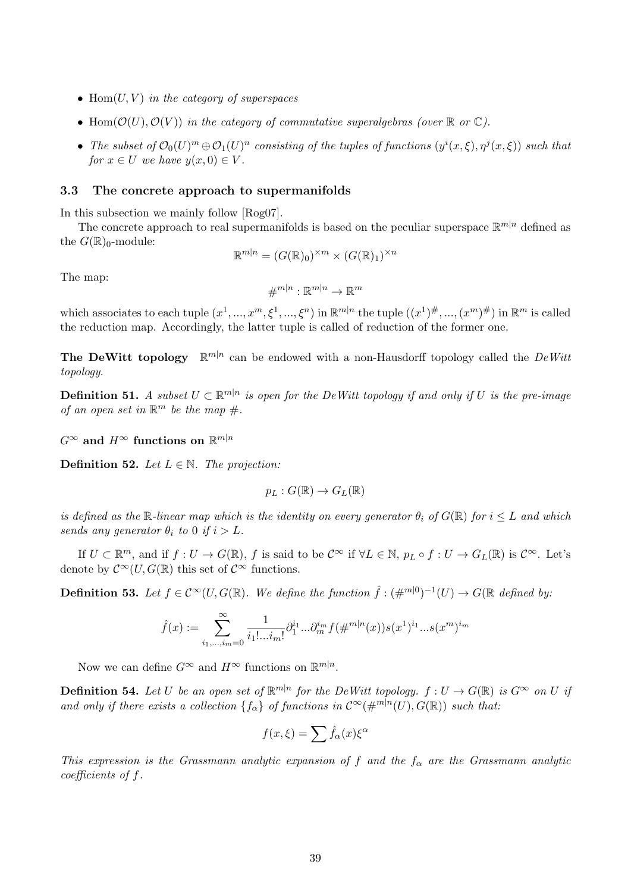- $\mathrm{Hom}(U, V)$ *in the category of superspaces*
- $\mathrm{Hom}(\mathcal{O}(U), \mathcal{O}(V))$ *in the category of commutative superalgebras (over* $\mathbb{R}$ *or* $\mathbb{C}$*).*
- *The subset of* $\mathcal{O}_0(U)^m \oplus \mathcal{O}_1(U)^n$ *consisting of the tuples of functions* $(y^i(x,\xi), \eta^j(x,\xi))$ *such that for* $x \in U$ *we have* $y(x,0) \in V$*.*

### 3.3 The concrete approach to supermanifolds

In this subsection we mainly follow [Rog07].

The concrete approach to real supermanifolds is based on the peculiar superspace $\mathbb{R}^{m|n}$ defined as the $G(\mathbb{R})_0$-module:

$$\mathbb{R}^{m|n} = (G(\mathbb{R})_0)^{\times m} \times (G(\mathbb{R})_1)^{\times n}$$

The map:

$$\#^{m|n} : \mathbb{R}^{m|n} \to \mathbb{R}^m$$

which associates to each tuple $(x^1, ..., x^m, \xi^1, ..., \xi^n)$ in $\mathbb{R}^{m|n}$ the tuple $((x^1)^\#, ..., (x^m)^\#)$ in $\mathbb{R}^m$ is called the reduction map. Accordingly, the latter tuple is called of reduction of the former one.

**The DeWitt topology** $\mathbb{R}^{m|n}$ can be endowed with a non-Hausdorff topology called the *DeWitt topology*.

**Definition 51.** *A subset* $U \subset \mathbb{R}^{m|n}$ *is open for the DeWitt topology if and only if* $U$ *is the pre-image of an open set in* $\mathbb{R}^m$ *be the map* $\#$*.*

**$G^\infty$ and $H^\infty$ functions on $\mathbb{R}^{m|n}$**

**Definition 52.** *Let* $L \in \mathbb{N}$*. The projection:*

$$p_L : G(\mathbb{R}) \to G_L(\mathbb{R})$$

*is defined as the* $\mathbb{R}$*-linear map which is the identity on every generator* $\theta_i$ *of* $G(\mathbb{R})$ *for* $i \leq L$ *and which sends any generator* $\theta_i$ *to* $0$ *if* $i > L$*.*

If $U \subset \mathbb{R}^m$, and if $f : U \to G(\mathbb{R})$, $f$ is said to be $\mathcal{C}^\infty$ if $\forall L \in \mathbb{N}$, $p_L \circ f : U \to G_L(\mathbb{R})$ is $\mathcal{C}^\infty$. Let's denote by $\mathcal{C}^\infty(U, G(\mathbb{R})$ this set of $\mathcal{C}^\infty$ functions.

**Definition 53.** *Let* $f \in \mathcal{C}^\infty(U, G(\mathbb{R}))$*. We define the function* $\hat{f} : (\#^{m|0})^{-1}(U) \to G(\mathbb{R}$ *defined by:*

$$\hat{f}(x) := \sum_{i_1,...,i_m=0}^{\infty} \frac{1}{i_1!...i_m!} \partial_1^{i_1} ... \partial_m^{i_m} f(\#^{m|n}(x)) s(x^1)^{i_1} ... s(x^m)^{i_m}$$

Now we can define $G^\infty$ and $H^\infty$ functions on $\mathbb{R}^{m|n}$.

**Definition 54.** *Let* $U$ *be an open set of* $\mathbb{R}^{m|n}$ *for the DeWitt topology.* $f : U \to G(\mathbb{R})$ *is* $G^\infty$ *on* $U$ *if and only if there exists a collection* $\{f_\alpha\}$ *of functions in* $\mathcal{C}^\infty(\#^{m|n}(U), G(\mathbb{R}))$ *such that:*

$$f(x,\xi) = \sum \hat{f}_\alpha(x) \xi^\alpha$$

*This expression is the Grassmann analytic expansion of* $f$ *and the* $f_\alpha$ *are the Grassmann analytic coefficients of* $f$*.*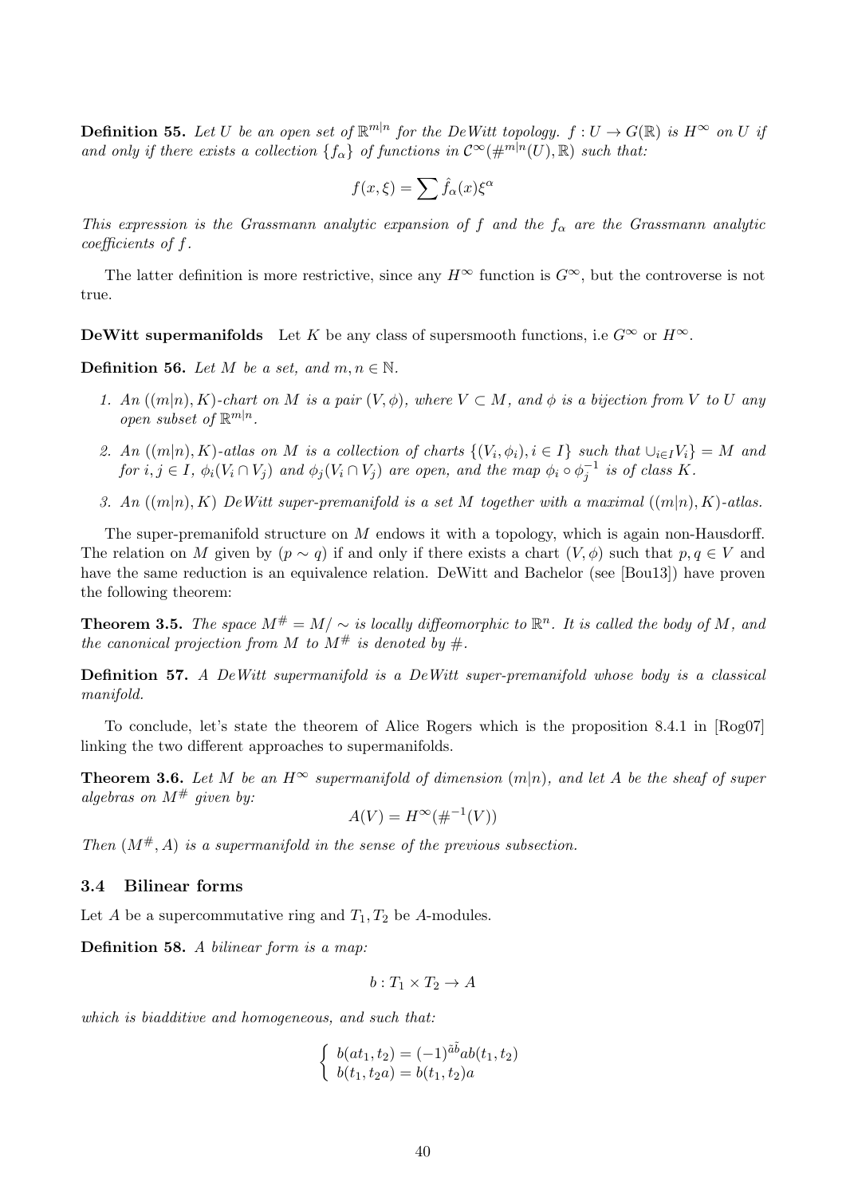**Definition 55.** *Let $U$ be an open set of $\mathbb{R}^{m|n}$ for the DeWitt topology. $f : U \to G(\mathbb{R})$ is $H^\infty$ on $U$ if and only if there exists a collection $\{f_\alpha\}$ of functions in $\mathcal{C}^\infty(\#^{m|n}(U), \mathbb{R})$ such that:*

$$f(x, \xi) = \sum \hat{f}_\alpha(x)\xi^\alpha$$

*This expression is the Grassmann analytic expansion of $f$ and the $f_\alpha$ are the Grassmann analytic coefficients of $f$.*

The latter definition is more restrictive, since any $H^\infty$ function is $G^\infty$, but the controverse is not true.

**DeWitt supermanifolds** Let $K$ be any class of supersmooth functions, i.e $G^\infty$ or $H^\infty$.

**Definition 56.** *Let $M$ be a set, and $m, n \in \mathbb{N}$.*

1. *An $((m|n), K)$-chart on $M$ is a pair $(V, \phi)$, where $V \subset M$, and $\phi$ is a bijection from $V$ to $U$ any open subset of $\mathbb{R}^{m|n}$.*
2. *An $((m|n), K)$-atlas on $M$ is a collection of charts $\{(V_i, \phi_i), i \in I\}$ such that $\cup_{i\in I} V_i\} = M$ and for $i, j \in I$, $\phi_i(V_i \cap V_j)$ and $\phi_j(V_i \cap V_j)$ are open, and the map $\phi_i \circ \phi_j^{-1}$ is of class $K$.*
3. *An $((m|n), K)$ DeWitt super-premanifold is a set $M$ together with a maximal $((m|n), K)$-atlas.*

The super-premanifold structure on $M$ endows it with a topology, which is again non-Hausdorff. The relation on $M$ given by $(p \sim q)$ if and only if there exists a chart $(V, \phi)$ such that $p, q \in V$ and have the same reduction is an equivalence relation. DeWitt and Bachelor (see [Bou13]) have proven the following theorem:

**Theorem 3.5.** *The space $M^\# = M/\sim$ is locally diffeomorphic to $\mathbb{R}^n$. It is called the body of $M$, and the canonical projection from $M$ to $M^\#$ is denoted by $\#$.*

**Definition 57.** *A DeWitt supermanifold is a DeWitt super-premanifold whose body is a classical manifold.*

To conclude, let's state the theorem of Alice Rogers which is the proposition 8.4.1 in [Rog07] linking the two different approaches to supermanifolds.

**Theorem 3.6.** *Let $M$ be an $H^\infty$ supermanifold of dimension $(m|n)$, and let $A$ be the sheaf of super algebras on $M^\#$ given by:*

$$A(V) = H^\infty(\#^{-1}(V))$$

*Then $(M^\#, A)$ is a supermanifold in the sense of the previous subsection.*

### 3.4 Bilinear forms

Let $A$ be a supercommutative ring and $T_1, T_2$ be $A$-modules.

**Definition 58.** *A bilinear form is a map:*

$$b : T_1 \times T_2 \to A$$

*which is biadditive and homogeneous, and such that:*

$$\begin{cases} b(at_1, t_2) = (-1)^{\tilde{a}\tilde{b}} a b(t_1, t_2) \\ b(t_1, t_2 a) = b(t_1, t_2)a \end{cases}$$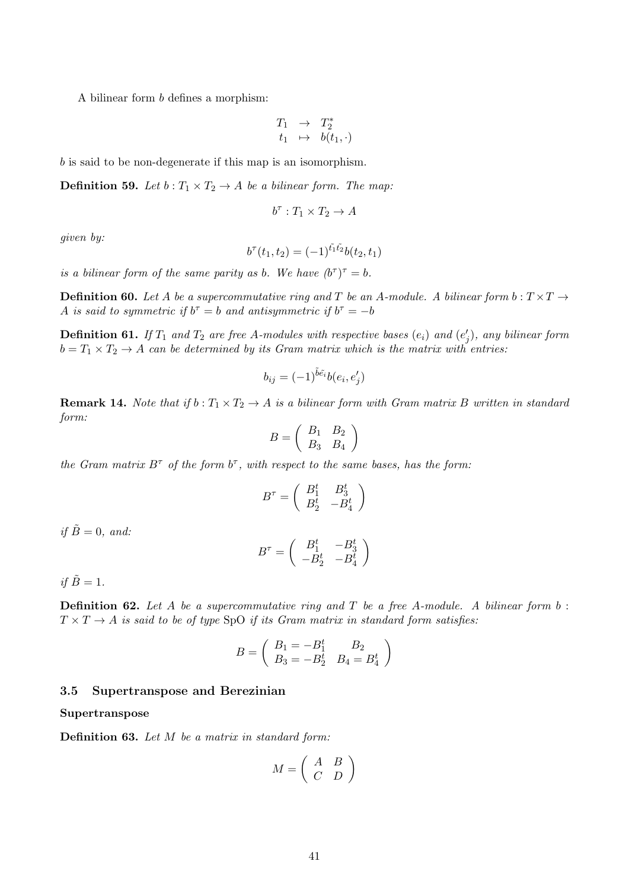A bilinear form $b$ defines a morphism:

$$\begin{array}{ccc} T_1 & \to & T_2^* \\ t_1 & \mapsto & b(t_1, \cdot) \end{array}$$

$b$ is said to be non-degenerate if this map is an isomorphism.

**Definition 59.** *Let $b : T_1 \times T_2 \to A$ be a bilinear form. The map:*

$$b^\tau : T_1 \times T_2 \to A$$

*given by:*

$$b^\tau(t_1, t_2) = (-1)^{\tilde{t_1}\tilde{t_2}} b(t_2, t_1)$$

*is a bilinear form of the same parity as $b$. We have $(b^\tau)^\tau = b$.*

**Definition 60.** *Let $A$ be a supercommutative ring and $T$ be an $A$-module. A bilinear form $b : T \times T \to A$ is said to symmetric if $b^\tau = b$ and antisymmetric if $b^\tau = -b$*

**Definition 61.** *If $T_1$ and $T_2$ are free $A$-modules with respective bases $(e_i)$ and $(e'_j)$, any bilinear form $b = T_1 \times T_2 \to A$ can be determined by its Gram matrix which is the matrix with entries:*

$$b_{ij} = (-1)^{\tilde{b}\tilde{e_i}} b(e_i, e'_j)$$

**Remark 14.** *Note that if $b : T_1 \times T_2 \to A$ is a bilinear form with Gram matrix $B$ written in standard form:*

$$B = \begin{pmatrix} B_1 & B_2 \\ B_3 & B_4 \end{pmatrix}$$

*the Gram matrix $B^\tau$ of the form $b^\tau$, with respect to the same bases, has the form:*

$$B^\tau = \begin{pmatrix} B_1^t & B_3^t \\ B_2^t & -B_4^t \end{pmatrix}$$

*if $\tilde{B} = 0$, and:*

$$B^\tau = \begin{pmatrix} B_1^t & -B_3^t \\ -B_2^t & -B_4^t \end{pmatrix}$$

*if $\tilde{B} = 1$.*

**Definition 62.** *Let $A$ be a supercommutative ring and $T$ be a free $A$-module. A bilinear form $b : T \times T \to A$ is said to be of type* SpO *if its Gram matrix in standard form satisfies:*

$$B = \begin{pmatrix} B_1 = -B_1^t & B_2 \\ B_3 = -B_2^t & B_4 = B_4^t \end{pmatrix}$$

### 3.5 Supertranspose and Berezinian

#### Supertranspose

**Definition 63.** *Let $M$ be a matrix in standard form:*

$$M = \begin{pmatrix} A & B \\ C & D \end{pmatrix}$$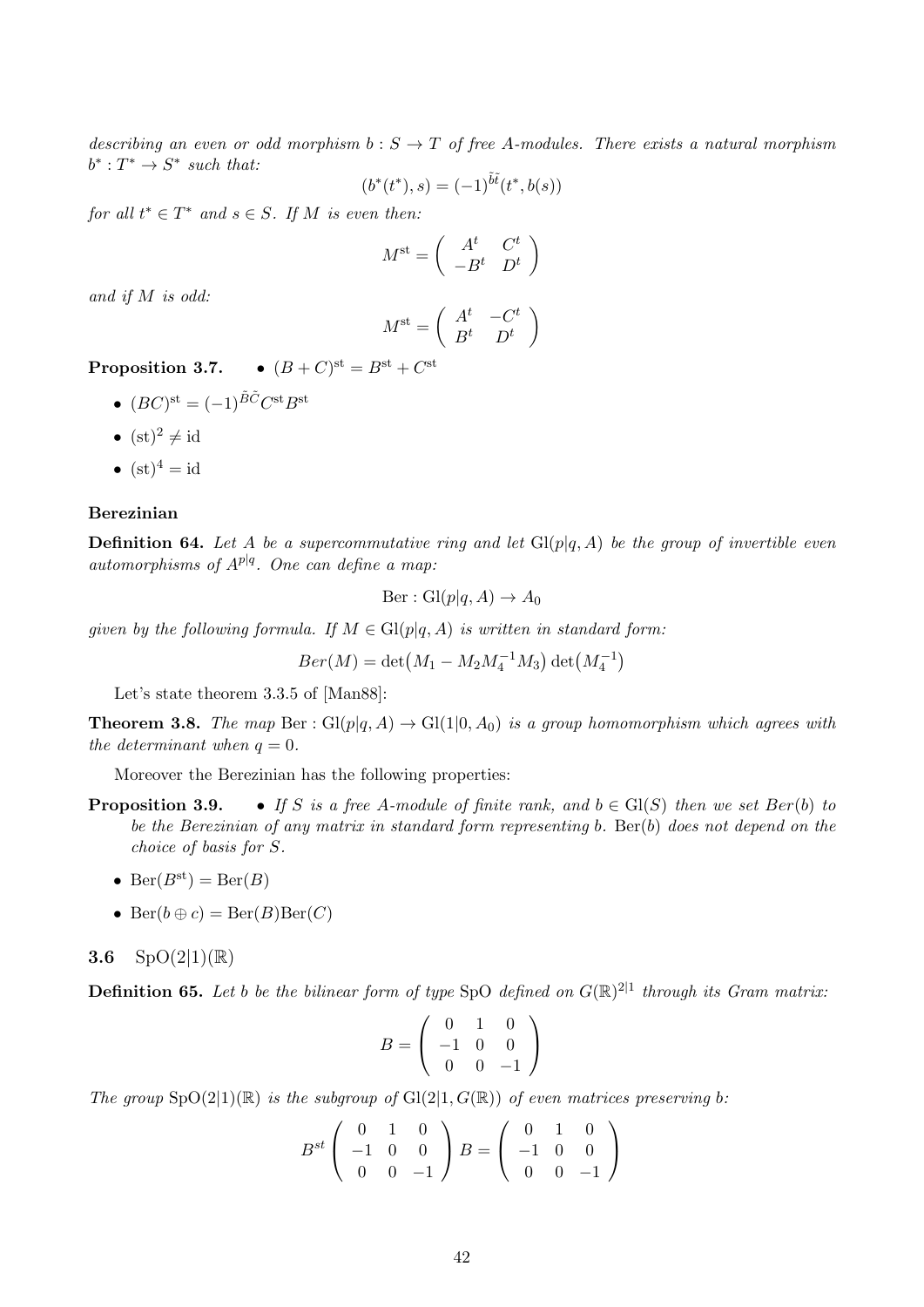*describing an even or odd morphism $b : S \to T$ of free $A$-modules. There exists a natural morphism $b^* : T^* \to S^*$ such that:*

$$(b^*(t^*), s) = (-1)^{\tilde{b}\tilde{t}}(t^*, b(s))$$

*for all $t^* \in T^*$ and $s \in S$. If $M$ is even then:*

$$M^{\mathrm{st}} = \begin{pmatrix} A^t & C^t \\ -B^t & D^t \end{pmatrix}$$

*and if $M$ is odd:*

$$M^{\mathrm{st}} = \begin{pmatrix} A^t & -C^t \\ B^t & D^t \end{pmatrix}$$

**Proposition 3.7.**

- $(B + C)^{\mathrm{st}} = B^{\mathrm{st}} + C^{\mathrm{st}}$
- $(BC)^{\mathrm{st}} = (-1)^{\tilde{B}\tilde{C}} C^{\mathrm{st}} B^{\mathrm{st}}$
- $(\mathrm{st})^2 \neq \mathrm{id}$
- $(\mathrm{st})^4 = \mathrm{id}$

**Berezinian**

**Definition 64.** *Let $A$ be a supercommutative ring and let $\mathrm{Gl}(p|q, A)$ be the group of invertible even automorphisms of $A^{p|q}$. One can define a map:*

$$\mathrm{Ber} : \mathrm{Gl}(p|q, A) \to A_0$$

*given by the following formula. If $M \in \mathrm{Gl}(p|q, A)$ is written in standard form:*

$$Ber(M) = \det\bigl(M_1 - M_2 M_4^{-1} M_3\bigr) \det\bigl(M_4^{-1}\bigr)$$

Let's state theorem 3.3.5 of [Man88]:

**Theorem 3.8.** *The map $\mathrm{Ber} : \mathrm{Gl}(p|q, A) \to \mathrm{Gl}(1|0, A_0)$ is a group homomorphism which agrees with the determinant when $q = 0$.*

Moreover the Berezinian has the following properties:

**Proposition 3.9.**

- *If $S$ is a free $A$-module of finite rank, and $b \in \mathrm{Gl}(S)$ then we set $Ber(b)$ to be the Berezinian of any matrix in standard form representing $b$. $\mathrm{Ber}(b)$ does not depend on the choice of basis for $S$.*
- $\mathrm{Ber}(B^{\mathrm{st}}) = \mathrm{Ber}(B)$
- $\mathrm{Ber}(b \oplus c) = \mathrm{Ber}(B)\mathrm{Ber}(C)$

### 3.6 $\mathrm{SpO}(2|1)(\mathbb{R})$

**Definition 65.** *Let $b$ be the bilinear form of type $\mathrm{SpO}$ defined on $G(\mathbb{R})^{2|1}$ through its Gram matrix:*

$$B = \begin{pmatrix} 0 & 1 & 0 \\ -1 & 0 & 0 \\ 0 & 0 & -1 \end{pmatrix}$$

*The group $\mathrm{SpO}(2|1)(\mathbb{R})$ is the subgroup of $\mathrm{Gl}(2|1, G(\mathbb{R}))$ of even matrices preserving $b$:*

$$B^{st} \begin{pmatrix} 0 & 1 & 0 \\ -1 & 0 & 0 \\ 0 & 0 & -1 \end{pmatrix} B = \begin{pmatrix} 0 & 1 & 0 \\ -1 & 0 & 0 \\ 0 & 0 & -1 \end{pmatrix}$$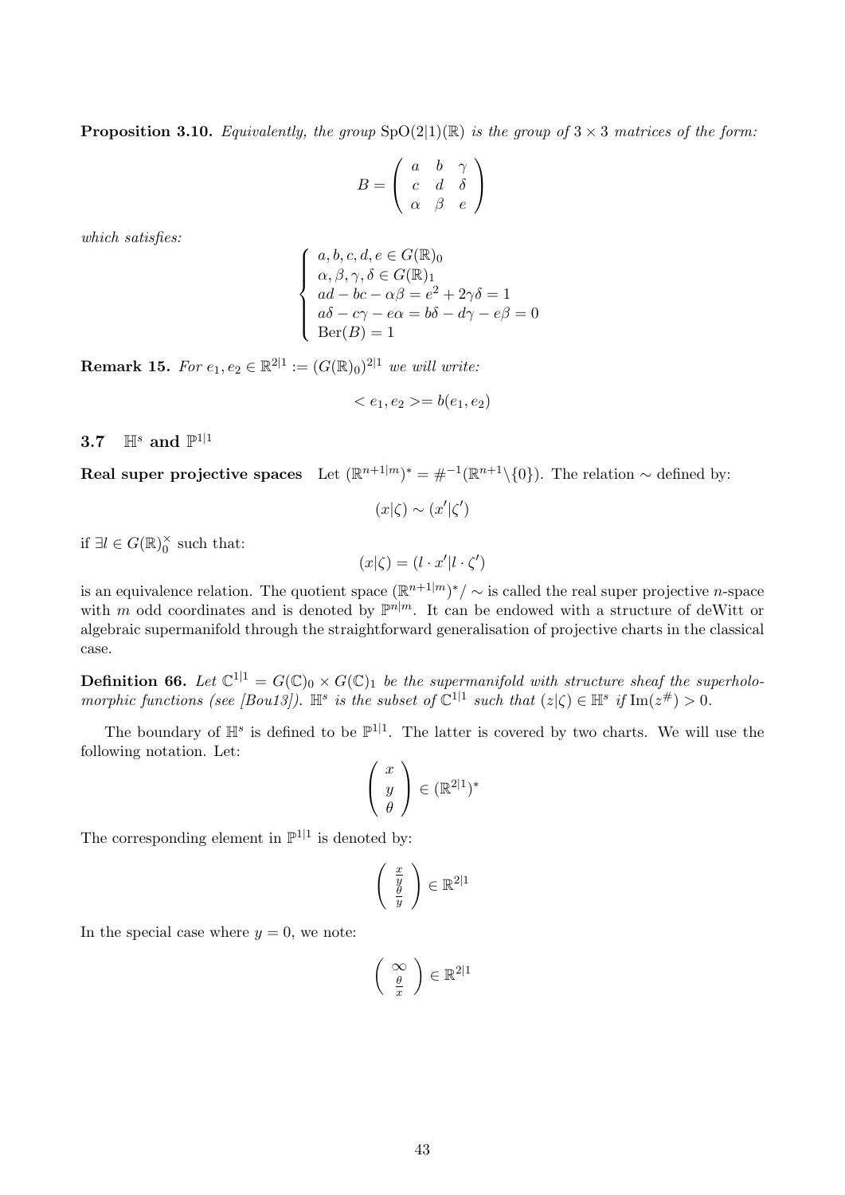**Proposition 3.10.** *Equivalently, the group* $\mathrm{SpO}(2|1)(\mathbb{R})$ *is the group of* $3 \times 3$ *matrices of the form:*

$$B = \begin{pmatrix} a & b & \gamma \\ c & d & \delta \\ \alpha & \beta & e \end{pmatrix}$$

*which satisfies:*

$$\begin{cases} a, b, c, d, e \in G(\mathbb{R})_0 \\ \alpha, \beta, \gamma, \delta \in G(\mathbb{R})_1 \\ ad - bc - \alpha\beta = e^2 + 2\gamma\delta = 1 \\ a\delta - c\gamma - e\alpha = b\delta - d\gamma - e\beta = 0 \\ \mathrm{Ber}(B) = 1 \end{cases}$$

**Remark 15.** *For* $e_1, e_2 \in \mathbb{R}^{2|1} := (G(\mathbb{R})_0)^{2|1}$ *we will write:*

$$< e_1, e_2 >= b(e_1, e_2)$$

## 3.7 $\mathbb{H}^s$ and $\mathbb{P}^{1|1}$

**Real super projective spaces** Let $(\mathbb{R}^{n+1|m})^* = \#^{-1}(\mathbb{R}^{n+1} \backslash \{0\})$. The relation $\sim$ defined by:

$$(x|\zeta) \sim (x'|\zeta')$$

if $\exists l \in G(\mathbb{R})_0^\times$ such that:

$$(x|\zeta) = (l \cdot x'|l \cdot \zeta')$$

is an equivalence relation. The quotient space $(\mathbb{R}^{n+1|m})^*/\sim$ is called the real super projective $n$-space with $m$ odd coordinates and is denoted by $\mathbb{P}^{n|m}$. It can be endowed with a structure of deWitt or algebraic supermanifold through the straightforward generalisation of projective charts in the classical case.

**Definition 66.** *Let* $\mathbb{C}^{1|1} = G(\mathbb{C})_0 \times G(\mathbb{C})_1$ *be the supermanifold with structure sheaf the superholomorphic functions (see [Bou13]).* $\mathbb{H}^s$ *is the subset of* $\mathbb{C}^{1|1}$ *such that* $(z|\zeta) \in \mathbb{H}^s$ *if* $\mathrm{Im}(z^\#) > 0$.

The boundary of $\mathbb{H}^s$ is defined to be $\mathbb{P}^{1|1}$. The latter is covered by two charts. We will use the following notation. Let:

$$\begin{pmatrix} x \\ y \\ \theta \end{pmatrix} \in (\mathbb{R}^{2|1})^*$$

The corresponding element in $\mathbb{P}^{1|1}$ is denoted by:

$$\begin{pmatrix} \frac{x}{y} \\ \frac{\theta}{y} \end{pmatrix} \in \mathbb{R}^{2|1}$$

In the special case where $y = 0$, we note:

$$\begin{pmatrix} \infty \\ \frac{\theta}{x} \end{pmatrix} \in \mathbb{R}^{2|1}$$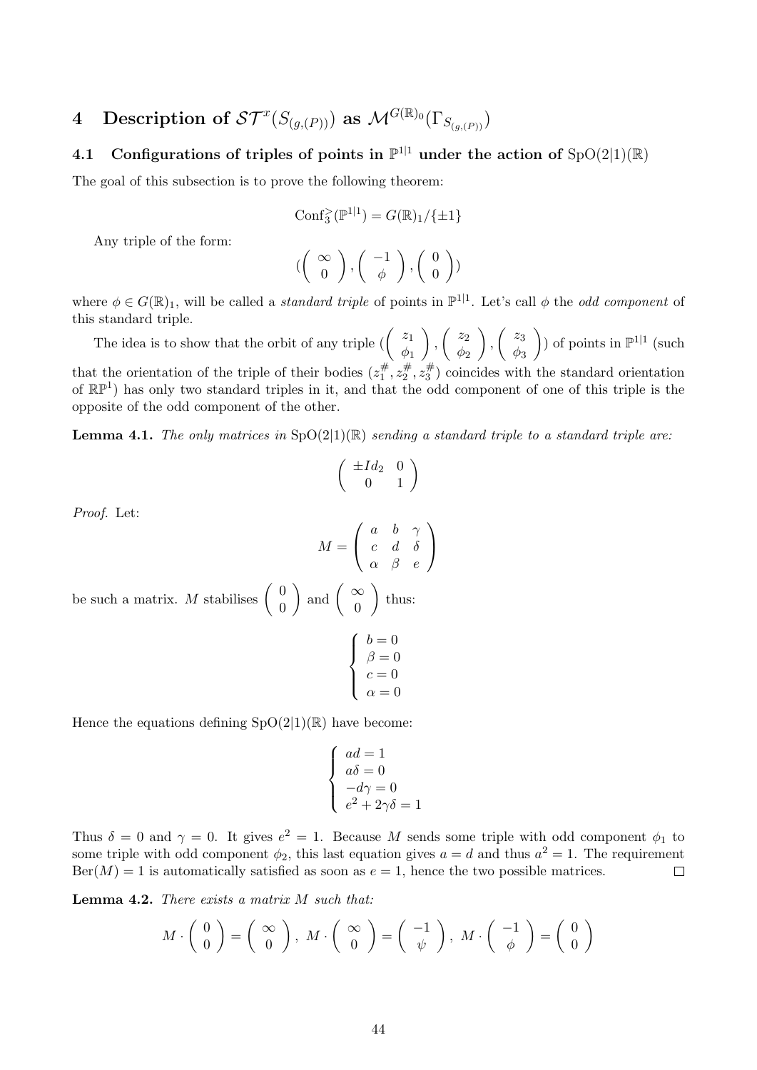# 4 Description of $\mathcal{ST}^x(S_{(g,(P))})$ as $\mathcal{M}^{G(\mathbb{R})_0}(\Gamma_{S_{(g,(P))}})$

## 4.1 Configurations of triples of points in $\mathbb{P}^{1|1}$ under the action of $\mathrm{SpO}(2|1)(\mathbb{R})$

The goal of this subsection is to prove the following theorem:

$$\mathrm{Conf}_3^{>}(\mathbb{P}^{1|1}) = G(\mathbb{R})_1/\{\pm 1\}$$

Any triple of the form:

$$\left(\begin{pmatrix} \infty \\ 0 \end{pmatrix}, \begin{pmatrix} -1 \\ \phi \end{pmatrix}, \begin{pmatrix} 0 \\ 0 \end{pmatrix}\right)$$

where $\phi \in G(\mathbb{R})_1$, will be called a *standard triple* of points in $\mathbb{P}^{1|1}$. Let's call $\phi$ the *odd component* of this standard triple.

The idea is to show that the orbit of any triple $\left(\begin{pmatrix} z_1 \\ \phi_1 \end{pmatrix}, \begin{pmatrix} z_2 \\ \phi_2 \end{pmatrix}, \begin{pmatrix} z_3 \\ \phi_3 \end{pmatrix}\right)$ of points in $\mathbb{P}^{1|1}$ (such that the orientation of the triple of their bodies $(z_1^\#, z_2^\#, z_3^\#)$ coincides with the standard orientation of $\mathbb{RP}^1$) has only two standard triples in it, and that the odd component of one of this triple is the opposite of the odd component of the other.

**Lemma 4.1.** *The only matrices in $\mathrm{SpO}(2|1)(\mathbb{R})$ sending a standard triple to a standard triple are:*

$$\begin{pmatrix} \pm Id_2 & 0 \\ 0 & 1 \end{pmatrix}$$

*Proof.* Let:

$$M = \begin{pmatrix} a & b & \gamma \\ c & d & \delta \\ \alpha & \beta & e \end{pmatrix}$$

be such a matrix. $M$ stabilises $\begin{pmatrix} 0 \\ 0 \end{pmatrix}$ and $\begin{pmatrix} \infty \\ 0 \end{pmatrix}$ thus:

$$\begin{cases} b = 0 \\ \beta = 0 \\ c = 0 \\ \alpha = 0 \end{cases}$$

Hence the equations defining $\mathrm{SpO}(2|1)(\mathbb{R})$ have become:

$$\begin{cases} ad = 1 \\ a\delta = 0 \\ -d\gamma = 0 \\ e^2 + 2\gamma\delta = 1 \end{cases}$$

Thus $\delta = 0$ and $\gamma = 0$. It gives $e^2 = 1$. Because $M$ sends some triple with odd component $\phi_1$ to some triple with odd component $\phi_2$, this last equation gives $a = d$ and thus $a^2 = 1$. The requirement $\mathrm{Ber}(M) = 1$ is automatically satisfied as soon as $e = 1$, hence the two possible matrices. $\square$

**Lemma 4.2.** *There exists a matrix $M$ such that:*

$$M \cdot \begin{pmatrix} 0 \\ 0 \end{pmatrix} = \begin{pmatrix} \infty \\ 0 \end{pmatrix}, \; M \cdot \begin{pmatrix} \infty \\ 0 \end{pmatrix} = \begin{pmatrix} -1 \\ \psi \end{pmatrix}, \; M \cdot \begin{pmatrix} -1 \\ \phi \end{pmatrix} = \begin{pmatrix} 0 \\ 0 \end{pmatrix}$$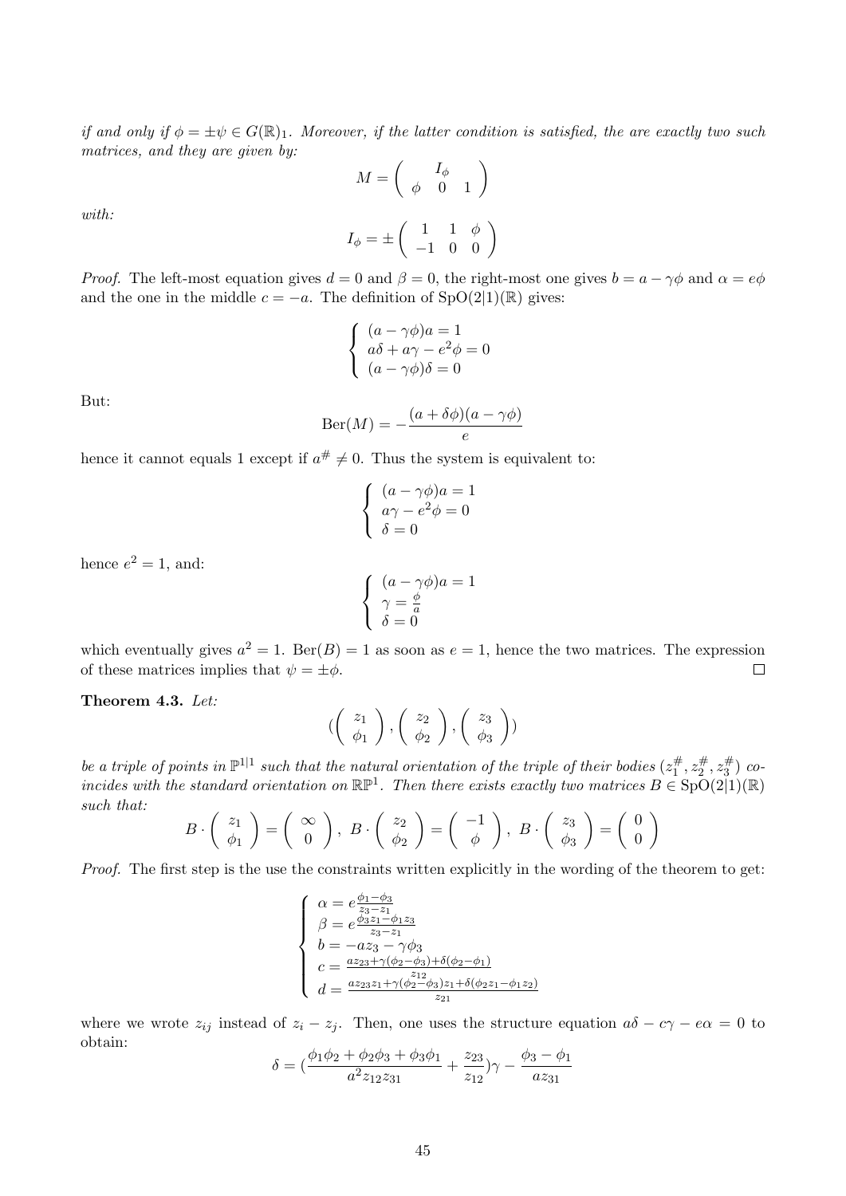*if and only if $\phi = \pm\psi \in G(\mathbb{R})_1$. Moreover, if the latter condition is satisfied, the are exactly two such matrices, and they are given by:*

$$M = \begin{pmatrix} & I_\phi & \\ \phi & 0 & 1 \end{pmatrix}$$

*with:*

$$I_\phi = \pm \begin{pmatrix} 1 & 1 & \phi \\ -1 & 0 & 0 \end{pmatrix}$$

*Proof.* The left-most equation gives $d = 0$ and $\beta = 0$, the right-most one gives $b = a - \gamma\phi$ and $\alpha = e\phi$ and the one in the middle $c = -a$. The definition of $\mathrm{SpO}(2|1)(\mathbb{R})$ gives:

$$\begin{cases} (a - \gamma\phi)a = 1 \\ a\delta + a\gamma - e^2\phi = 0 \\ (a - \gamma\phi)\delta = 0 \end{cases}$$

But:

$$\mathrm{Ber}(M) = -\frac{(a + \delta\phi)(a - \gamma\phi)}{e}$$

hence it cannot equals 1 except if $a^\# \neq 0$. Thus the system is equivalent to:

$$\begin{cases} (a - \gamma\phi)a = 1 \\ a\gamma - e^2\phi = 0 \\ \delta = 0 \end{cases}$$

hence $e^2 = 1$, and:

$$\begin{cases} (a - \gamma\phi)a = 1 \\ \gamma = \frac{\phi}{a} \\ \delta = 0 \end{cases}$$

which eventually gives $a^2 = 1$. $\mathrm{Ber}(B) = 1$ as soon as $e = 1$, hence the two matrices. The expression of these matrices implies that $\psi = \pm\phi$. $\square$

**Theorem 4.3.** *Let:*

$$(\begin{pmatrix} z_1 \\ \phi_1 \end{pmatrix}, \begin{pmatrix} z_2 \\ \phi_2 \end{pmatrix}, \begin{pmatrix} z_3 \\ \phi_3 \end{pmatrix})$$

*be a triple of points in $\mathbb{P}^{1|1}$ such that the natural orientation of the triple of their bodies $(z_1^\#, z_2^\#, z_3^\#)$ coincides with the standard orientation on $\mathbb{RP}^1$. Then there exists exactly two matrices $B \in \mathrm{SpO}(2|1)(\mathbb{R})$ such that:*

$$B \cdot \begin{pmatrix} z_1 \\ \phi_1 \end{pmatrix} = \begin{pmatrix} \infty \\ 0 \end{pmatrix},\ B \cdot \begin{pmatrix} z_2 \\ \phi_2 \end{pmatrix} = \begin{pmatrix} -1 \\ \phi \end{pmatrix},\ B \cdot \begin{pmatrix} z_3 \\ \phi_3 \end{pmatrix} = \begin{pmatrix} 0 \\ 0 \end{pmatrix}$$

*Proof.* The first step is the use the constraints written explicitly in the wording of the theorem to get:

$$\begin{cases} \alpha = e\frac{\phi_1 - \phi_3}{z_3 - z_1} \\ \beta = e\frac{\phi_3 z_1 - \phi_1 z_3}{z_3 - z_1} \\ b = -az_3 - \gamma\phi_3 \\ c = \frac{az_{23} + \gamma(\phi_2 - \phi_3) + \delta(\phi_2 - \phi_1)}{z_{12}} \\ d = \frac{az_{23}z_1 + \gamma(\phi_2 - \phi_3)z_1 + \delta(\phi_2 z_1 - \phi_1 z_2)}{z_{21}} \end{cases}$$

where we wrote $z_{ij}$ instead of $z_i - z_j$. Then, one uses the structure equation $a\delta - c\gamma - e\alpha = 0$ to obtain:

$$\delta = (\frac{\phi_1\phi_2 + \phi_2\phi_3 + \phi_3\phi_1}{a^2 z_{12} z_{31}} + \frac{z_{23}}{z_{12}})\gamma - \frac{\phi_3 - \phi_1}{az_{31}}$$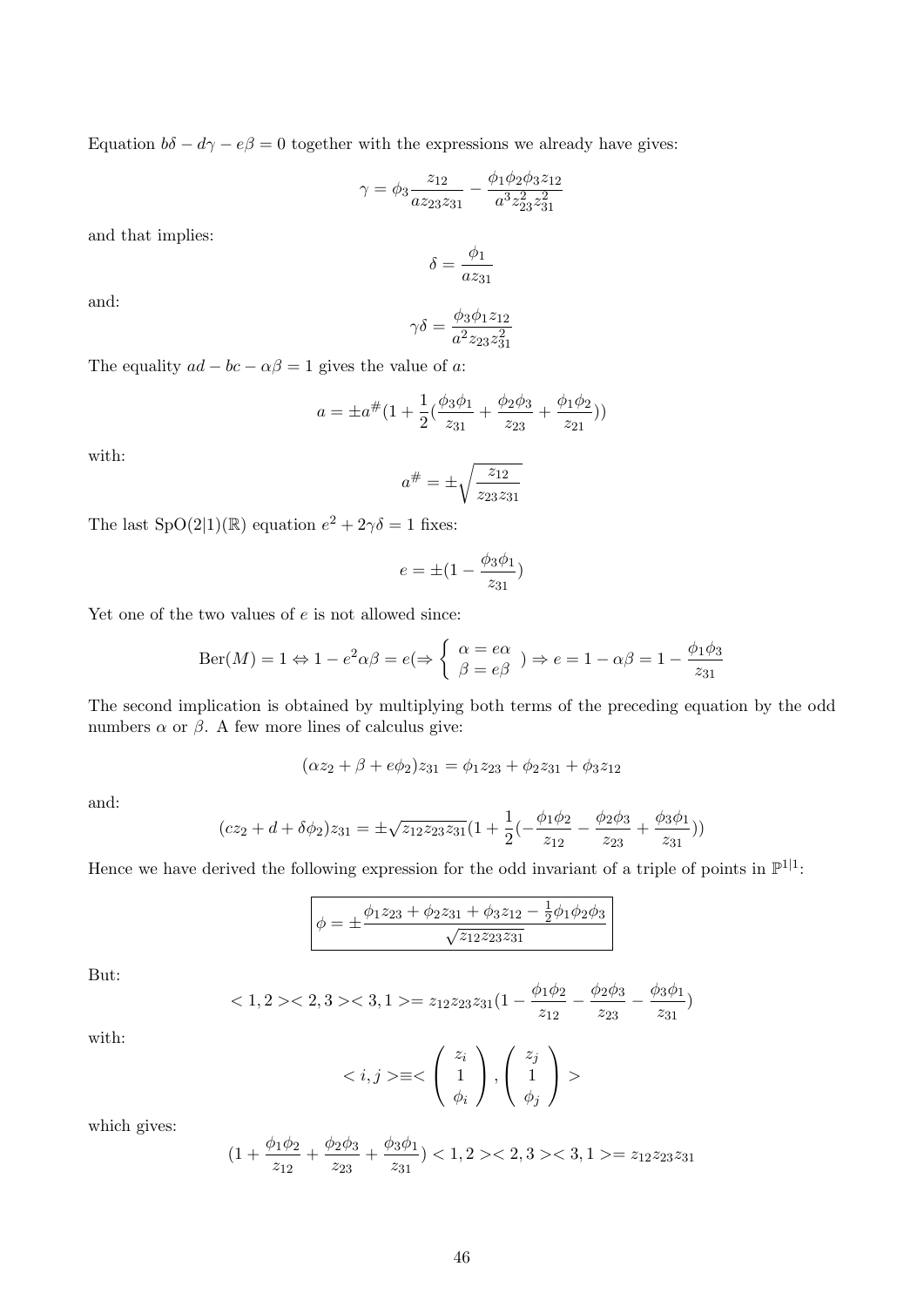Equation $b\delta - d\gamma - e\beta = 0$ together with the expressions we already have gives:

$$\gamma = \phi_3 \frac{z_{12}}{a z_{23} z_{31}} - \frac{\phi_1 \phi_2 \phi_3 z_{12}}{a^3 z_{23}^2 z_{31}^2}$$

and that implies:

$$\delta = \frac{\phi_1}{a z_{31}}$$

and:

$$\gamma\delta = \frac{\phi_3 \phi_1 z_{12}}{a^2 z_{23} z_{31}^2}$$

The equality $ad - bc - \alpha\beta = 1$ gives the value of $a$:

$$a = \pm a^{\#}\left(1 + \frac{1}{2}\left(\frac{\phi_3\phi_1}{z_{31}} + \frac{\phi_2\phi_3}{z_{23}} + \frac{\phi_1\phi_2}{z_{21}}\right)\right)$$

with:

$$a^{\#} = \pm\sqrt{\frac{z_{12}}{z_{23} z_{31}}}$$

The last $\mathrm{SpO}(2|1)(\mathbb{R})$ equation $e^2 + 2\gamma\delta = 1$ fixes:

$$e = \pm\left(1 - \frac{\phi_3\phi_1}{z_{31}}\right)$$

Yet one of the two values of $e$ is not allowed since:

$$\mathrm{Ber}(M) = 1 \Leftrightarrow 1 - e^2\alpha\beta = e \left(\Rightarrow \left\{ \begin{array}{l} \alpha = e\alpha \\ \beta = e\beta \end{array} \right. \right) \Rightarrow e = 1 - \alpha\beta = 1 - \frac{\phi_1\phi_3}{z_{31}}$$

The second implication is obtained by multiplying both terms of the preceding equation by the odd numbers $\alpha$ or $\beta$. A few more lines of calculus give:

$$(\alpha z_2 + \beta + e\phi_2) z_{31} = \phi_1 z_{23} + \phi_2 z_{31} + \phi_3 z_{12}$$

and:

$$(c z_2 + d + \delta\phi_2) z_{31} = \pm\sqrt{z_{12} z_{23} z_{31}}\left(1 + \frac{1}{2}\left(-\frac{\phi_1\phi_2}{z_{12}} - \frac{\phi_2\phi_3}{z_{23}} + \frac{\phi_3\phi_1}{z_{31}}\right)\right)$$

Hence we have derived the following expression for the odd invariant of a triple of points in $\mathbb{P}^{1|1}$:

$$\boxed{\phi = \pm\frac{\phi_1 z_{23} + \phi_2 z_{31} + \phi_3 z_{12} - \frac{1}{2}\phi_1\phi_2\phi_3}{\sqrt{z_{12} z_{23} z_{31}}}}$$

But:

$$<1,2><2,3><3,1> = z_{12} z_{23} z_{31}\left(1 - \frac{\phi_1\phi_2}{z_{12}} - \frac{\phi_2\phi_3}{z_{23}} - \frac{\phi_3\phi_1}{z_{31}}\right)$$

with:

$$<i,j> \equiv < \left(\begin{array}{c} z_i \\ 1 \\ \phi_i \end{array}\right), \left(\begin{array}{c} z_j \\ 1 \\ \phi_j \end{array}\right) >$$

which gives:

$$\left(1 + \frac{\phi_1\phi_2}{z_{12}} + \frac{\phi_2\phi_3}{z_{23}} + \frac{\phi_3\phi_1}{z_{31}}\right) <1,2><2,3><3,1> = z_{12} z_{23} z_{31}$$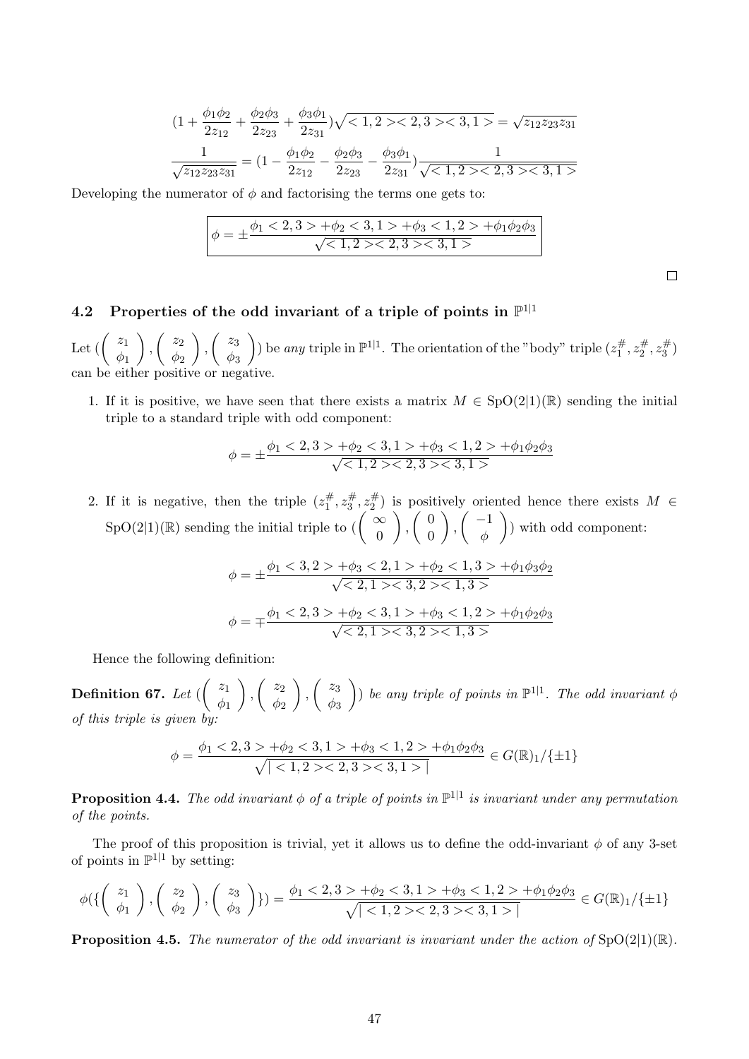$$(1 + \frac{\phi_1\phi_2}{2z_{12}} + \frac{\phi_2\phi_3}{2z_{23}} + \frac{\phi_3\phi_1}{2z_{31}})\sqrt{<1,2><2,3><3,1>} = \sqrt{z_{12}z_{23}z_{31}}$$

$$\frac{1}{\sqrt{z_{12}z_{23}z_{31}}} = (1 - \frac{\phi_1\phi_2}{2z_{12}} - \frac{\phi_2\phi_3}{2z_{23}} - \frac{\phi_3\phi_1}{2z_{31}})\frac{1}{\sqrt{<1,2><2,3><3,1>}}$$

Developing the numerator of $\phi$ and factorising the terms one gets to:

$$\boxed{\phi = \pm\frac{\phi_1 <2,3> + \phi_2 <3,1> + \phi_3 <1,2> + \phi_1\phi_2\phi_3}{\sqrt{<1,2><2,3><3,1>}}}$$

□

## 4.2 Properties of the odd invariant of a triple of points in $\mathbb{P}^{1|1}$

Let $(\begin{pmatrix} z_1 \\ \phi_1 \end{pmatrix}, \begin{pmatrix} z_2 \\ \phi_2 \end{pmatrix}, \begin{pmatrix} z_3 \\ \phi_3 \end{pmatrix})$ be *any* triple in $\mathbb{P}^{1|1}$. The orientation of the "body" triple $(z_1^\#, z_2^\#, z_3^\#)$ can be either positive or negative.

1. If it is positive, we have seen that there exists a matrix $M \in \mathrm{SpO}(2|1)(\mathbb{R})$ sending the initial triple to a standard triple with odd component:

$$\phi = \pm\frac{\phi_1 <2,3> + \phi_2 <3,1> + \phi_3 <1,2> + \phi_1\phi_2\phi_3}{\sqrt{<1,2><2,3><3,1>}}$$

2. If it is negative, then the triple $(z_1^\#, z_3^\#, z_2^\#)$ is positively oriented hence there exists $M \in \mathrm{SpO}(2|1)(\mathbb{R})$ sending the initial triple to $(\begin{pmatrix} \infty \\ 0 \end{pmatrix}, \begin{pmatrix} 0 \\ 0 \end{pmatrix}, \begin{pmatrix} -1 \\ \phi \end{pmatrix})$ with odd component:

$$\phi = \pm\frac{\phi_1 <3,2> + \phi_3 <2,1> + \phi_2 <1,3> + \phi_1\phi_3\phi_2}{\sqrt{<2,1><3,2><1,3>}}$$

$$\phi = \mp\frac{\phi_1 <2,3> + \phi_2 <3,1> + \phi_3 <1,2> + \phi_1\phi_2\phi_3}{\sqrt{<2,1><3,2><1,3>}}$$

Hence the following definition:

**Definition 67.** *Let $(\begin{pmatrix} z_1 \\ \phi_1 \end{pmatrix}, \begin{pmatrix} z_2 \\ \phi_2 \end{pmatrix}, \begin{pmatrix} z_3 \\ \phi_3 \end{pmatrix})$ be any triple of points in $\mathbb{P}^{1|1}$. The odd invariant $\phi$ of this triple is given by:*

$$\phi = \frac{\phi_1 <2,3> + \phi_2 <3,1> + \phi_3 <1,2> + \phi_1\phi_2\phi_3}{\sqrt{|<1,2><2,3><3,1>|}} \in G(\mathbb{R})_1/\{\pm 1\}$$

**Proposition 4.4.** *The odd invariant $\phi$ of a triple of points in $\mathbb{P}^{1|1}$ is invariant under any permutation of the points.*

The proof of this proposition is trivial, yet it allows us to define the odd-invariant $\phi$ of any 3-set of points in $\mathbb{P}^{1|1}$ by setting:

$$\phi(\{\begin{pmatrix} z_1 \\ \phi_1 \end{pmatrix}, \begin{pmatrix} z_2 \\ \phi_2 \end{pmatrix}, \begin{pmatrix} z_3 \\ \phi_3 \end{pmatrix}\}) = \frac{\phi_1 <2,3> + \phi_2 <3,1> + \phi_3 <1,2> + \phi_1\phi_2\phi_3}{\sqrt{|<1,2><2,3><3,1>|}} \in G(\mathbb{R})_1/\{\pm 1\}$$

**Proposition 4.5.** *The numerator of the odd invariant is invariant under the action of $\mathrm{SpO}(2|1)(\mathbb{R})$.*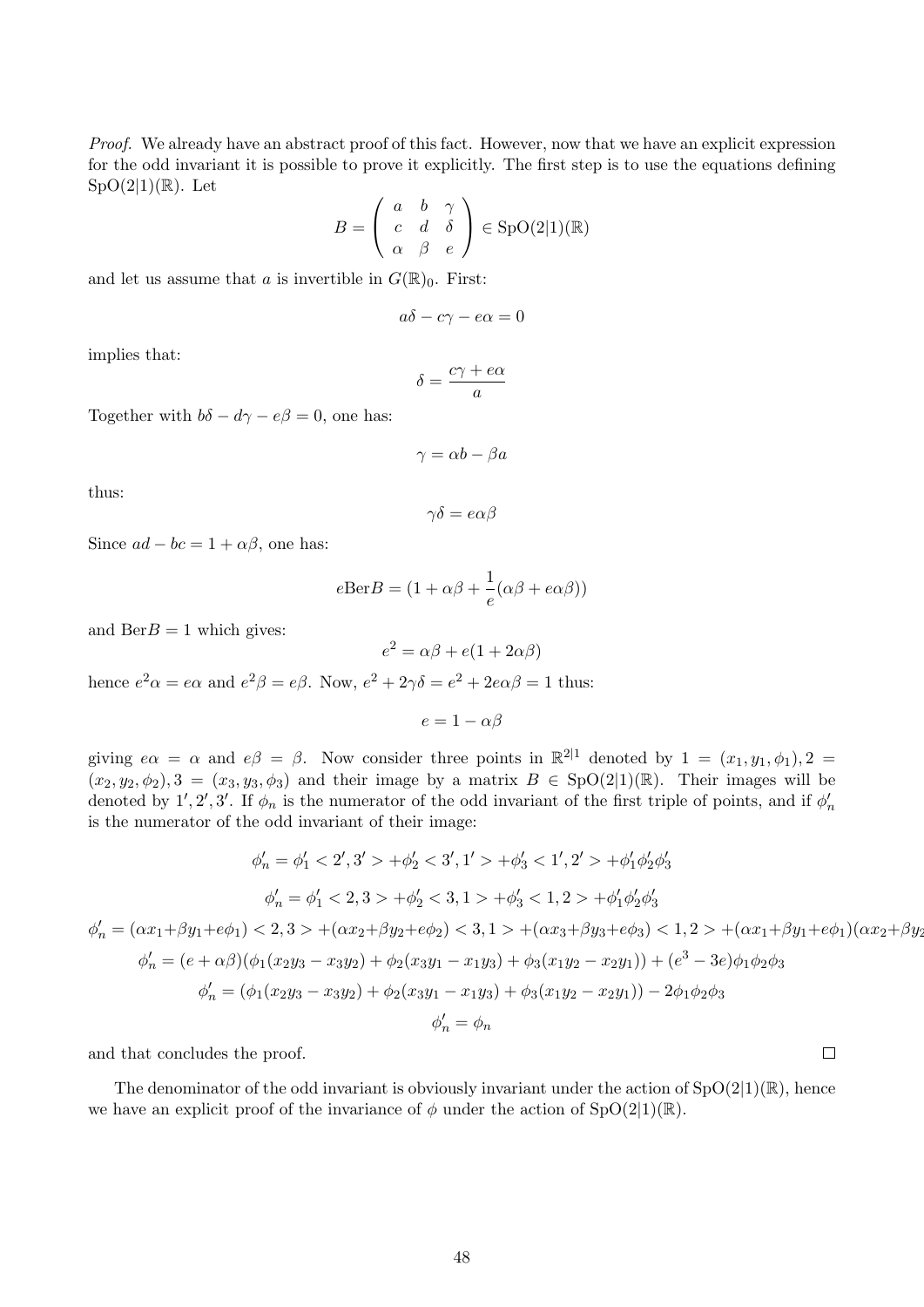*Proof.* We already have an abstract proof of this fact. However, now that we have an explicit expression for the odd invariant it is possible to prove it explicitly. The first step is to use the equations defining $\mathrm{SpO}(2|1)(\mathbb{R})$. Let

$$B = \begin{pmatrix} a & b & \gamma \\ c & d & \delta \\ \alpha & \beta & e \end{pmatrix} \in \mathrm{SpO}(2|1)(\mathbb{R})$$

and let us assume that $a$ is invertible in $G(\mathbb{R})_0$. First:

$$a\delta - c\gamma - e\alpha = 0$$

implies that:

$$\delta = \frac{c\gamma + e\alpha}{a}$$

Together with $b\delta - d\gamma - e\beta = 0$, one has:

$$\gamma = \alpha b - \beta a$$

thus:

$$\gamma\delta = e\alpha\beta$$

Since $ad - bc = 1 + \alpha\beta$, one has:

$$e\mathrm{Ber}B = (1 + \alpha\beta + \frac{1}{e}(\alpha\beta + e\alpha\beta))$$

and $\mathrm{Ber}B = 1$ which gives:

$$e^2 = \alpha\beta + e(1 + 2\alpha\beta)$$

hence $e^2\alpha = e\alpha$ and $e^2\beta = e\beta$. Now, $e^2 + 2\gamma\delta = e^2 + 2e\alpha\beta = 1$ thus:

$$e = 1 - \alpha\beta$$

giving $e\alpha = \alpha$ and $e\beta = \beta$. Now consider three points in $\mathbb{R}^{2|1}$ denoted by $1 = (x_1, y_1, \phi_1), 2 = (x_2, y_2, \phi_2), 3 = (x_3, y_3, \phi_3)$ and their image by a matrix $B \in \mathrm{SpO}(2|1)(\mathbb{R})$. Their images will be denoted by $1', 2', 3'$. If $\phi_n$ is the numerator of the odd invariant of the first triple of points, and if $\phi'_n$ is the numerator of the odd invariant of their image:

$$\phi'_n = \phi'_1 < 2', 3' > + \phi'_2 < 3', 1' > + \phi'_3 < 1', 2' > + \phi'_1\phi'_2\phi'_3$$

$$\phi'_n = \phi'_1 < 2, 3 > + \phi'_2 < 3, 1 > + \phi'_3 < 1, 2 > + \phi'_1\phi'_2\phi'_3$$

$$\phi'_n = (\alpha x_1 + \beta y_1 + e\phi_1) < 2, 3 > + (\alpha x_2 + \beta y_2 + e\phi_2) < 3, 1 > + (\alpha x_3 + \beta y_3 + e\phi_3) < 1, 2 > + (\alpha x_1 + \beta y_1 + e\phi_1)(\alpha x_2 + \beta y_2$$

$$\phi'_n = (e + \alpha\beta)(\phi_1(x_2y_3 - x_3y_2) + \phi_2(x_3y_1 - x_1y_3) + \phi_3(x_1y_2 - x_2y_1)) + (e^3 - 3e)\phi_1\phi_2\phi_3$$

$$\phi'_n = (\phi_1(x_2y_3 - x_3y_2) + \phi_2(x_3y_1 - x_1y_3) + \phi_3(x_1y_2 - x_2y_1)) - 2\phi_1\phi_2\phi_3$$

$$\phi'_n = \phi_n$$

and that concludes the proof. □

The denominator of the odd invariant is obviously invariant under the action of $\mathrm{SpO}(2|1)(\mathbb{R})$, hence we have an explicit proof of the invariance of $\phi$ under the action of $\mathrm{SpO}(2|1)(\mathbb{R})$.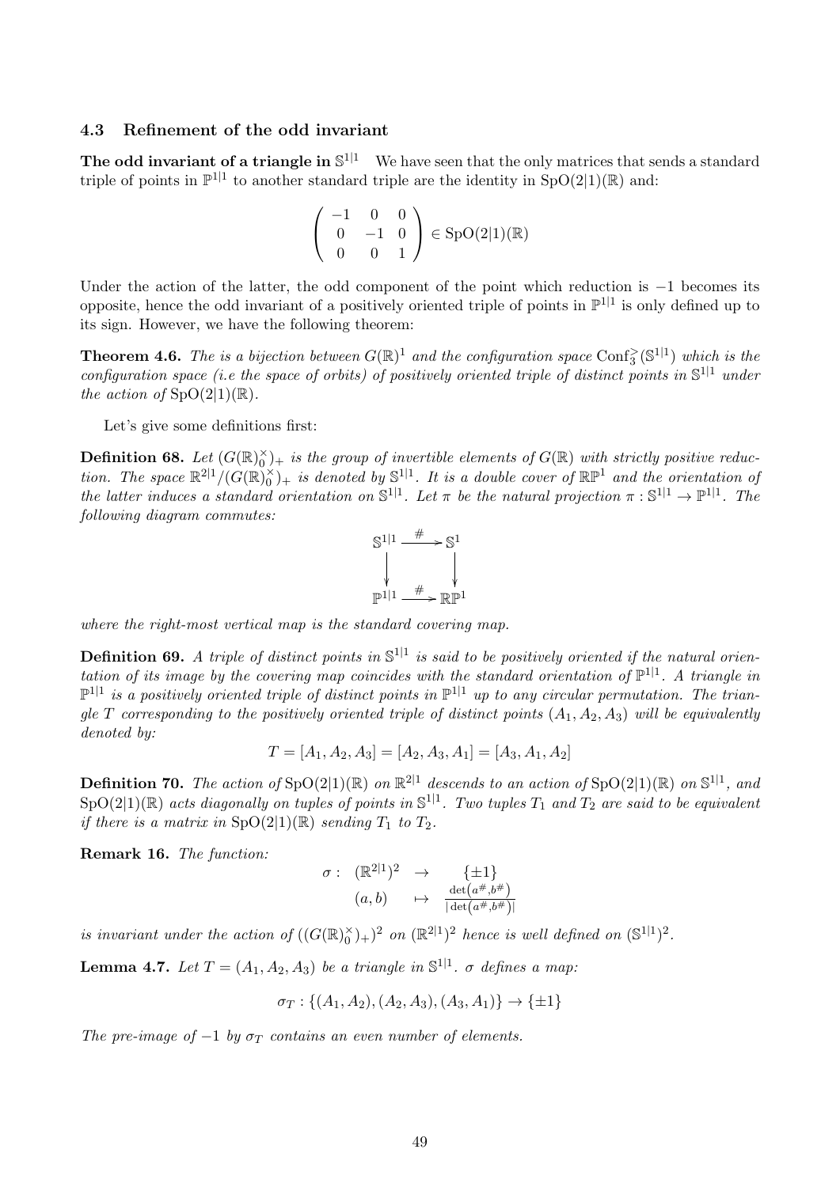### 4.3 Refinement of the odd invariant

**The odd invariant of a triangle in $\mathbb{S}^{1|1}$** We have seen that the only matrices that sends a standard triple of points in $\mathbb{P}^{1|1}$ to another standard triple are the identity in $\mathrm{SpO}(2|1)(\mathbb{R})$ and:

$$\begin{pmatrix} -1 & 0 & 0 \\ 0 & -1 & 0 \\ 0 & 0 & 1 \end{pmatrix} \in \mathrm{SpO}(2|1)(\mathbb{R})$$

Under the action of the latter, the odd component of the point which reduction is $-1$ becomes its opposite, hence the odd invariant of a positively oriented triple of points in $\mathbb{P}^{1|1}$ is only defined up to its sign. However, we have the following theorem:

**Theorem 4.6.** *The is a bijection between $G(\mathbb{R})^1$ and the configuration space $\mathrm{Conf}_3^{>}(\mathbb{S}^{1|1})$ which is the configuration space (i.e the space of orbits) of positively oriented triple of distinct points in $\mathbb{S}^{1|1}$ under the action of $\mathrm{SpO}(2|1)(\mathbb{R})$.*

Let's give some definitions first:

**Definition 68.** *Let $(G(\mathbb{R})_0^{\times})_+$ is the group of invertible elements of $G(\mathbb{R})$ with strictly positive reduction. The space $\mathbb{R}^{2|1}/(G(\mathbb{R})_0^{\times})_+$ is denoted by $\mathbb{S}^{1|1}$. It is a double cover of $\mathbb{RP}^1$ and the orientation of the latter induces a standard orientation on $\mathbb{S}^{1|1}$. Let $\pi$ be the natural projection $\pi : \mathbb{S}^{1|1} \to \mathbb{P}^{1|1}$. The following diagram commutes:*

$$\begin{array}{ccc} \mathbb{S}^{1|1} & \xrightarrow{\#} & \mathbb{S}^1 \\ \downarrow & & \downarrow \\ \mathbb{P}^{1|1} & \xrightarrow{\#} & \mathbb{RP}^1 \end{array}$$

*where the right-most vertical map is the standard covering map.*

**Definition 69.** *A triple of distinct points in $\mathbb{S}^{1|1}$ is said to be positively oriented if the natural orientation of its image by the covering map coincides with the standard orientation of $\mathbb{P}^{1|1}$. A triangle in $\mathbb{P}^{1|1}$ is a positively oriented triple of distinct points in $\mathbb{P}^{1|1}$ up to any circular permutation. The triangle $T$ corresponding to the positively oriented triple of distinct points $(A_1, A_2, A_3)$ will be equivalently denoted by:*

$$T = [A_1, A_2, A_3] = [A_2, A_3, A_1] = [A_3, A_1, A_2]$$

**Definition 70.** *The action of $\mathrm{SpO}(2|1)(\mathbb{R})$ on $\mathbb{R}^{2|1}$ descends to an action of $\mathrm{SpO}(2|1)(\mathbb{R})$ on $\mathbb{S}^{1|1}$, and $\mathrm{SpO}(2|1)(\mathbb{R})$ acts diagonally on tuples of points in $\mathbb{S}^{1|1}$. Two tuples $T_1$ and $T_2$ are said to be equivalent if there is a matrix in $\mathrm{SpO}(2|1)(\mathbb{R})$ sending $T_1$ to $T_2$.*

**Remark 16.** *The function:*

$$\begin{array}{rccc} \sigma : & (\mathbb{R}^{2|1})^2 & \to & \{\pm 1\} \\ & (a, b) & \mapsto & \frac{\det(a^{\#}, b^{\#})}{|\det(a^{\#}, b^{\#})|} \end{array}$$

*is invariant under the action of $((G(\mathbb{R})_0^{\times})_+)^2$ on $(\mathbb{R}^{2|1})^2$ hence is well defined on $(\mathbb{S}^{1|1})^2$.*

**Lemma 4.7.** *Let $T = (A_1, A_2, A_3)$ be a triangle in $\mathbb{S}^{1|1}$. $\sigma$ defines a map:*

$$\sigma_T : \{(A_1, A_2), (A_2, A_3), (A_3, A_1)\} \to \{\pm 1\}$$

*The pre-image of $-1$ by $\sigma_T$ contains an even number of elements.*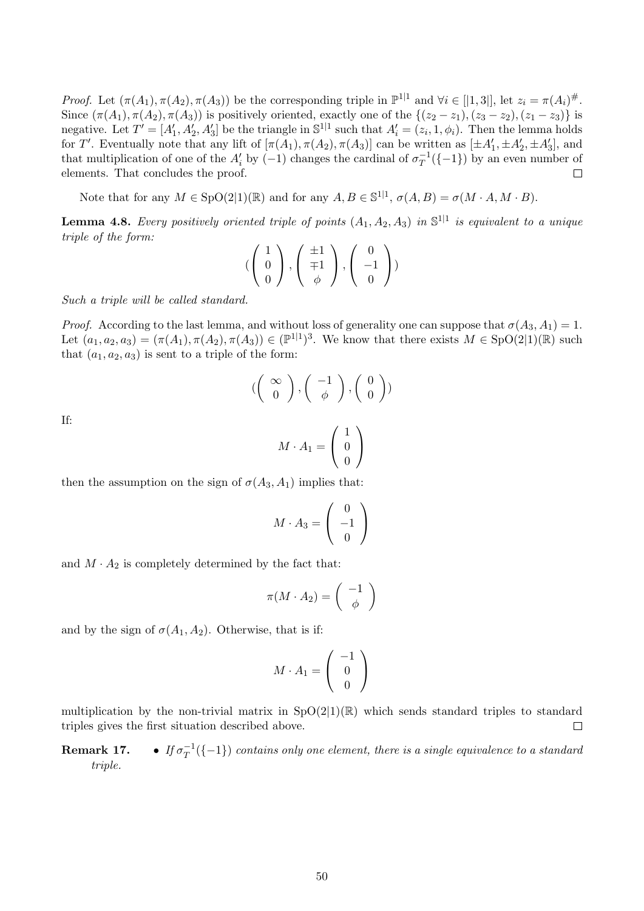*Proof.* Let $(\pi(A_1), \pi(A_2), \pi(A_3))$ be the corresponding triple in $\mathbb{P}^{1|1}$ and $\forall i \in [|1, 3|]$, let $z_i = \pi(A_i)^{\#}$. Since $(\pi(A_1), \pi(A_2), \pi(A_3))$ is positively oriented, exactly one of the $\{(z_2 - z_1), (z_3 - z_2), (z_1 - z_3)\}$ is negative. Let $T' = [A'_1, A'_2, A'_3]$ be the triangle in $\mathbb{S}^{1|1}$ such that $A'_i = (z_i, 1, \phi_i)$. Then the lemma holds for $T'$. Eventually note that any lift of $[\pi(A_1), \pi(A_2), \pi(A_3)]$ can be written as $[\pm A'_1, \pm A'_2, \pm A'_3]$, and that multiplication of one of the $A'_i$ by $(-1)$ changes the cardinal of $\sigma_T^{-1}(\{-1\})$ by an even number of elements. That concludes the proof. $\square$

Note that for any $M \in \mathrm{SpO}(2|1)(\mathbb{R})$ and for any $A, B \in \mathbb{S}^{1|1}$, $\sigma(A, B) = \sigma(M \cdot A, M \cdot B)$.

**Lemma 4.8.** *Every positively oriented triple of points $(A_1, A_2, A_3)$ in $\mathbb{S}^{1|1}$ is equivalent to a unique triple of the form:*

$$\left( \begin{pmatrix} 1 \\ 0 \\ 0 \end{pmatrix}, \begin{pmatrix} \pm 1 \\ \mp 1 \\ \phi \end{pmatrix}, \begin{pmatrix} 0 \\ -1 \\ 0 \end{pmatrix} \right)$$

*Such a triple will be called standard.*

*Proof.* According to the last lemma, and without loss of generality one can suppose that $\sigma(A_3, A_1) = 1$. Let $(a_1, a_2, a_3) = (\pi(A_1), \pi(A_2), \pi(A_3)) \in (\mathbb{P}^{1|1})^3$. We know that there exists $M \in \mathrm{SpO}(2|1)(\mathbb{R})$ such that $(a_1, a_2, a_3)$ is sent to a triple of the form:

$$\left( \begin{pmatrix} \infty \\ 0 \end{pmatrix}, \begin{pmatrix} -1 \\ \phi \end{pmatrix}, \begin{pmatrix} 0 \\ 0 \end{pmatrix} \right)$$

If:

$$M \cdot A_1 = \begin{pmatrix} 1 \\ 0 \\ 0 \end{pmatrix}$$

then the assumption on the sign of $\sigma(A_3, A_1)$ implies that:

$$M \cdot A_3 = \begin{pmatrix} 0 \\ -1 \\ 0 \end{pmatrix}$$

and $M \cdot A_2$ is completely determined by the fact that:

$$\pi(M \cdot A_2) = \begin{pmatrix} -1 \\ \phi \end{pmatrix}$$

and by the sign of $\sigma(A_1, A_2)$. Otherwise, that is if:

$$M \cdot A_1 = \begin{pmatrix} -1 \\ 0 \\ 0 \end{pmatrix}$$

multiplication by the non-trivial matrix in $\mathrm{SpO}(2|1)(\mathbb{R})$ which sends standard triples to standard triples gives the first situation described above. $\square$

**Remark 17.**
- *If $\sigma_T^{-1}(\{-1\})$ contains only one element, there is a single equivalence to a standard triple.*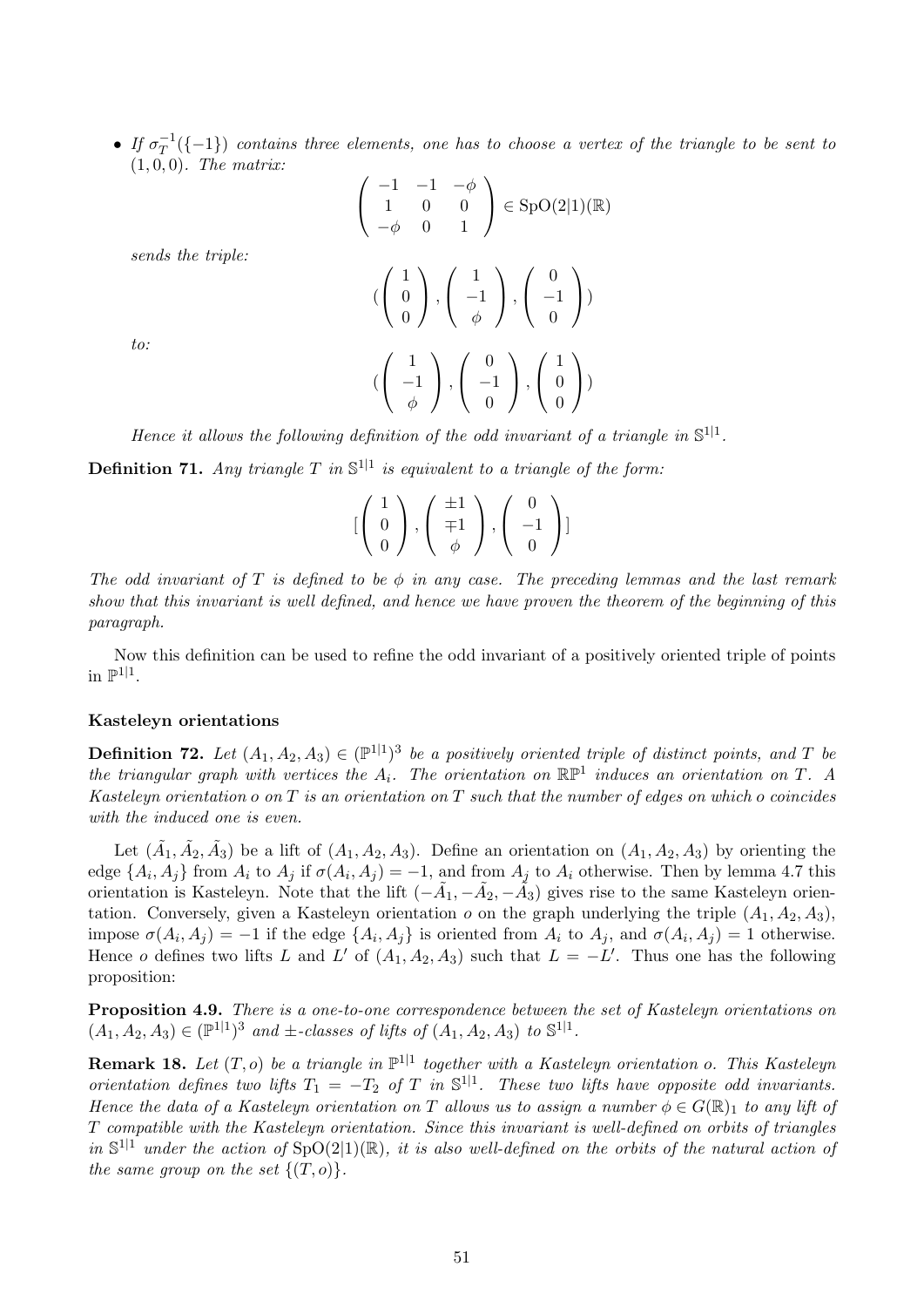- *If $\sigma_T^{-1}(\{-1\})$ contains three elements, one has to choose a vertex of the triangle to be sent to $(1,0,0)$. The matrix:*

$$\begin{pmatrix} -1 & -1 & -\phi \\ 1 & 0 & 0 \\ -\phi & 0 & 1 \end{pmatrix} \in \mathrm{SpO}(2|1)(\mathbb{R})$$

  *sends the triple:*

$$(\begin{pmatrix} 1 \\ 0 \\ 0 \end{pmatrix}, \begin{pmatrix} 1 \\ -1 \\ \phi \end{pmatrix}, \begin{pmatrix} 0 \\ -1 \\ 0 \end{pmatrix})$$

  *to:*

$$(\begin{pmatrix} 1 \\ -1 \\ \phi \end{pmatrix}, \begin{pmatrix} 0 \\ -1 \\ 0 \end{pmatrix}, \begin{pmatrix} 1 \\ 0 \\ 0 \end{pmatrix})$$

  *Hence it allows the following definition of the odd invariant of a triangle in $\mathbb{S}^{1|1}$.*

**Definition 71.** *Any triangle $T$ in $\mathbb{S}^{1|1}$ is equivalent to a triangle of the form:*

$$[\begin{pmatrix} 1 \\ 0 \\ 0 \end{pmatrix}, \begin{pmatrix} \pm 1 \\ \mp 1 \\ \phi \end{pmatrix}, \begin{pmatrix} 0 \\ -1 \\ 0 \end{pmatrix}]$$

*The odd invariant of $T$ is defined to be $\phi$ in any case. The preceding lemmas and the last remark show that this invariant is well defined, and hence we have proven the theorem of the beginning of this paragraph.*

Now this definition can be used to refine the odd invariant of a positively oriented triple of points in $\mathbb{P}^{1|1}$.

**Kasteleyn orientations**

**Definition 72.** *Let $(A_1, A_2, A_3) \in (\mathbb{P}^{1|1})^3$ be a positively oriented triple of distinct points, and $T$ be the triangular graph with vertices the $A_i$. The orientation on $\mathbb{RP}^1$ induces an orientation on $T$. A Kasteleyn orientation $o$ on $T$ is an orientation on $T$ such that the number of edges on which $o$ coincides with the induced one is even.*

Let $(\tilde{A}_1, \tilde{A}_2, \tilde{A}_3)$ be a lift of $(A_1, A_2, A_3)$. Define an orientation on $(A_1, A_2, A_3)$ by orienting the edge $\{A_i, A_j\}$ from $A_i$ to $A_j$ if $\sigma(A_i, A_j) = -1$, and from $A_j$ to $A_i$ otherwise. Then by lemma 4.7 this orientation is Kasteleyn. Note that the lift $(-\tilde{A}_1, -\tilde{A}_2, -\tilde{A}_3)$ gives rise to the same Kasteleyn orientation. Conversely, given a Kasteleyn orientation $o$ on the graph underlying the triple $(A_1, A_2, A_3)$, impose $\sigma(A_i, A_j) = -1$ if the edge $\{A_i, A_j\}$ is oriented from $A_i$ to $A_j$, and $\sigma(A_i, A_j) = 1$ otherwise. Hence $o$ defines two lifts $L$ and $L'$ of $(A_1, A_2, A_3)$ such that $L = -L'$. Thus one has the following proposition:

**Proposition 4.9.** *There is a one-to-one correspondence between the set of Kasteleyn orientations on $(A_1, A_2, A_3) \in (\mathbb{P}^{1|1})^3$ and $\pm$-classes of lifts of $(A_1, A_2, A_3)$ to $\mathbb{S}^{1|1}$.*

**Remark 18.** *Let $(T, o)$ be a triangle in $\mathbb{P}^{1|1}$ together with a Kasteleyn orientation $o$. This Kasteleyn orientation defines two lifts $T_1 = -T_2$ of $T$ in $\mathbb{S}^{1|1}$. These two lifts have opposite odd invariants. Hence the data of a Kasteleyn orientation on $T$ allows us to assign a number $\phi \in G(\mathbb{R})_1$ to any lift of $T$ compatible with the Kasteleyn orientation. Since this invariant is well-defined on orbits of triangles in $\mathbb{S}^{1|1}$ under the action of $\mathrm{SpO}(2|1)(\mathbb{R})$, it is also well-defined on the orbits of the natural action of the same group on the set $\{(T, o)\}$.*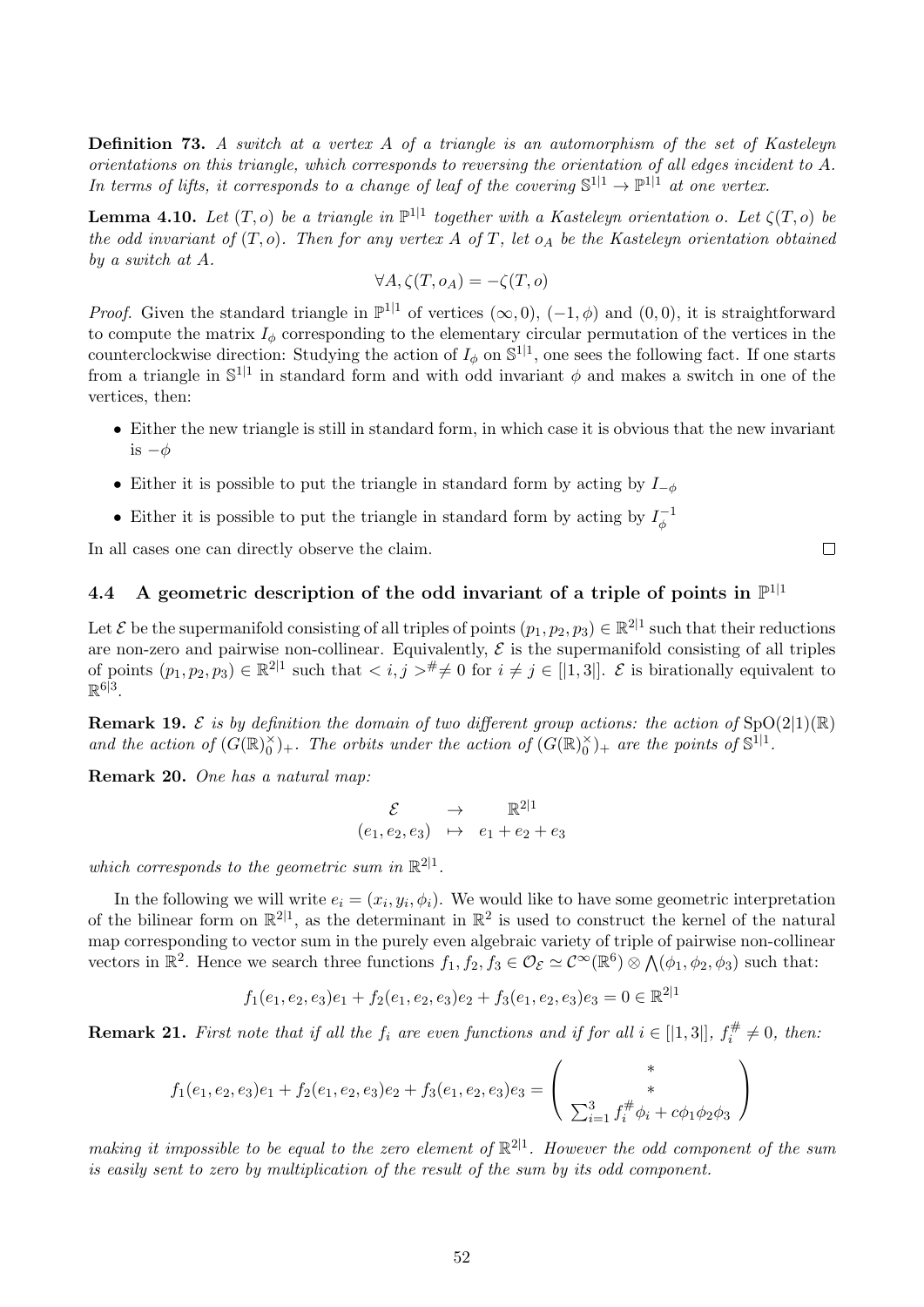**Definition 73.** *A switch at a vertex $A$ of a triangle is an automorphism of the set of Kasteleyn orientations on this triangle, which corresponds to reversing the orientation of all edges incident to $A$. In terms of lifts, it corresponds to a change of leaf of the covering $\mathbb{S}^{1|1} \to \mathbb{P}^{1|1}$ at one vertex.*

**Lemma 4.10.** *Let $(T, o)$ be a triangle in $\mathbb{P}^{1|1}$ together with a Kasteleyn orientation $o$. Let $\zeta(T, o)$ be the odd invariant of $(T, o)$. Then for any vertex $A$ of $T$, let $o_A$ be the Kasteleyn orientation obtained by a switch at $A$.*

$$\forall A, \zeta(T, o_A) = -\zeta(T, o)$$

*Proof.* Given the standard triangle in $\mathbb{P}^{1|1}$ of vertices $(\infty, 0)$, $(-1, \phi)$ and $(0, 0)$, it is straightforward to compute the matrix $I_\phi$ corresponding to the elementary circular permutation of the vertices in the counterclockwise direction: Studying the action of $I_\phi$ on $\mathbb{S}^{1|1}$, one sees the following fact. If one starts from a triangle in $\mathbb{S}^{1|1}$ in standard form and with odd invariant $\phi$ and makes a switch in one of the vertices, then:

- Either the new triangle is still in standard form, in which case it is obvious that the new invariant is $-\phi$
- Either it is possible to put the triangle in standard form by acting by $I_{-\phi}$
- Either it is possible to put the triangle in standard form by acting by $I_\phi^{-1}$

In all cases one can directly observe the claim. $\square$

## 4.4 A geometric description of the odd invariant of a triple of points in $\mathbb{P}^{1|1}$

Let $\mathcal{E}$ be the supermanifold consisting of all triples of points $(p_1, p_2, p_3) \in \mathbb{R}^{2|1}$ such that their reductions are non-zero and pairwise non-collinear. Equivalently, $\mathcal{E}$ is the supermanifold consisting of all triples of points $(p_1, p_2, p_3) \in \mathbb{R}^{2|1}$ such that $< i, j >^{\#} \neq 0$ for $i \neq j \in [|1, 3|]$. $\mathcal{E}$ is birationally equivalent to $\mathbb{R}^{6|3}$.

**Remark 19.** *$\mathcal{E}$ is by definition the domain of two different group actions: the action of $\mathrm{SpO}(2|1)(\mathbb{R})$ and the action of $(G(\mathbb{R})_0^\times)_+$. The orbits under the action of $(G(\mathbb{R})_0^\times)_+$ are the points of $\mathbb{S}^{1|1}$.*

**Remark 20.** *One has a natural map:*

$$\begin{array}{ccc} \mathcal{E} & \to & \mathbb{R}^{2|1} \\ (e_1, e_2, e_3) & \mapsto & e_1 + e_2 + e_3 \end{array}$$

*which corresponds to the geometric sum in $\mathbb{R}^{2|1}$.*

In the following we will write $e_i = (x_i, y_i, \phi_i)$. We would like to have some geometric interpretation of the bilinear form on $\mathbb{R}^{2|1}$, as the determinant in $\mathbb{R}^2$ is used to construct the kernel of the natural map corresponding to vector sum in the purely even algebraic variety of triple of pairwise non-collinear vectors in $\mathbb{R}^2$. Hence we search three functions $f_1, f_2, f_3 \in \mathcal{O}_\mathcal{E} \simeq \mathcal{C}^\infty(\mathbb{R}^6) \otimes \bigwedge(\phi_1, \phi_2, \phi_3)$ such that:

$$f_1(e_1, e_2, e_3)e_1 + f_2(e_1, e_2, e_3)e_2 + f_3(e_1, e_2, e_3)e_3 = 0 \in \mathbb{R}^{2|1}$$

**Remark 21.** *First note that if all the $f_i$ are even functions and if for all $i \in [|1, 3|]$, $f_i^{\#} \neq 0$, then:*

$$f_1(e_1, e_2, e_3)e_1 + f_2(e_1, e_2, e_3)e_2 + f_3(e_1, e_2, e_3)e_3 = \begin{pmatrix} * \\ * \\ \sum_{i=1}^{3} f_i^{\#}\phi_i + c\phi_1\phi_2\phi_3 \end{pmatrix}$$

*making it impossible to be equal to the zero element of $\mathbb{R}^{2|1}$. However the odd component of the sum is easily sent to zero by multiplication of the result of the sum by its odd component.*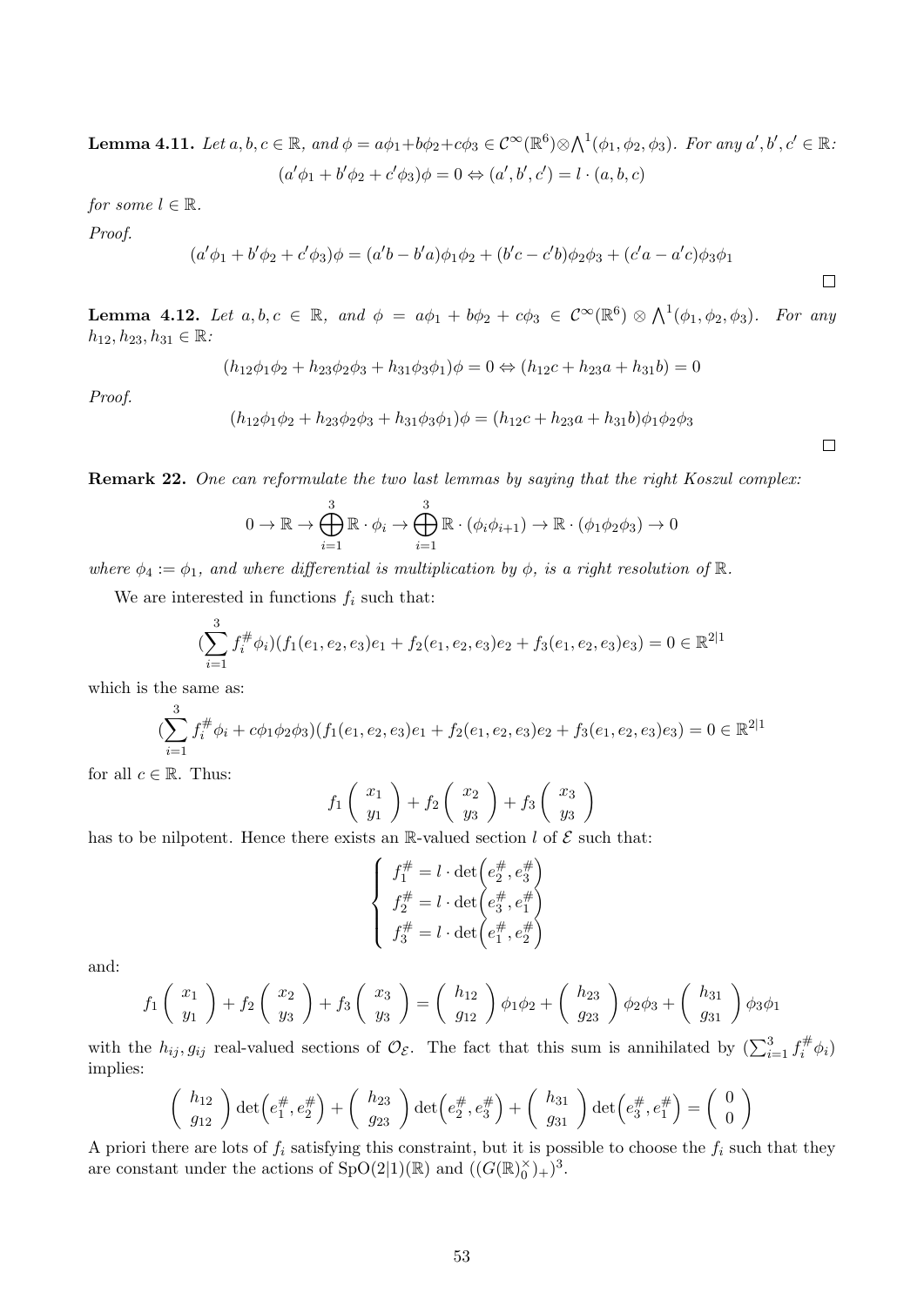**Lemma 4.11.** *Let $a, b, c \in \mathbb{R}$, and $\phi = a\phi_1 + b\phi_2 + c\phi_3 \in \mathcal{C}^\infty(\mathbb{R}^6) \otimes \bigwedge^1(\phi_1, \phi_2, \phi_3)$. For any $a', b', c' \in \mathbb{R}$:*

$$(a'\phi_1 + b'\phi_2 + c'\phi_3)\phi = 0 \Leftrightarrow (a', b', c') = l \cdot (a, b, c)$$

*for some $l \in \mathbb{R}$.*

*Proof.*

$$(a'\phi_1 + b'\phi_2 + c'\phi_3)\phi = (a'b - b'a)\phi_1\phi_2 + (b'c - c'b)\phi_2\phi_3 + (c'a - a'c)\phi_3\phi_1$$

□

**Lemma 4.12.** *Let $a, b, c \in \mathbb{R}$, and $\phi = a\phi_1 + b\phi_2 + c\phi_3 \in \mathcal{C}^\infty(\mathbb{R}^6) \otimes \bigwedge^1(\phi_1, \phi_2, \phi_3)$. For any $h_{12}, h_{23}, h_{31} \in \mathbb{R}$:*

$$(h_{12}\phi_1\phi_2 + h_{23}\phi_2\phi_3 + h_{31}\phi_3\phi_1)\phi = 0 \Leftrightarrow (h_{12}c + h_{23}a + h_{31}b) = 0$$

*Proof.*

$$(h_{12}\phi_1\phi_2 + h_{23}\phi_2\phi_3 + h_{31}\phi_3\phi_1)\phi = (h_{12}c + h_{23}a + h_{31}b)\phi_1\phi_2\phi_3$$

□

**Remark 22.** *One can reformulate the two last lemmas by saying that the right Koszul complex:*

$$0 \to \mathbb{R} \to \bigoplus_{i=1}^{3} \mathbb{R} \cdot \phi_i \to \bigoplus_{i=1}^{3} \mathbb{R} \cdot (\phi_i\phi_{i+1}) \to \mathbb{R} \cdot (\phi_1\phi_2\phi_3) \to 0$$

*where $\phi_4 := \phi_1$, and where differential is multiplication by $\phi$, is a right resolution of $\mathbb{R}$.*

We are interested in functions $f_i$ such that:

$$(\sum_{i=1}^{3} f_i^{\#}\phi_i)(f_1(e_1, e_2, e_3)e_1 + f_2(e_1, e_2, e_3)e_2 + f_3(e_1, e_2, e_3)e_3) = 0 \in \mathbb{R}^{2|1}$$

which is the same as:

$$(\sum_{i=1}^{3} f_i^{\#}\phi_i + c\phi_1\phi_2\phi_3)(f_1(e_1, e_2, e_3)e_1 + f_2(e_1, e_2, e_3)e_2 + f_3(e_1, e_2, e_3)e_3) = 0 \in \mathbb{R}^{2|1}$$

for all $c \in \mathbb{R}$. Thus:

$$f_1 \begin{pmatrix} x_1 \\ y_1 \end{pmatrix} + f_2 \begin{pmatrix} x_2 \\ y_3 \end{pmatrix} + f_3 \begin{pmatrix} x_3 \\ y_3 \end{pmatrix}$$

has to be nilpotent. Hence there exists an $\mathbb{R}$-valued section $l$ of $\mathcal{E}$ such that:

$$\begin{cases} f_1^{\#} = l \cdot \det\Big(e_2^{\#}, e_3^{\#}\Big) \\ f_2^{\#} = l \cdot \det\Big(e_3^{\#}, e_1^{\#}\Big) \\ f_3^{\#} = l \cdot \det\Big(e_1^{\#}, e_2^{\#}\Big) \end{cases}$$

and:

$$f_1 \begin{pmatrix} x_1 \\ y_1 \end{pmatrix} + f_2 \begin{pmatrix} x_2 \\ y_3 \end{pmatrix} + f_3 \begin{pmatrix} x_3 \\ y_3 \end{pmatrix} = \begin{pmatrix} h_{12} \\ g_{12} \end{pmatrix} \phi_1\phi_2 + \begin{pmatrix} h_{23} \\ g_{23} \end{pmatrix} \phi_2\phi_3 + \begin{pmatrix} h_{31} \\ g_{31} \end{pmatrix} \phi_3\phi_1$$

with the $h_{ij}, g_{ij}$ real-valued sections of $\mathcal{O}_\mathcal{E}$. The fact that this sum is annihilated by $(\sum_{i=1}^{3} f_i^{\#}\phi_i)$ implies:

$$\begin{pmatrix} h_{12} \\ g_{12} \end{pmatrix} \det\Big(e_1^{\#}, e_2^{\#}\Big) + \begin{pmatrix} h_{23} \\ g_{23} \end{pmatrix} \det\Big(e_2^{\#}, e_3^{\#}\Big) + \begin{pmatrix} h_{31} \\ g_{31} \end{pmatrix} \det\Big(e_3^{\#}, e_1^{\#}\Big) = \begin{pmatrix} 0 \\ 0 \end{pmatrix}$$

A priori there are lots of $f_i$ satisfying this constraint, but it is possible to choose the $f_i$ such that they are constant under the actions of $\mathrm{SpO}(2|1)(\mathbb{R})$ and $((G(\mathbb{R})_0^{\times})_+)^3$.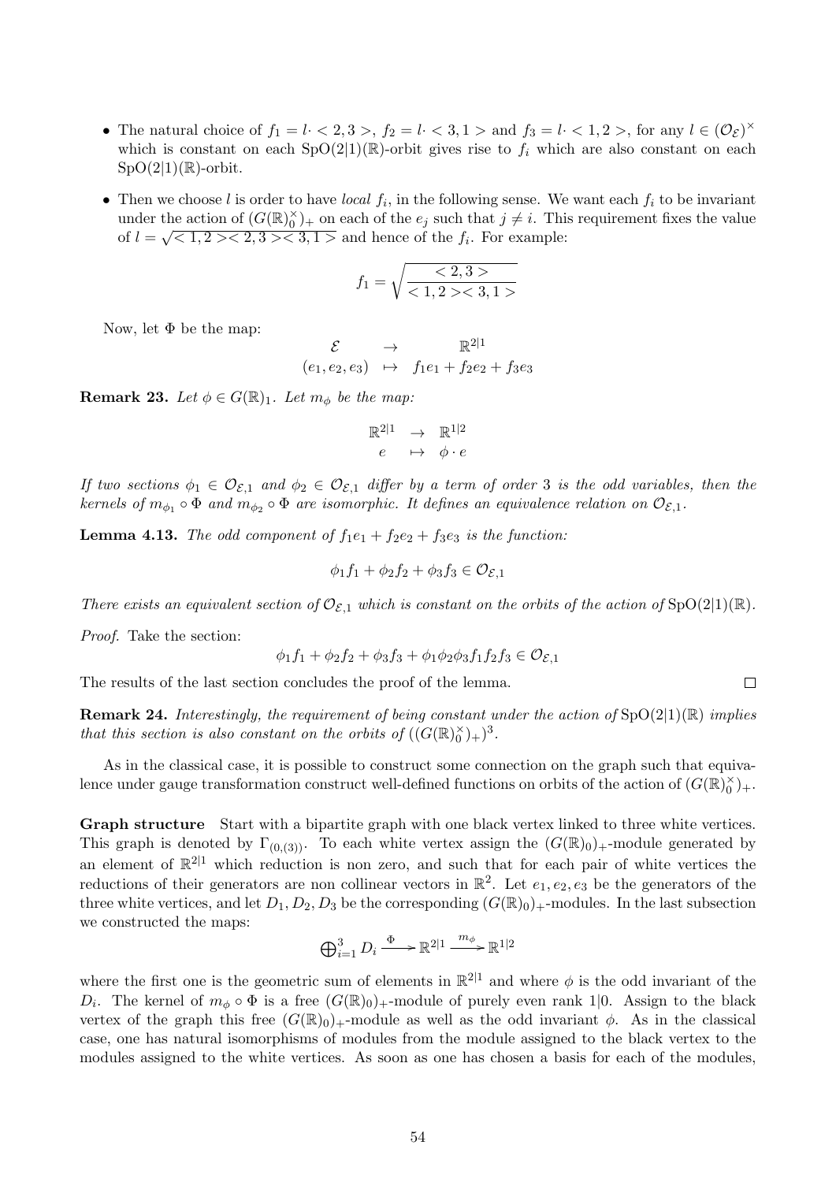- The natural choice of $f_1 = l\cdot <2,3>$, $f_2 = l\cdot <3,1>$ and $f_3 = l\cdot <1,2>$, for any $l \in (\mathcal{O}_\mathcal{E})^\times$ which is constant on each $\mathrm{SpO}(2|1)(\mathbb{R})$-orbit gives rise to $f_i$ which are also constant on each $\mathrm{SpO}(2|1)(\mathbb{R})$-orbit.
- Then we choose $l$ is order to have *local* $f_i$, in the following sense. We want each $f_i$ to be invariant under the action of $(G(\mathbb{R})_0^\times)_+$ on each of the $e_j$ such that $j \neq i$. This requirement fixes the value of $l = \sqrt{<1,2><2,3><3,1>}$ and hence of the $f_i$. For example:

$$f_1 = \sqrt{\frac{<2,3>}{<1,2><3,1>}}$$

Now, let $\Phi$ be the map:

$$\begin{array}{ccc} \mathcal{E} & \to & \mathbb{R}^{2|1} \\ (e_1, e_2, e_3) & \mapsto & f_1 e_1 + f_2 e_2 + f_3 e_3 \end{array}$$

**Remark 23.** *Let $\phi \in G(\mathbb{R})_1$. Let $m_\phi$ be the map:*

$$\begin{array}{ccc} \mathbb{R}^{2|1} & \to & \mathbb{R}^{1|2} \\ e & \mapsto & \phi \cdot e \end{array}$$

*If two sections $\phi_1 \in \mathcal{O}_{\mathcal{E},1}$ and $\phi_2 \in \mathcal{O}_{\mathcal{E},1}$ differ by a term of order 3 is the odd variables, then the kernels of $m_{\phi_1} \circ \Phi$ and $m_{\phi_2} \circ \Phi$ are isomorphic. It defines an equivalence relation on $\mathcal{O}_{\mathcal{E},1}$.*

**Lemma 4.13.** *The odd component of $f_1 e_1 + f_2 e_2 + f_3 e_3$ is the function:*

$$\phi_1 f_1 + \phi_2 f_2 + \phi_3 f_3 \in \mathcal{O}_{\mathcal{E},1}$$

*There exists an equivalent section of $\mathcal{O}_{\mathcal{E},1}$ which is constant on the orbits of the action of $\mathrm{SpO}(2|1)(\mathbb{R})$.*

*Proof.* Take the section:

$$\phi_1 f_1 + \phi_2 f_2 + \phi_3 f_3 + \phi_1\phi_2\phi_3 f_1 f_2 f_3 \in \mathcal{O}_{\mathcal{E},1}$$

The results of the last section concludes the proof of the lemma. $\square$

**Remark 24.** *Interestingly, the requirement of being constant under the action of $\mathrm{SpO}(2|1)(\mathbb{R})$ implies that this section is also constant on the orbits of $((G(\mathbb{R})_0^\times)_+)^3$.*

As in the classical case, it is possible to construct some connection on the graph such that equivalence under gauge transformation construct well-defined functions on orbits of the action of $(G(\mathbb{R})_0^\times)_+$.

**Graph structure** Start with a bipartite graph with one black vertex linked to three white vertices. This graph is denoted by $\Gamma_{(0,(3))}$. To each white vertex assign the $(G(\mathbb{R})_0)_+$-module generated by an element of $\mathbb{R}^{2|1}$ which reduction is non zero, and such that for each pair of white vertices the reductions of their generators are non collinear vectors in $\mathbb{R}^2$. Let $e_1, e_2, e_3$ be the generators of the three white vertices, and let $D_1, D_2, D_3$ be the corresponding $(G(\mathbb{R})_0)_+$-modules. In the last subsection we constructed the maps:

$$\bigoplus_{i=1}^3 D_i \xrightarrow{\Phi} \mathbb{R}^{2|1} \xrightarrow{m_\phi} \mathbb{R}^{1|2}$$

where the first one is the geometric sum of elements in $\mathbb{R}^{2|1}$ and where $\phi$ is the odd invariant of the $D_i$. The kernel of $m_\phi \circ \Phi$ is a free $(G(\mathbb{R})_0)_+$-module of purely even rank $1|0$. Assign to the black vertex of the graph this free $(G(\mathbb{R})_0)_+$-module as well as the odd invariant $\phi$. As in the classical case, one has natural isomorphisms of modules from the module assigned to the black vertex to the modules assigned to the white vertices. As soon as one has chosen a basis for each of the modules,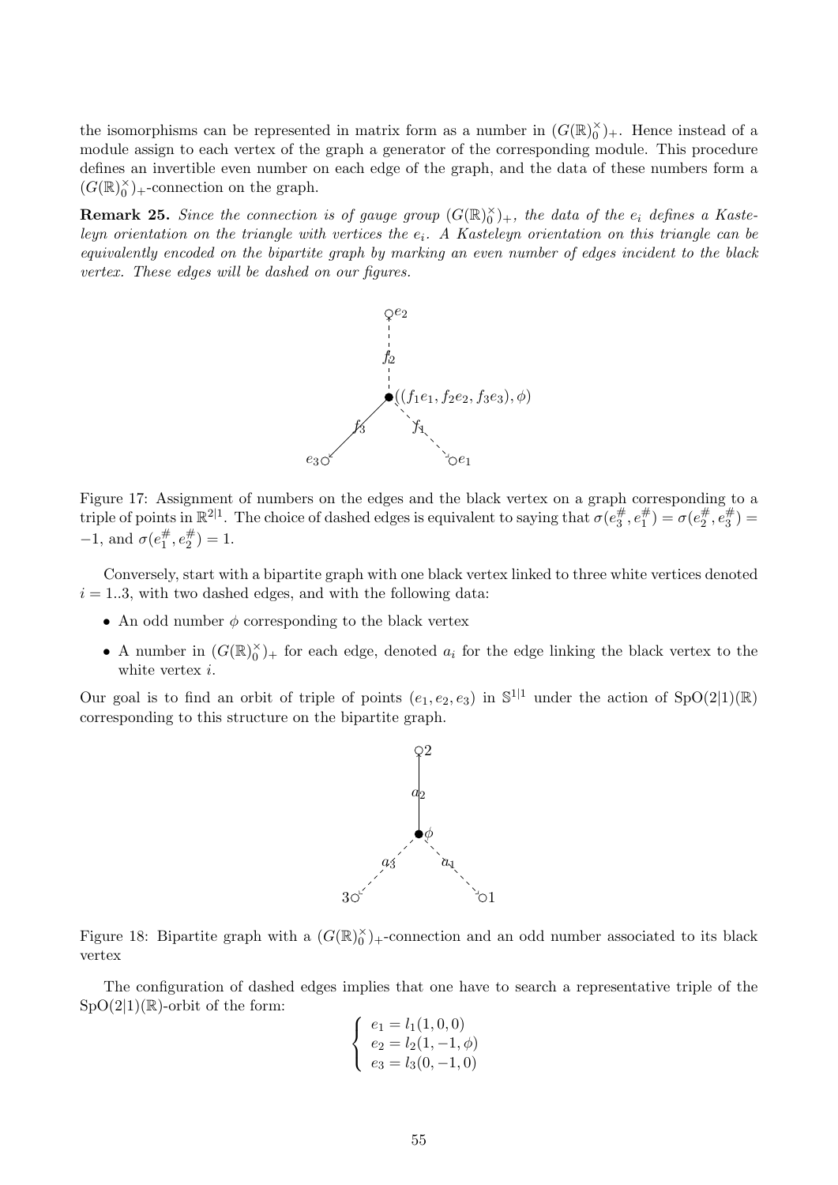the isomorphisms can be represented in matrix form as a number in $(G(\mathbb{R})_0^\times)_+$. Hence instead of a module assign to each vertex of the graph a generator of the corresponding module. This procedure defines an invertible even number on each edge of the graph, and the data of these numbers form a $(G(\mathbb{R})_0^\times)_+$-connection on the graph.

**Remark 25.** *Since the connection is of gauge group $(G(\mathbb{R})_0^\times)_+$, the data of the $e_i$ defines a Kasteleyn orientation on the triangle with vertices the $e_i$. A Kasteleyn orientation on this triangle can be equivalently encoded on the bipartite graph by marking an even number of edges incident to the black vertex. These edges will be dashed on our figures.*

Figure 17: Assignment of numbers on the edges and the black vertex on a graph corresponding to a triple of points in $\mathbb{R}^{2|1}$. The choice of dashed edges is equivalent to saying that $\sigma(e_3^\#, e_1^\#) = \sigma(e_2^\#, e_3^\#) = -1$, and $\sigma(e_1^\#, e_2^\#) = 1$.

Conversely, start with a bipartite graph with one black vertex linked to three white vertices denoted $i = 1..3$, with two dashed edges, and with the following data:

- An odd number $\phi$ corresponding to the black vertex
- A number in $(G(\mathbb{R})_0^\times)_+$ for each edge, denoted $a_i$ for the edge linking the black vertex to the white vertex $i$.

Our goal is to find an orbit of triple of points $(e_1, e_2, e_3)$ in $\mathbb{S}^{1|1}$ under the action of $\mathrm{SpO}(2|1)(\mathbb{R})$ corresponding to this structure on the bipartite graph.

Figure 18: Bipartite graph with a $(G(\mathbb{R})_0^\times)_+$-connection and an odd number associated to its black vertex

The configuration of dashed edges implies that one have to search a representative triple of the $\mathrm{SpO}(2|1)(\mathbb{R})$-orbit of the form:

$$\begin{cases} e_1 = l_1(1, 0, 0) \\ e_2 = l_2(1, -1, \phi) \\ e_3 = l_3(0, -1, 0) \end{cases}$$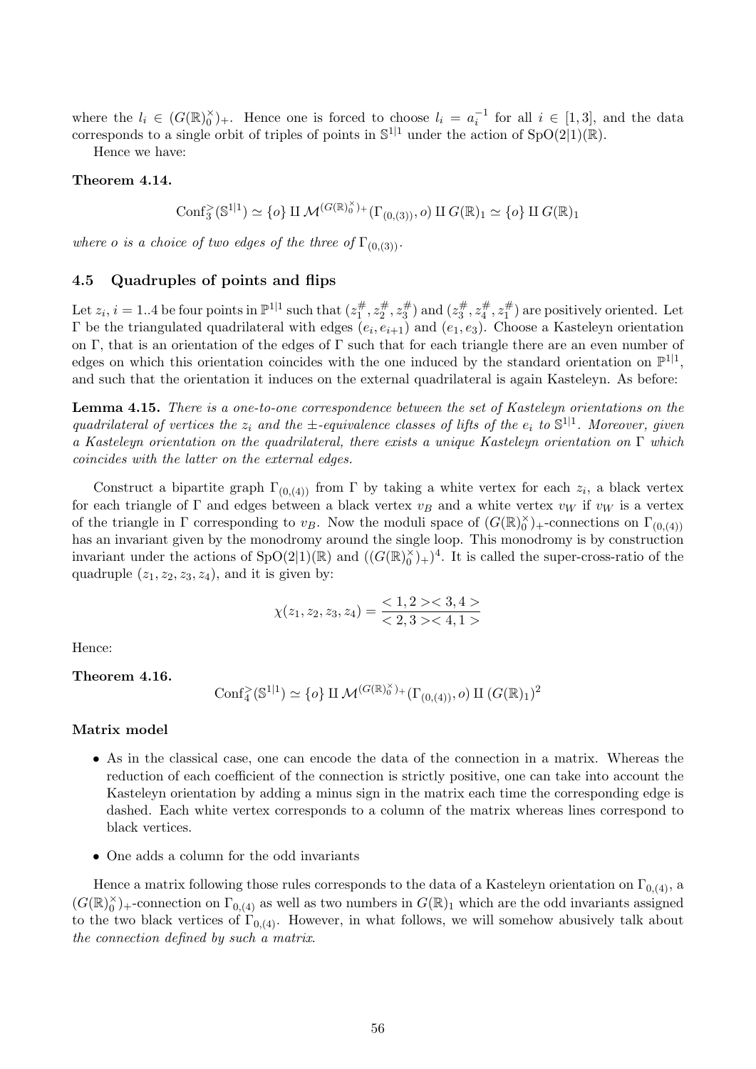where the $l_i \in (G(\mathbb{R})_0^\times)_+$. Hence one is forced to choose $l_i = a_i^{-1}$ for all $i \in [1,3]$, and the data corresponds to a single orbit of triples of points in $\mathbb{S}^{1|1}$ under the action of $\mathrm{SpO}(2|1)(\mathbb{R})$.

Hence we have:

**Theorem 4.14.**

$$\mathrm{Conf}_3^>(\mathbb{S}^{1|1}) \simeq \{o\} \amalg \mathcal{M}^{(G(\mathbb{R})_0^\times)_+}(\Gamma_{(0,(3))}, o) \amalg G(\mathbb{R})_1 \simeq \{o\} \amalg G(\mathbb{R})_1$$

*where $o$ is a choice of two edges of the three of $\Gamma_{(0,(3))}$.*

### 4.5 Quadruples of points and flips

Let $z_i$, $i = 1..4$ be four points in $\mathbb{P}^{1|1}$ such that $(z_1^\#, z_2^\#, z_3^\#)$ and $(z_3^\#, z_4^\#, z_1^\#)$ are positively oriented. Let $\Gamma$ be the triangulated quadrilateral with edges $(e_i, e_{i+1})$ and $(e_1, e_3)$. Choose a Kasteleyn orientation on $\Gamma$, that is an orientation of the edges of $\Gamma$ such that for each triangle there are an even number of edges on which this orientation coincides with the one induced by the standard orientation on $\mathbb{P}^{1|1}$, and such that the orientation it induces on the external quadrilateral is again Kasteleyn. As before:

**Lemma 4.15.** *There is a one-to-one correspondence between the set of Kasteleyn orientations on the quadrilateral of vertices the $z_i$ and the $\pm$-equivalence classes of lifts of the $e_i$ to $\mathbb{S}^{1|1}$. Moreover, given a Kasteleyn orientation on the quadrilateral, there exists a unique Kasteleyn orientation on $\Gamma$ which coincides with the latter on the external edges.*

Construct a bipartite graph $\Gamma_{(0,(4))}$ from $\Gamma$ by taking a white vertex for each $z_i$, a black vertex for each triangle of $\Gamma$ and edges between a black vertex $v_B$ and a white vertex $v_W$ if $v_W$ is a vertex of the triangle in $\Gamma$ corresponding to $v_B$. Now the moduli space of $(G(\mathbb{R})_0^\times)_+$-connections on $\Gamma_{(0,(4))}$ has an invariant given by the monodromy around the single loop. This monodromy is by construction invariant under the actions of $\mathrm{SpO}(2|1)(\mathbb{R})$ and $((G(\mathbb{R})_0^\times)_+)^4$. It is called the super-cross-ratio of the quadruple $(z_1, z_2, z_3, z_4)$, and it is given by:

$$\chi(z_1, z_2, z_3, z_4) = \frac{<1,2><3,4>}{<2,3><4,1>}$$

Hence:

**Theorem 4.16.**

$$\mathrm{Conf}_4^>(\mathbb{S}^{1|1}) \simeq \{o\} \amalg \mathcal{M}^{(G(\mathbb{R})_0^\times)_+}(\Gamma_{(0,(4))}, o) \amalg (G(\mathbb{R})_1)^2$$

**Matrix model**

- As in the classical case, one can encode the data of the connection in a matrix. Whereas the reduction of each coefficient of the connection is strictly positive, one can take into account the Kasteleyn orientation by adding a minus sign in the matrix each time the corresponding edge is dashed. Each white vertex corresponds to a column of the matrix whereas lines correspond to black vertices.
- One adds a column for the odd invariants

Hence a matrix following those rules corresponds to the data of a Kasteleyn orientation on $\Gamma_{0,(4)}$, a $(G(\mathbb{R})_0^\times)_+$-connection on $\Gamma_{0,(4)}$ as well as two numbers in $G(\mathbb{R})_1$ which are the odd invariants assigned to the two black vertices of $\Gamma_{0,(4)}$. However, in what follows, we will somehow abusively talk about *the connection defined by such a matrix*.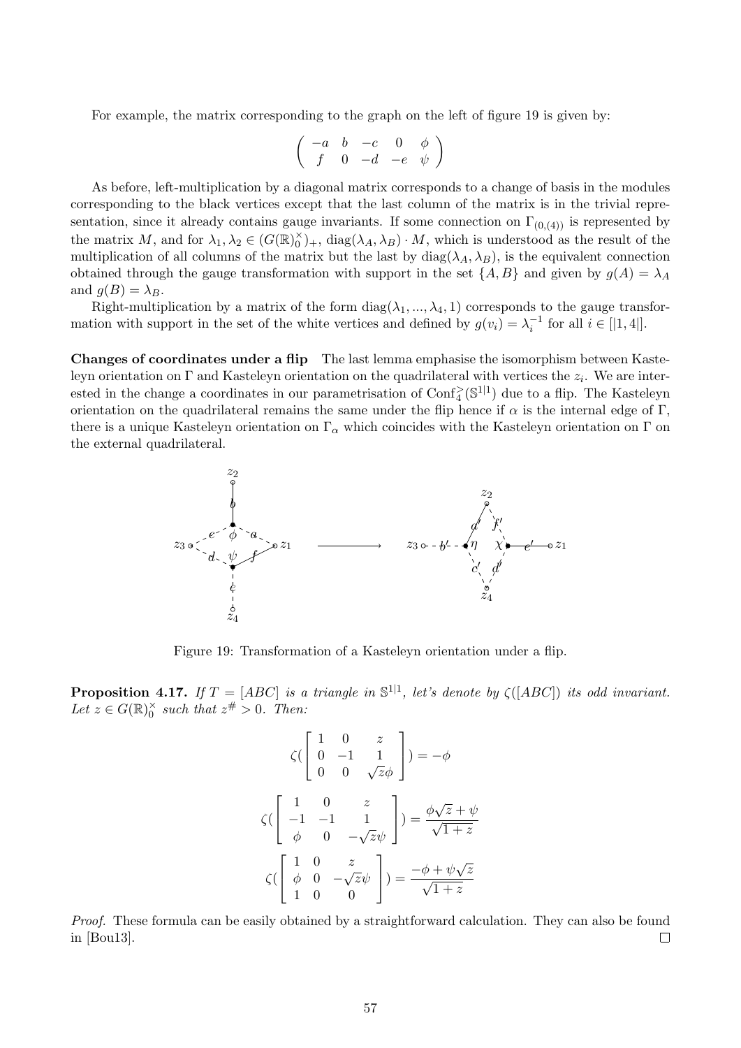For example, the matrix corresponding to the graph on the left of figure 19 is given by:

$$\begin{pmatrix} -a & b & -c & 0 & \phi \\ f & 0 & -d & -e & \psi \end{pmatrix}$$

As before, left-multiplication by a diagonal matrix corresponds to a change of basis in the modules corresponding to the black vertices except that the last column of the matrix is in the trivial representation, since it already contains gauge invariants. If some connection on $\Gamma_{(0,(4))}$ is represented by the matrix $M$, and for $\lambda_1, \lambda_2 \in (G(\mathbb{R})_0^{\times})_+$, $\mathrm{diag}(\lambda_A, \lambda_B) \cdot M$, which is understood as the result of the multiplication of all columns of the matrix but the last by $\mathrm{diag}(\lambda_A, \lambda_B)$, is the equivalent connection obtained through the gauge transformation with support in the set $\{A, B\}$ and given by $g(A) = \lambda_A$ and $g(B) = \lambda_B$.

Right-multiplication by a matrix of the form $\mathrm{diag}(\lambda_1, ..., \lambda_4, 1)$ corresponds to the gauge transformation with support in the set of the white vertices and defined by $g(v_i) = \lambda_i^{-1}$ for all $i \in [|1, 4|]$.

**Changes of coordinates under a flip** The last lemma emphasise the isomorphism between Kasteleyn orientation on $\Gamma$ and Kasteleyn orientation on the quadrilateral with vertices the $z_i$. We are interested in the change a coordinates in our parametrisation of $\mathrm{Conf}_4^{>}(\mathbb{S}^{1|1})$ due to a flip. The Kasteleyn orientation on the quadrilateral remains the same under the flip hence if $\alpha$ is the internal edge of $\Gamma$, there is a unique Kasteleyn orientation on $\Gamma_\alpha$ which coincides with the Kasteleyn orientation on $\Gamma$ on the external quadrilateral.

Figure 19: Transformation of a Kasteleyn orientation under a flip.

**Proposition 4.17.** *If $T = [ABC]$ is a triangle in $\mathbb{S}^{1|1}$, let's denote by $\zeta([ABC])$ its odd invariant. Let $z \in G(\mathbb{R})_0^{\times}$ such that $z^{\#} > 0$. Then:*

$$\zeta(\begin{bmatrix} 1 & 0 & z \\ 0 & -1 & 1 \\ 0 & 0 & \sqrt{z}\phi \end{bmatrix}) = -\phi$$

$$\zeta(\begin{bmatrix} 1 & 0 & z \\ -1 & -1 & 1 \\ \phi & 0 & -\sqrt{z}\psi \end{bmatrix}) = \frac{\phi\sqrt{z} + \psi}{\sqrt{1+z}}$$

$$\zeta(\begin{bmatrix} 1 & 0 & z \\ \phi & 0 & -\sqrt{z}\psi \\ 1 & 0 & 0 \end{bmatrix}) = \frac{-\phi + \psi\sqrt{z}}{\sqrt{1+z}}$$

*Proof.* These formula can be easily obtained by a straightforward calculation. They can also be found in [Bou13]. □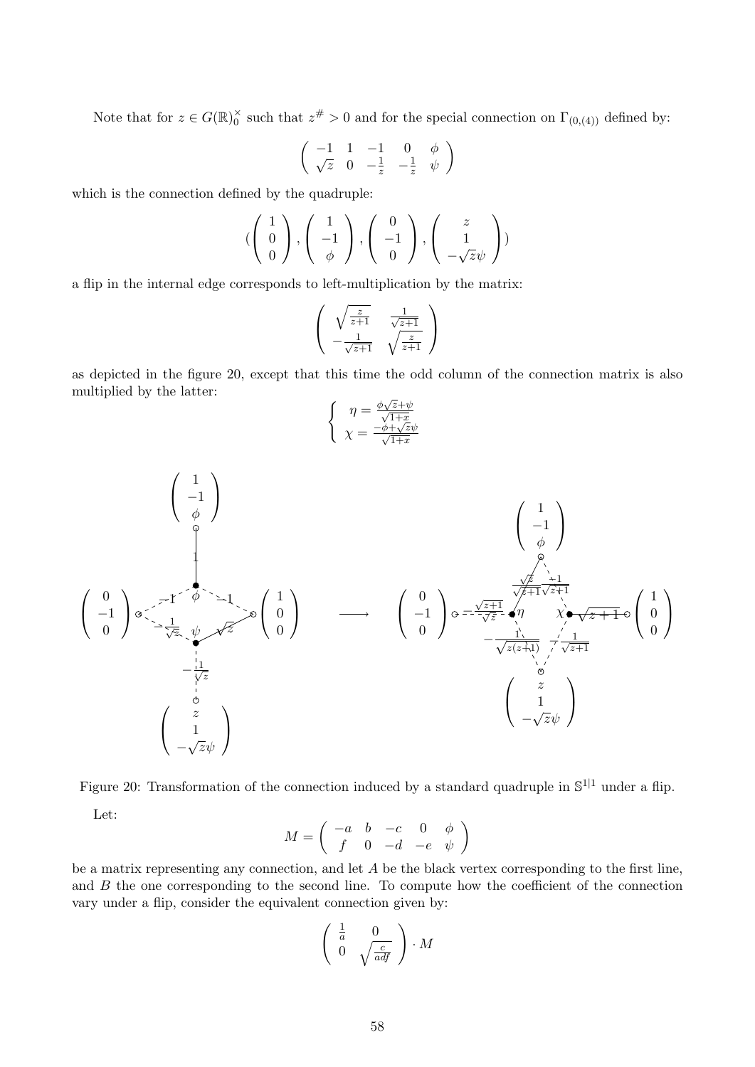Note that for $z \in G(\mathbb{R})_0^\times$ such that $z^\# > 0$ and for the special connection on $\Gamma_{(0,(4))}$ defined by:

$$\begin{pmatrix} -1 & 1 & -1 & 0 & \phi \\ \sqrt{z} & 0 & -\frac{1}{z} & -\frac{1}{z} & \psi \end{pmatrix}$$

which is the connection defined by the quadruple:

$$\left( \begin{pmatrix} 1 \\ 0 \\ 0 \end{pmatrix}, \begin{pmatrix} 1 \\ -1 \\ \phi \end{pmatrix}, \begin{pmatrix} 0 \\ -1 \\ 0 \end{pmatrix}, \begin{pmatrix} z \\ 1 \\ -\sqrt{z}\psi \end{pmatrix} \right)$$

a flip in the internal edge corresponds to left-multiplication by the matrix:

$$\begin{pmatrix} \sqrt{\frac{z}{z+1}} & \frac{1}{\sqrt{z+1}} \\ -\frac{1}{\sqrt{z+1}} & \sqrt{\frac{z}{z+1}} \end{pmatrix}$$

as depicted in the figure 20, except that this time the odd column of the connection matrix is also multiplied by the latter:

$$\begin{cases} \eta = \frac{\phi\sqrt{z}+\psi}{\sqrt{1+x}} \\ \chi = \frac{-\phi+\sqrt{z}\psi}{\sqrt{1+x}} \end{cases}$$

Figure 20: Transformation of the connection induced by a standard quadruple in $\mathbb{S}^{1|1}$ under a flip.

Let:

$$M = \begin{pmatrix} -a & b & -c & 0 & \phi \\ f & 0 & -d & -e & \psi \end{pmatrix}$$

be a matrix representing any connection, and let $A$ be the black vertex corresponding to the first line, and $B$ the one corresponding to the second line. To compute how the coefficient of the connection vary under a flip, consider the equivalent connection given by:

$$\begin{pmatrix} \frac{1}{a} & 0 \\ 0 & \sqrt{\frac{c}{adf}} \end{pmatrix} \cdot M$$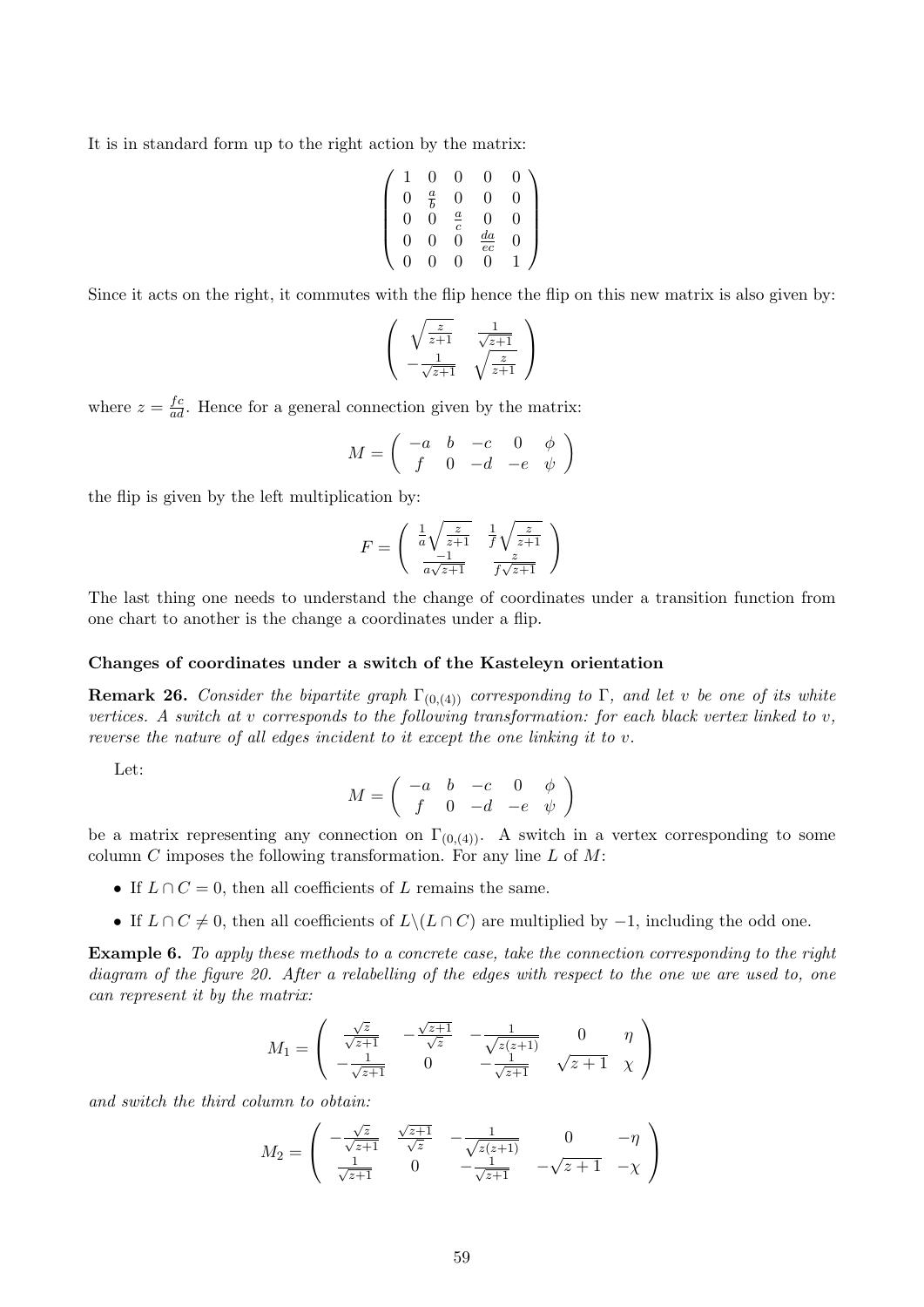It is in standard form up to the right action by the matrix:

$$\begin{pmatrix} 1 & 0 & 0 & 0 & 0 \\ 0 & \frac{a}{b} & 0 & 0 & 0 \\ 0 & 0 & \frac{a}{c} & 0 & 0 \\ 0 & 0 & 0 & \frac{da}{ec} & 0 \\ 0 & 0 & 0 & 0 & 1 \end{pmatrix}$$

Since it acts on the right, it commutes with the flip hence the flip on this new matrix is also given by:

$$\begin{pmatrix} \sqrt{\frac{z}{z+1}} & \frac{1}{\sqrt{z+1}} \\ -\frac{1}{\sqrt{z+1}} & \sqrt{\frac{z}{z+1}} \end{pmatrix}$$

where $z = \frac{fc}{ad}$. Hence for a general connection given by the matrix:

$$M = \begin{pmatrix} -a & b & -c & 0 & \phi \\ f & 0 & -d & -e & \psi \end{pmatrix}$$

the flip is given by the left multiplication by:

$$F = \begin{pmatrix} \frac{1}{a}\sqrt{\frac{z}{z+1}} & \frac{1}{f}\sqrt{\frac{z}{z+1}} \\ \frac{-1}{a\sqrt{z+1}} & \frac{z}{f\sqrt{z+1}} \end{pmatrix}$$

The last thing one needs to understand the change of coordinates under a transition function from one chart to another is the change a coordinates under a flip.

**Changes of coordinates under a switch of the Kasteleyn orientation**

**Remark 26.** *Consider the bipartite graph $\Gamma_{(0,(4))}$ corresponding to $\Gamma$, and let $v$ be one of its white vertices. A switch at $v$ corresponds to the following transformation: for each black vertex linked to $v$, reverse the nature of all edges incident to it except the one linking it to $v$.*

Let:

$$M = \begin{pmatrix} -a & b & -c & 0 & \phi \\ f & 0 & -d & -e & \psi \end{pmatrix}$$

be a matrix representing any connection on $\Gamma_{(0,(4))}$. A switch in a vertex corresponding to some column $C$ imposes the following transformation. For any line $L$ of $M$:

- If $L \cap C = 0$, then all coefficients of $L$ remains the same.
- If $L \cap C \neq 0$, then all coefficients of $L \backslash (L \cap C)$ are multiplied by $-1$, including the odd one.

**Example 6.** *To apply these methods to a concrete case, take the connection corresponding to the right diagram of the figure 20. After a relabelling of the edges with respect to the one we are used to, one can represent it by the matrix:*

$$M_1 = \begin{pmatrix} \frac{\sqrt{z}}{\sqrt{z+1}} & -\frac{\sqrt{z+1}}{\sqrt{z}} & -\frac{1}{\sqrt{z(z+1)}} & 0 & \eta \\ -\frac{1}{\sqrt{z+1}} & 0 & -\frac{1}{\sqrt{z+1}} & \sqrt{z+1} & \chi \end{pmatrix}$$

*and switch the third column to obtain:*

$$M_2 = \begin{pmatrix} -\frac{\sqrt{z}}{\sqrt{z+1}} & \frac{\sqrt{z+1}}{\sqrt{z}} & -\frac{1}{\sqrt{z(z+1)}} & 0 & -\eta \\ \frac{1}{\sqrt{z+1}} & 0 & -\frac{1}{\sqrt{z+1}} & -\sqrt{z+1} & -\chi \end{pmatrix}$$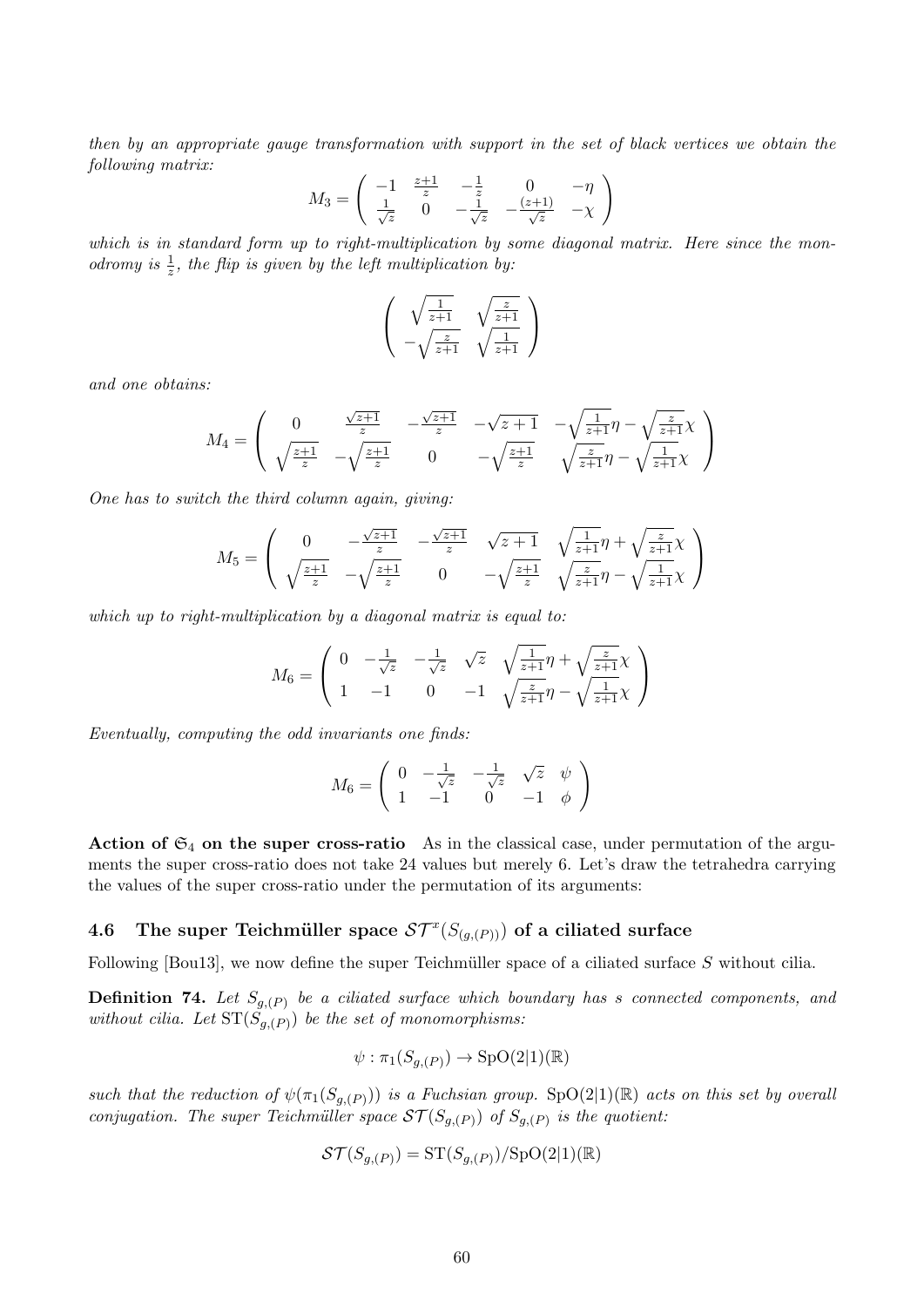*then by an appropriate gauge transformation with support in the set of black vertices we obtain the following matrix:*

$$M_3 = \begin{pmatrix} -1 & \frac{z+1}{z} & -\frac{1}{z} & 0 & -\eta \\ \frac{1}{\sqrt{z}} & 0 & -\frac{1}{\sqrt{z}} & -\frac{(z+1)}{\sqrt{z}} & -\chi \end{pmatrix}$$

*which is in standard form up to right-multiplication by some diagonal matrix. Here since the monodromy is $\frac{1}{z}$, the flip is given by the left multiplication by:*

$$\begin{pmatrix} \sqrt{\frac{1}{z+1}} & \sqrt{\frac{z}{z+1}} \\ -\sqrt{\frac{z}{z+1}} & \sqrt{\frac{1}{z+1}} \end{pmatrix}$$

*and one obtains:*

$$M_4 = \begin{pmatrix} 0 & \frac{\sqrt{z+1}}{z} & -\frac{\sqrt{z+1}}{z} & -\sqrt{z+1} & -\sqrt{\frac{1}{z+1}}\eta - \sqrt{\frac{z}{z+1}}\chi \\ \sqrt{\frac{z+1}{z}} & -\sqrt{\frac{z+1}{z}} & 0 & -\sqrt{\frac{z+1}{z}} & \sqrt{\frac{z}{z+1}}\eta - \sqrt{\frac{1}{z+1}}\chi \end{pmatrix}$$

*One has to switch the third column again, giving:*

$$M_5 = \begin{pmatrix} 0 & -\frac{\sqrt{z+1}}{z} & -\frac{\sqrt{z+1}}{z} & \sqrt{z+1} & \sqrt{\frac{1}{z+1}}\eta + \sqrt{\frac{z}{z+1}}\chi \\ \sqrt{\frac{z+1}{z}} & -\sqrt{\frac{z+1}{z}} & 0 & -\sqrt{\frac{z+1}{z}} & \sqrt{\frac{z}{z+1}}\eta - \sqrt{\frac{1}{z+1}}\chi \end{pmatrix}$$

*which up to right-multiplication by a diagonal matrix is equal to:*

$$M_6 = \begin{pmatrix} 0 & -\frac{1}{\sqrt{z}} & -\frac{1}{\sqrt{z}} & \sqrt{z} & \sqrt{\frac{1}{z+1}}\eta + \sqrt{\frac{z}{z+1}}\chi \\ 1 & -1 & 0 & -1 & \sqrt{\frac{z}{z+1}}\eta - \sqrt{\frac{1}{z+1}}\chi \end{pmatrix}$$

*Eventually, computing the odd invariants one finds:*

$$M_6 = \begin{pmatrix} 0 & -\frac{1}{\sqrt{z}} & -\frac{1}{\sqrt{z}} & \sqrt{z} & \psi \\ 1 & -1 & 0 & -1 & \phi \end{pmatrix}$$

**Action of $\mathfrak{S}_4$ on the super cross-ratio** As in the classical case, under permutation of the arguments the super cross-ratio does not take 24 values but merely 6. Let's draw the tetrahedra carrying the values of the super cross-ratio under the permutation of its arguments:

### 4.6 The super Teichmüller space $\mathcal{ST}^x(S_{(g,(P))})$ of a ciliated surface

Following [Bou13], we now define the super Teichmüller space of a ciliated surface $S$ without cilia.

**Definition 74.** *Let $S_{g,(P)}$ be a ciliated surface which boundary has $s$ connected components, and without cilia. Let $\mathrm{ST}(S_{g,(P)})$ be the set of monomorphisms:*

$$\psi : \pi_1(S_{g,(P)}) \to \mathrm{SpO}(2|1)(\mathbb{R})$$

*such that the reduction of $\psi(\pi_1(S_{g,(P)}))$ is a Fuchsian group. $\mathrm{SpO}(2|1)(\mathbb{R})$ acts on this set by overall conjugation. The super Teichmüller space $\mathcal{ST}(S_{g,(P)})$ of $S_{g,(P)}$ is the quotient:*

$$\mathcal{ST}(S_{g,(P)}) = \mathrm{ST}(S_{g,(P)})/\mathrm{SpO}(2|1)(\mathbb{R})$$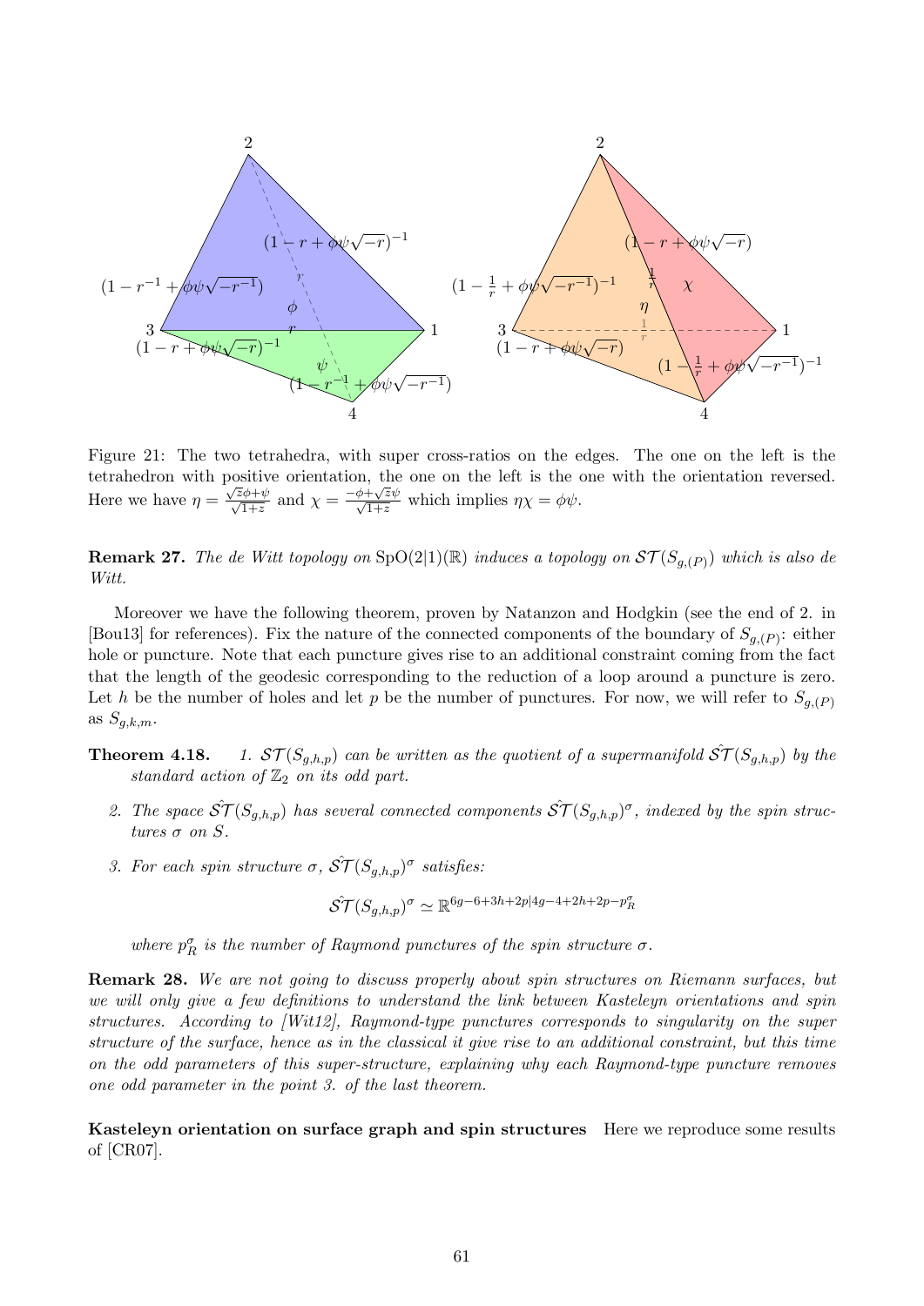Figure 21: The two tetrahedra, with super cross-ratios on the edges. The one on the left is the tetrahedron with positive orientation, the one on the left is the one with the orientation reversed. Here we have $\eta = \frac{\sqrt{z}\phi+\psi}{\sqrt{1+z}}$ and $\chi = \frac{-\phi+\sqrt{z}\psi}{\sqrt{1+z}}$ which implies $\eta\chi = \phi\psi$.

**Remark 27.** *The de Witt topology on* $\mathrm{SpO}(2|1)(\mathbb{R})$ *induces a topology on* $\mathcal{ST}(S_{g,(P)})$ *which is also de Witt.*

Moreover we have the following theorem, proven by Natanzon and Hodgkin (see the end of 2. in [Bou13] for references). Fix the nature of the connected components of the boundary of $S_{g,(P)}$: either hole or puncture. Note that each puncture gives rise to an additional constraint coming from the fact that the length of the geodesic corresponding to the reduction of a loop around a puncture is zero. Let $h$ be the number of holes and let $p$ be the number of punctures. For now, we will refer to $S_{g,(P)}$ as $S_{g,k,m}$.

**Theorem 4.18.**

1. *$\mathcal{ST}(S_{g,h,p})$ can be written as the quotient of a supermanifold $\hat{\mathcal{ST}}(S_{g,h,p})$ by the standard action of $\mathbb{Z}_2$ on its odd part.*
2. *The space $\hat{\mathcal{ST}}(S_{g,h,p})$ has several connected components $\hat{\mathcal{ST}}(S_{g,h,p})^\sigma$, indexed by the spin structures $\sigma$ on $S$.*
3. *For each spin structure $\sigma$, $\hat{\mathcal{ST}}(S_{g,h,p})^\sigma$ satisfies:*

$$\hat{\mathcal{ST}}(S_{g,h,p})^\sigma \simeq \mathbb{R}^{6g-6+3h+2p|4g-4+2h+2p-p_R^\sigma}$$

*where $p_R^\sigma$ is the number of Raymond punctures of the spin structure $\sigma$.*

**Remark 28.** *We are not going to discuss properly about spin structures on Riemann surfaces, but we will only give a few definitions to understand the link between Kasteleyn orientations and spin structures. According to [Wit12], Raymond-type punctures corresponds to singularity on the super structure of the surface, hence as in the classical it give rise to an additional constraint, but this time on the odd parameters of this super-structure, explaining why each Raymond-type puncture removes one odd parameter in the point 3. of the last theorem.*

**Kasteleyn orientation on surface graph and spin structures** Here we reproduce some results of [CR07].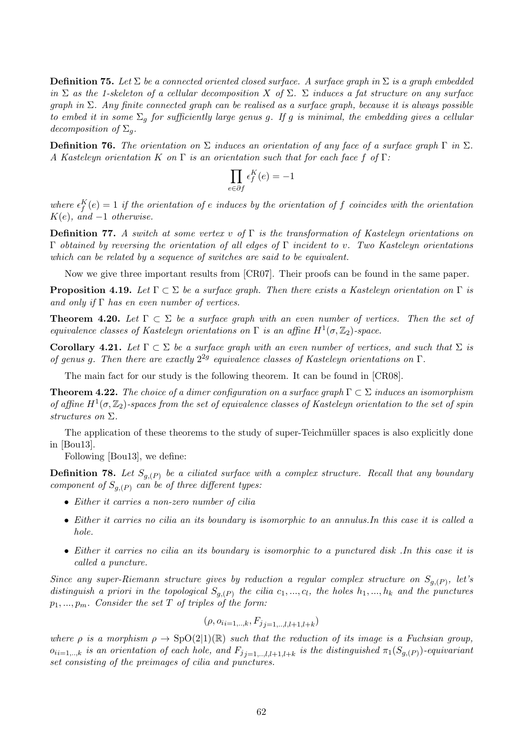**Definition 75.** *Let $\Sigma$ be a connected oriented closed surface. A surface graph in $\Sigma$ is a graph embedded in $\Sigma$ as the 1-skeleton of a cellular decomposition $X$ of $\Sigma$. $\Sigma$ induces a fat structure on any surface graph in $\Sigma$. Any finite connected graph can be realised as a surface graph, because it is always possible to embed it in some $\Sigma_g$ for sufficiently large genus $g$. If $g$ is minimal, the embedding gives a cellular decomposition of $\Sigma_g$.*

**Definition 76.** *The orientation on $\Sigma$ induces an orientation of any face of a surface graph $\Gamma$ in $\Sigma$. A Kasteleyn orientation $K$ on $\Gamma$ is an orientation such that for each face $f$ of $\Gamma$:*

$$\prod_{e \in \partial f} \epsilon_f^K(e) = -1$$

*where $\epsilon_f^K(e) = 1$ if the orientation of $e$ induces by the orientation of $f$ coincides with the orientation $K(e)$, and $-1$ otherwise.*

**Definition 77.** *A switch at some vertex $v$ of $\Gamma$ is the transformation of Kasteleyn orientations on $\Gamma$ obtained by reversing the orientation of all edges of $\Gamma$ incident to $v$. Two Kasteleyn orientations which can be related by a sequence of switches are said to be equivalent.*

Now we give three important results from [CR07]. Their proofs can be found in the same paper.

**Proposition 4.19.** *Let $\Gamma \subset \Sigma$ be a surface graph. Then there exists a Kasteleyn orientation on $\Gamma$ is and only if $\Gamma$ has en even number of vertices.*

**Theorem 4.20.** *Let $\Gamma \subset \Sigma$ be a surface graph with an even number of vertices. Then the set of equivalence classes of Kasteleyn orientations on $\Gamma$ is an affine $H^1(\sigma, \mathbb{Z}_2)$-space.*

**Corollary 4.21.** *Let $\Gamma \subset \Sigma$ be a surface graph with an even number of vertices, and such that $\Sigma$ is of genus $g$. Then there are exactly $2^{2g}$ equivalence classes of Kasteleyn orientations on $\Gamma$.*

The main fact for our study is the following theorem. It can be found in [CR08].

**Theorem 4.22.** *The choice of a dimer configuration on a surface graph $\Gamma \subset \Sigma$ induces an isomorphism of affine $H^1(\sigma, \mathbb{Z}_2)$-spaces from the set of equivalence classes of Kasteleyn orientation to the set of spin structures on $\Sigma$.*

The application of these theorems to the study of super-Teichmüller spaces is also explicitly done in [Bou13].

Following [Bou13], we define:

**Definition 78.** *Let $S_{g,(P)}$ be a ciliated surface with a complex structure. Recall that any boundary component of $S_{g,(P)}$ can be of three different types:*

- *Either it carries a non-zero number of cilia*
- *Either it carries no cilia an its boundary is isomorphic to an annulus.In this case it is called a hole.*
- *Either it carries no cilia an its boundary is isomorphic to a punctured disk .In this case it is called a puncture.*

*Since any super-Riemann structure gives by reduction a regular complex structure on $S_{g,(P)}$, let's distinguish a priori in the topological $S_{g,(P)}$ the cilia $c_1, ..., c_l$, the holes $h_1, ..., h_k$ and the punctures $p_1, ..., p_m$. Consider the set $T$ of triples of the form:*

$$(\rho, o_{i_{i=1,..,k}}, F_{j_{j=1,..,l,l+1,l+k}})$$

*where $\rho$ is a morphism $\rho \to \mathrm{SpO}(2|1)(\mathbb{R})$ such that the reduction of its image is a Fuchsian group, $o_{i_{i=1,..,k}}$ is an orientation of each hole, and $F_{j_{j=1,..,l,l+1,l+k}}$ is the distinguished $\pi_1(S_{g,(P)})$-equivariant set consisting of the preimages of cilia and punctures.*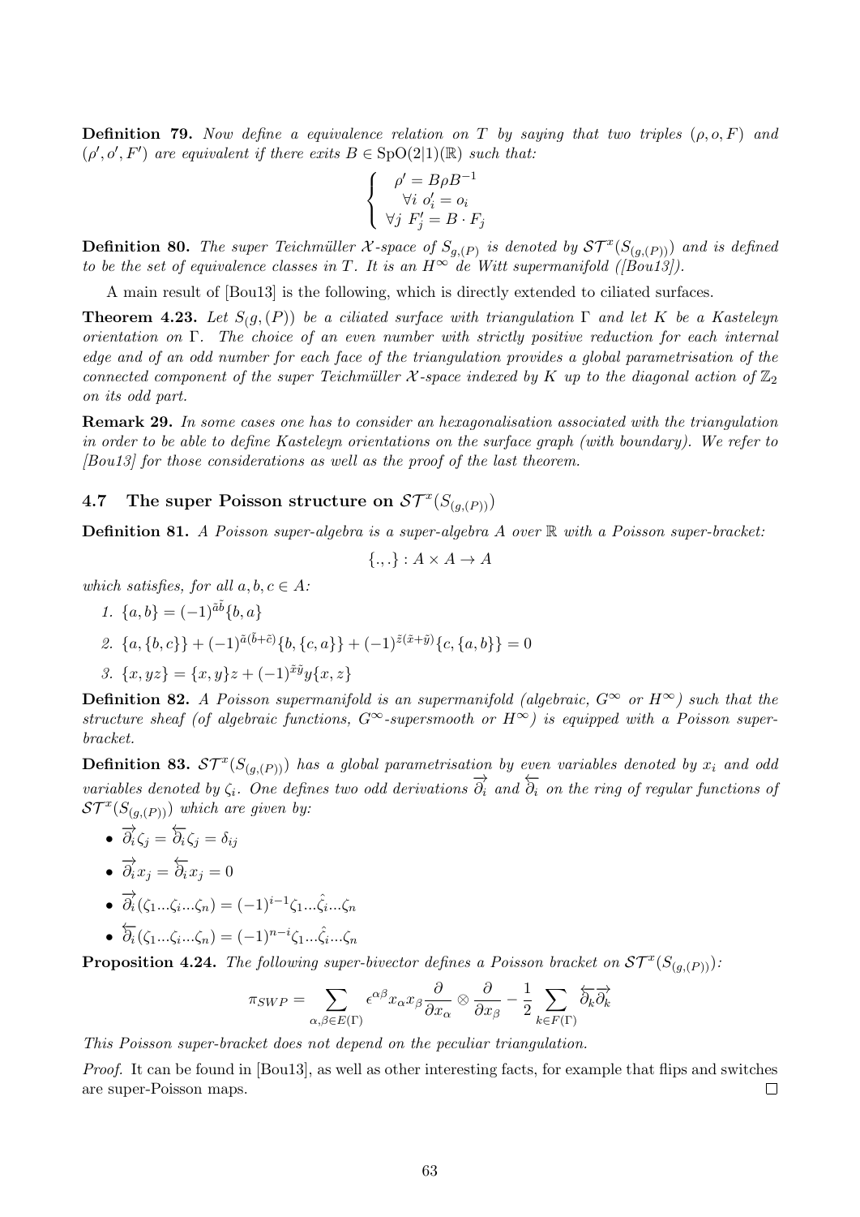**Definition 79.** *Now define a equivalence relation on $T$ by saying that two triples $(\rho, o, F)$ and $(\rho', o', F')$ are equivalent if there exits $B \in \mathrm{SpO}(2|1)(\mathbb{R})$ such that:*

$$\begin{cases} \rho' = B\rho B^{-1} \\ \forall i \;\; o'_i = o_i \\ \forall j \;\; F'_j = B \cdot F_j \end{cases}$$

**Definition 80.** *The super Teichmüller $\mathcal{X}$-space of $S_{g,(P)}$ is denoted by $\mathcal{ST}^x(S_{(g,(P))})$ and is defined to be the set of equivalence classes in $T$. It is an $H^\infty$ de Witt supermanifold ([Bou13]).*

A main result of [Bou13] is the following, which is directly extended to ciliated surfaces.

**Theorem 4.23.** *Let $S(g,(P))$ be a ciliated surface with triangulation $\Gamma$ and let $K$ be a Kasteleyn orientation on $\Gamma$. The choice of an even number with strictly positive reduction for each internal edge and of an odd number for each face of the triangulation provides a global parametrisation of the connected component of the super Teichmüller $\mathcal{X}$-space indexed by $K$ up to the diagonal action of $\mathbb{Z}_2$ on its odd part.*

**Remark 29.** *In some cases one has to consider an hexagonalisation associated with the triangulation in order to be able to define Kasteleyn orientations on the surface graph (with boundary). We refer to [Bou13] for those considerations as well as the proof of the last theorem.*

## 4.7 The super Poisson structure on $\mathcal{ST}^x(S_{(g,(P))})$

**Definition 81.** *A Poisson super-algebra is a super-algebra $A$ over $\mathbb{R}$ with a Poisson super-bracket:*

$$\{.,.\} : A \times A \to A$$

*which satisfies, for all $a, b, c \in A$:*

1. $\{a, b\} = (-1)^{\tilde{a}\tilde{b}}\{b, a\}$
2. $\{a, \{b, c\}\} + (-1)^{\tilde{a}(\tilde{b}+\tilde{c})}\{b, \{c, a\}\} + (-1)^{\tilde{z}(\tilde{x}+\tilde{y})}\{c, \{a, b\}\} = 0$
3. $\{x, yz\} = \{x, y\}z + (-1)^{\tilde{x}\tilde{y}}y\{x, z\}$

**Definition 82.** *A Poisson supermanifold is an supermanifold (algebraic, $G^\infty$ or $H^\infty$) such that the structure sheaf (of algebraic functions, $G^\infty$-supersmooth or $H^\infty$) is equipped with a Poisson super-bracket.*

**Definition 83.** *$\mathcal{ST}^x(S_{(g,(P))})$ has a global parametrisation by even variables denoted by $x_i$ and odd variables denoted by $\zeta_i$. One defines two odd derivations $\overrightarrow{\partial_i}$ and $\overleftarrow{\partial_i}$ on the ring of regular functions of $\mathcal{ST}^x(S_{(g,(P))})$ which are given by:*

- $\overrightarrow{\partial_i}\zeta_j = \overleftarrow{\partial_i}\zeta_j = \delta_{ij}$
- $\overrightarrow{\partial_i}x_j = \overleftarrow{\partial_i}x_j = 0$
- $\overrightarrow{\partial_i}(\zeta_1 ... \zeta_i ... \zeta_n) = (-1)^{i-1}\zeta_1 ... \hat{\zeta_i} ... \zeta_n$
- $\overleftarrow{\partial_i}(\zeta_1 ... \zeta_i ... \zeta_n) = (-1)^{n-i}\zeta_1 ... \hat{\zeta_i} ... \zeta_n$

**Proposition 4.24.** *The following super-bivector defines a Poisson bracket on $\mathcal{ST}^x(S_{(g,(P))})$:*

$$\pi_{SWP} = \sum_{\alpha,\beta \in E(\Gamma)} \epsilon^{\alpha\beta} x_\alpha x_\beta \frac{\partial}{\partial x_\alpha} \otimes \frac{\partial}{\partial x_\beta} - \frac{1}{2} \sum_{k \in F(\Gamma)} \overleftarrow{\partial_k}\overrightarrow{\partial_k}$$

*This Poisson super-bracket does not depend on the peculiar triangulation.*

*Proof.* It can be found in [Bou13], as well as other interesting facts, for example that flips and switches are super-Poisson maps. □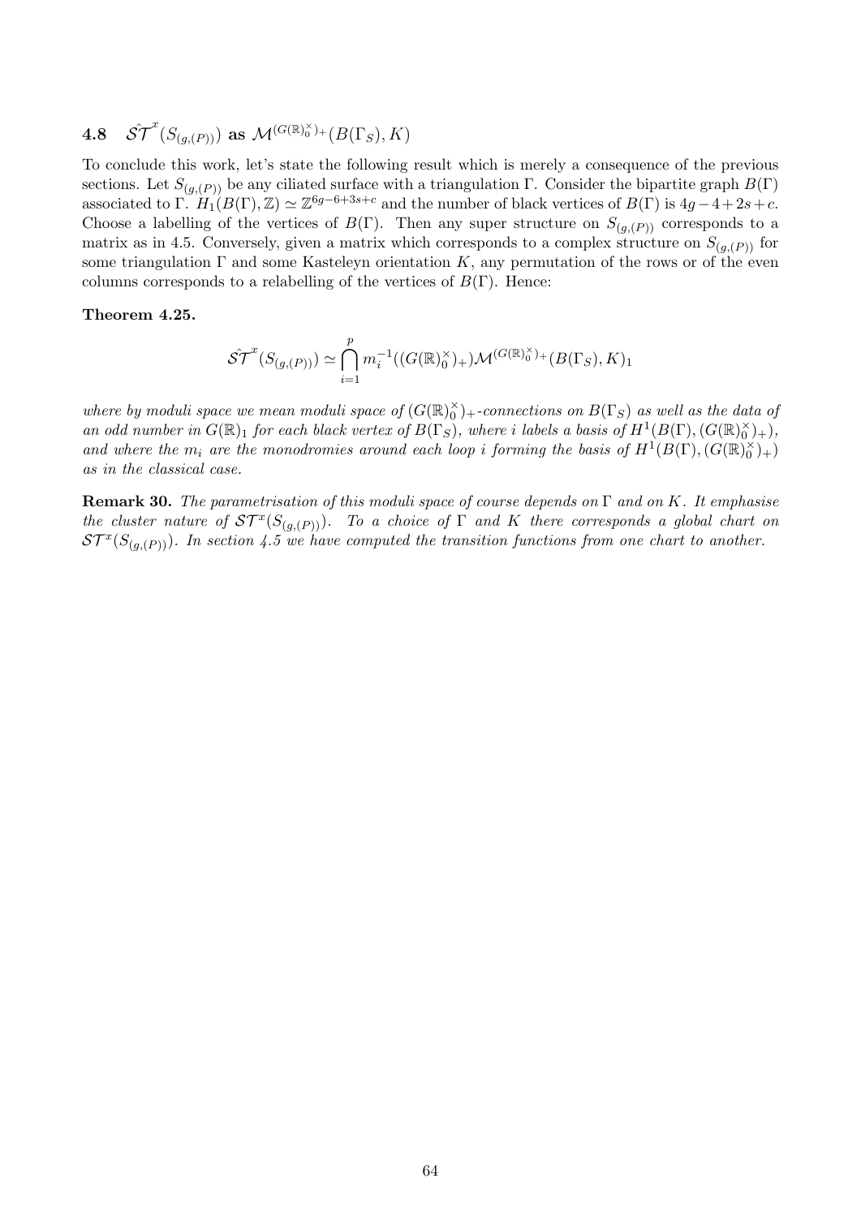## 4.8 $\hat{\mathcal{ST}}^x(S_{(g,(P))})$ as $\mathcal{M}^{(G(\mathbb{R})_0^\times)_+}(B(\Gamma_S), K)$

To conclude this work, let's state the following result which is merely a consequence of the previous sections. Let $S_{(g,(P))}$ be any ciliated surface with a triangulation $\Gamma$. Consider the bipartite graph $B(\Gamma)$ associated to $\Gamma$. $H_1(B(\Gamma), \mathbb{Z}) \simeq \mathbb{Z}^{6g-6+3s+c}$ and the number of black vertices of $B(\Gamma)$ is $4g-4+2s+c$. Choose a labelling of the vertices of $B(\Gamma)$. Then any super structure on $S_{(g,(P))}$ corresponds to a matrix as in 4.5. Conversely, given a matrix which corresponds to a complex structure on $S_{(g,(P))}$ for some triangulation $\Gamma$ and some Kasteleyn orientation $K$, any permutation of the rows or of the even columns corresponds to a relabelling of the vertices of $B(\Gamma)$. Hence:

**Theorem 4.25.**

$$\hat{\mathcal{ST}}^x(S_{(g,(P))}) \simeq \bigcap_{i=1}^{p} m_i^{-1}((G(\mathbb{R})_0^\times)_+)\mathcal{M}^{(G(\mathbb{R})_0^\times)_+}(B(\Gamma_S), K)_1$$

*where by moduli space we mean moduli space of $(G(\mathbb{R})_0^\times)_+$-connections on $B(\Gamma_S)$ as well as the data of an odd number in $G(\mathbb{R})_1$ for each black vertex of $B(\Gamma_S)$, where $i$ labels a basis of $H^1(B(\Gamma), (G(\mathbb{R})_0^\times)_+)$, and where the $m_i$ are the monodromies around each loop $i$ forming the basis of $H^1(B(\Gamma), (G(\mathbb{R})_0^\times)_+)$ as in the classical case.*

**Remark 30.** *The parametrisation of this moduli space of course depends on $\Gamma$ and on $K$. It emphasise the cluster nature of $\mathcal{ST}^x(S_{(g,(P))})$. To a choice of $\Gamma$ and $K$ there corresponds a global chart on $\mathcal{ST}^x(S_{(g,(P))})$. In section 4.5 we have computed the transition functions from one chart to another.*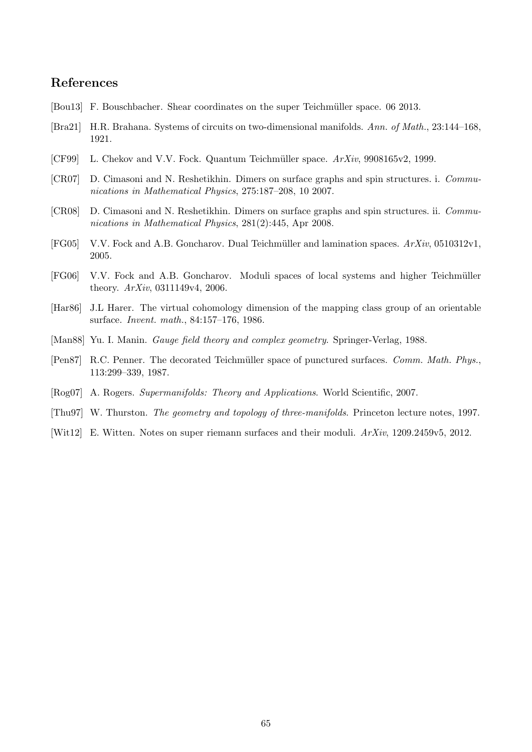## References

[Bou13] F. Bouschbacher. Shear coordinates on the super Teichmüller space. 06 2013.

[Bra21] H.R. Brahana. Systems of circuits on two-dimensional manifolds. *Ann. of Math.*, 23:144–168, 1921.

[CF99] L. Chekov and V.V. Fock. Quantum Teichmüller space. *ArXiv*, 9908165v2, 1999.

[CR07] D. Cimasoni and N. Reshetikhin. Dimers on surface graphs and spin structures. i. *Communications in Mathematical Physics*, 275:187–208, 10 2007.

[CR08] D. Cimasoni and N. Reshetikhin. Dimers on surface graphs and spin structures. ii. *Communications in Mathematical Physics*, 281(2):445, Apr 2008.

[FG05] V.V. Fock and A.B. Goncharov. Dual Teichmüller and lamination spaces. *ArXiv*, 0510312v1, 2005.

[FG06] V.V. Fock and A.B. Goncharov. Moduli spaces of local systems and higher Teichmüller theory. *ArXiv*, 0311149v4, 2006.

[Har86] J.L Harer. The virtual cohomology dimension of the mapping class group of an orientable surface. *Invent. math.*, 84:157–176, 1986.

[Man88] Yu. I. Manin. *Gauge field theory and complex geometry*. Springer-Verlag, 1988.

[Pen87] R.C. Penner. The decorated Teichmüller space of punctured surfaces. *Comm. Math. Phys.*, 113:299–339, 1987.

[Rog07] A. Rogers. *Supermanifolds: Theory and Applications*. World Scientific, 2007.

[Thu97] W. Thurston. *The geometry and topology of three-manifolds*. Princeton lecture notes, 1997.

[Wit12] E. Witten. Notes on super riemann surfaces and their moduli. *ArXiv*, 1209.2459v5, 2012.